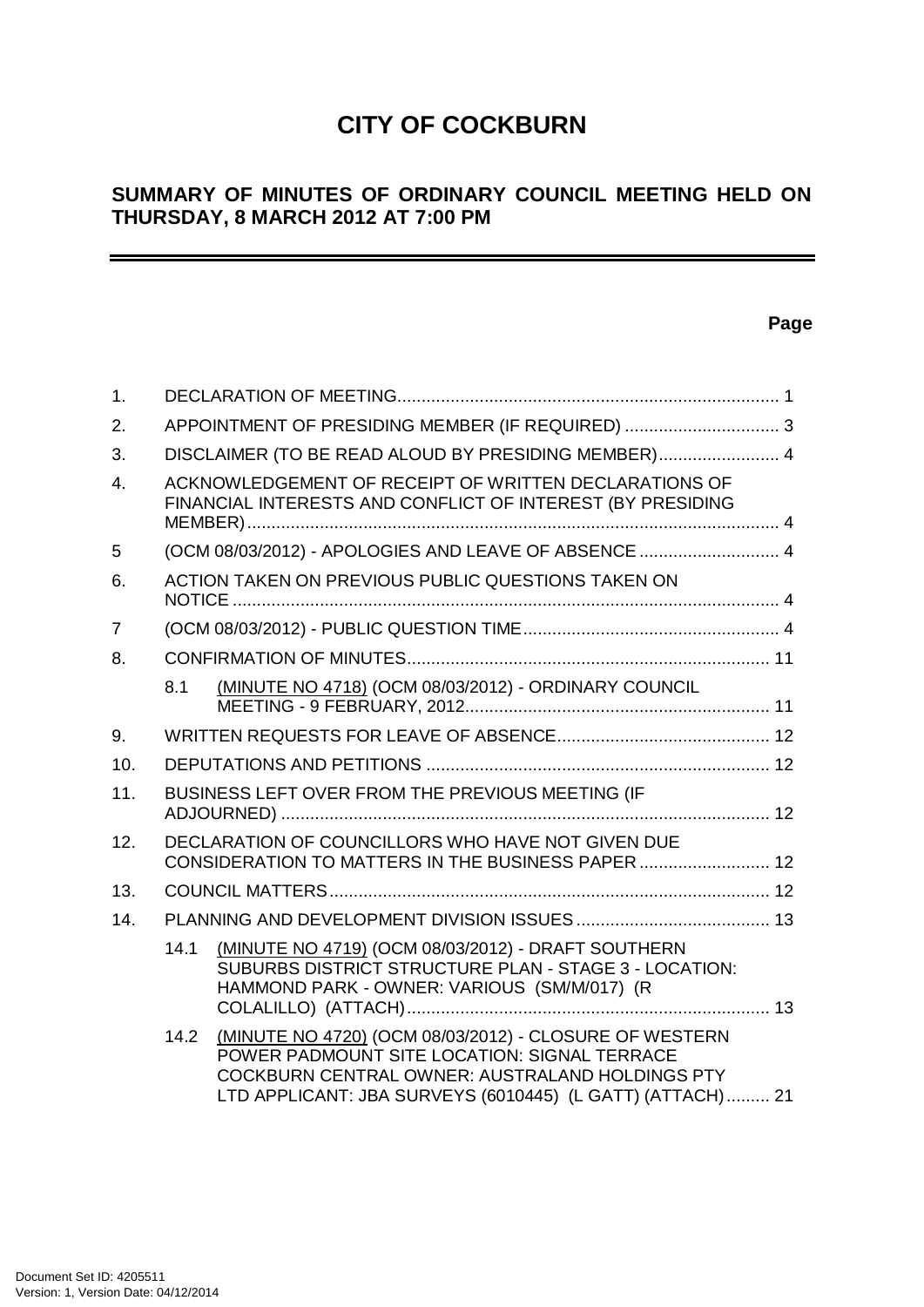# CITY OF COCKBURN

## SUMMARY OF MINUTES OF ORDINARY COUNCIL MEETING HELD ON THURSDAY, 8 MARCH 2012 AT 7:00 PM

**Page**

| | | | |
|---|---|---|---|
| 1. | DECLARATION OF MEETING | | 1 |
| 2. | APPOINTMENT OF PRESIDING MEMBER (IF REQUIRED) | | 3 |
| 3. | DISCLAIMER (TO BE READ ALOUD BY PRESIDING MEMBER) | | 4 |
| 4. | ACKNOWLEDGEMENT OF RECEIPT OF WRITTEN DECLARATIONS OF FINANCIAL INTERESTS AND CONFLICT OF INTEREST (BY PRESIDING MEMBER) | | 4 |
| 5 | (OCM 08/03/2012) - APOLOGIES AND LEAVE OF ABSENCE | | 4 |
| 6. | ACTION TAKEN ON PREVIOUS PUBLIC QUESTIONS TAKEN ON NOTICE | | 4 |
| 7 | (OCM 08/03/2012) - PUBLIC QUESTION TIME | | 4 |
| 8. | CONFIRMATION OF MINUTES | | 11 |
| | 8.1 | (MINUTE NO 4718) (OCM 08/03/2012) - ORDINARY COUNCIL MEETING - 9 FEBRUARY, 2012 | 11 |
| 9. | WRITTEN REQUESTS FOR LEAVE OF ABSENCE | | 12 |
| 10. | DEPUTATIONS AND PETITIONS | | 12 |
| 11. | BUSINESS LEFT OVER FROM THE PREVIOUS MEETING (IF ADJOURNED) | | 12 |
| 12. | DECLARATION OF COUNCILLORS WHO HAVE NOT GIVEN DUE CONSIDERATION TO MATTERS IN THE BUSINESS PAPER | | 12 |
| 13. | COUNCIL MATTERS | | 12 |
| 14. | PLANNING AND DEVELOPMENT DIVISION ISSUES | | 13 |
| | 14.1 | (MINUTE NO 4719) (OCM 08/03/2012) - DRAFT SOUTHERN SUBURBS DISTRICT STRUCTURE PLAN - STAGE 3 - LOCATION: HAMMOND PARK - OWNER: VARIOUS (SM/M/017) (R COLALILLO) (ATTACH) | 13 |
| | 14.2 | (MINUTE NO 4720) (OCM 08/03/2012) - CLOSURE OF WESTERN POWER PADMOUNT SITE LOCATION: SIGNAL TERRACE COCKBURN CENTRAL OWNER: AUSTRALAND HOLDINGS PTY LTD APPLICANT: JBA SURVEYS (6010445) (L GATT) (ATTACH) | 21 |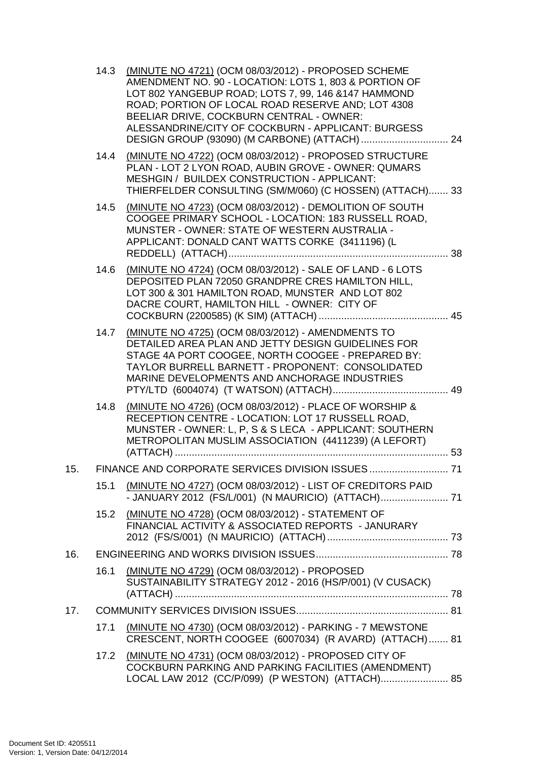14.3 (MINUTE NO 4721) (OCM 08/03/2012) - PROPOSED SCHEME AMENDMENT NO. 90 - LOCATION: LOTS 1, 803 & PORTION OF LOT 802 YANGEBUP ROAD; LOTS 7, 99, 146 &147 HAMMOND ROAD; PORTION OF LOCAL ROAD RESERVE AND; LOT 4308 BEELIAR DRIVE, COCKBURN CENTRAL - OWNER: ALESSANDRINE/CITY OF COCKBURN - APPLICANT: BURGESS DESIGN GROUP (93090) (M CARBONE) (ATTACH) ............................... 24

14.4 (MINUTE NO 4722) (OCM 08/03/2012) - PROPOSED STRUCTURE PLAN - LOT 2 LYON ROAD, AUBIN GROVE - OWNER: QUMARS MESHGIN / BUILDEX CONSTRUCTION - APPLICANT: THIERFELDER CONSULTING (SM/M/060) (C HOSSEN) (ATTACH)....... 33

14.5 (MINUTE NO 4723) (OCM 08/03/2012) - DEMOLITION OF SOUTH COOGEE PRIMARY SCHOOL - LOCATION: 183 RUSSELL ROAD, MUNSTER - OWNER: STATE OF WESTERN AUSTRALIA - APPLICANT: DONALD CANT WATTS CORKE (3411196) (L REDDELL) (ATTACH).............................................................................. 38

14.6 (MINUTE NO 4724) (OCM 08/03/2012) - SALE OF LAND - 6 LOTS DEPOSITED PLAN 72050 GRANDPRE CRES HAMILTON HILL, LOT 300 & 301 HAMILTON ROAD, MUNSTER AND LOT 802 DACRE COURT, HAMILTON HILL - OWNER: CITY OF COCKBURN (2200585) (K SIM) (ATTACH) .............................................. 45

14.7 (MINUTE NO 4725) (OCM 08/03/2012) - AMENDMENTS TO DETAILED AREA PLAN AND JETTY DESIGN GUIDELINES FOR STAGE 4A PORT COOGEE, NORTH COOGEE - PREPARED BY: TAYLOR BURRELL BARNETT - PROPONENT: CONSOLIDATED MARINE DEVELOPMENTS AND ANCHORAGE INDUSTRIES PTY/LTD (6004074) (T WATSON) (ATTACH)......................................... 49

14.8 (MINUTE NO 4726) (OCM 08/03/2012) - PLACE OF WORSHIP & RECEPTION CENTRE - LOCATION: LOT 17 RUSSELL ROAD, MUNSTER - OWNER: L, P, S & S LECA - APPLICANT: SOUTHERN METROPOLITAN MUSLIM ASSOCIATION (4411239) (A LEFORT) (ATTACH) ................................................................................................. 53

15. FINANCE AND CORPORATE SERVICES DIVISION ISSUES ............................ 71

15.1 (MINUTE NO 4727) (OCM 08/03/2012) - LIST OF CREDITORS PAID - JANUARY 2012 (FS/L/001) (N MAURICIO) (ATTACH)........................ 71

15.2 (MINUTE NO 4728) (OCM 08/03/2012) - STATEMENT OF FINANCIAL ACTIVITY & ASSOCIATED REPORTS - JANURARY 2012 (FS/S/001) (N MAURICIO) (ATTACH) ........................................... 73

16. ENGINEERING AND WORKS DIVISION ISSUES............................................... 78

16.1 (MINUTE NO 4729) (OCM 08/03/2012) - PROPOSED SUSTAINABILITY STRATEGY 2012 - 2016 (HS/P/001) (V CUSACK) (ATTACH) ................................................................................................. 78

17. COMMUNITY SERVICES DIVISION ISSUES...................................................... 81

17.1 (MINUTE NO 4730) (OCM 08/03/2012) - PARKING - 7 MEWSTONE CRESCENT, NORTH COOGEE (6007034) (R AVARD) (ATTACH)....... 81

17.2 (MINUTE NO 4731) (OCM 08/03/2012) - PROPOSED CITY OF COCKBURN PARKING AND PARKING FACILITIES (AMENDMENT) LOCAL LAW 2012 (CC/P/099) (P WESTON) (ATTACH)........................ 85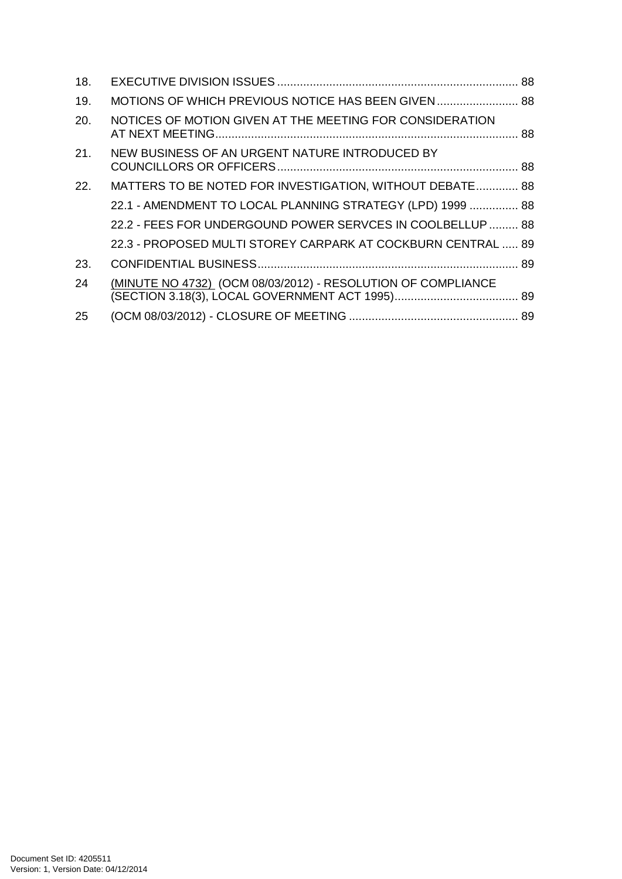| | | |
|---|---|---|
| 18. | EXECUTIVE DIVISION ISSUES | 88 |
| 19. | MOTIONS OF WHICH PREVIOUS NOTICE HAS BEEN GIVEN | 88 |
| 20. | NOTICES OF MOTION GIVEN AT THE MEETING FOR CONSIDERATION AT NEXT MEETING | 88 |
| 21. | NEW BUSINESS OF AN URGENT NATURE INTRODUCED BY COUNCILLORS OR OFFICERS | 88 |
| 22. | MATTERS TO BE NOTED FOR INVESTIGATION, WITHOUT DEBATE | 88 |
| | 22.1 - AMENDMENT TO LOCAL PLANNING STRATEGY (LPD) 1999 | 88 |
| | 22.2 - FEES FOR UNDERGOUND POWER SERVCES IN COOLBELLUP | 88 |
| | 22.3 - PROPOSED MULTI STOREY CARPARK AT COCKBURN CENTRAL | 89 |
| 23. | CONFIDENTIAL BUSINESS | 89 |
| 24 | (MINUTE NO 4732) (OCM 08/03/2012) - RESOLUTION OF COMPLIANCE (SECTION 3.18(3), LOCAL GOVERNMENT ACT 1995) | 89 |
| 25 | (OCM 08/03/2012) - CLOSURE OF MEETING | 89 |

Document Set ID: 4205511
Version: 1, Version Date: 04/12/2014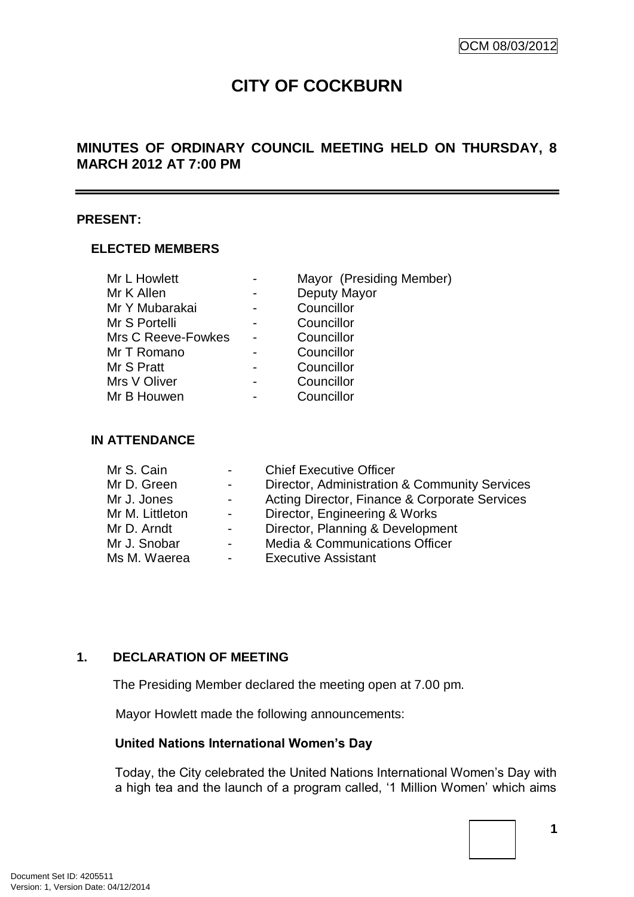OCM 08/03/2012

# CITY OF COCKBURN

## MINUTES OF ORDINARY COUNCIL MEETING HELD ON THURSDAY, 8 MARCH 2012 AT 7:00 PM

**PRESENT:**

**ELECTED MEMBERS**

| | | |
|---|---|---|
| Mr L Howlett | - | Mayor (Presiding Member) |
| Mr K Allen | - | Deputy Mayor |
| Mr Y Mubarakai | - | Councillor |
| Mr S Portelli | - | Councillor |
| Mrs C Reeve-Fowkes | - | Councillor |
| Mr T Romano | - | Councillor |
| Mr S Pratt | - | Councillor |
| Mrs V Oliver | - | Councillor |
| Mr B Houwen | - | Councillor |

**IN ATTENDANCE**

| | | |
|---|---|---|
| Mr S. Cain | - | Chief Executive Officer |
| Mr D. Green | - | Director, Administration & Community Services |
| Mr J. Jones | - | Acting Director, Finance & Corporate Services |
| Mr M. Littleton | - | Director, Engineering & Works |
| Mr D. Arndt | - | Director, Planning & Development |
| Mr J. Snobar | - | Media & Communications Officer |
| Ms M. Waerea | - | Executive Assistant |

**1. DECLARATION OF MEETING**

The Presiding Member declared the meeting open at 7.00 pm.

Mayor Howlett made the following announcements:

**United Nations International Women's Day**

Today, the City celebrated the United Nations International Women's Day with a high tea and the launch of a program called, '1 Million Women' which aims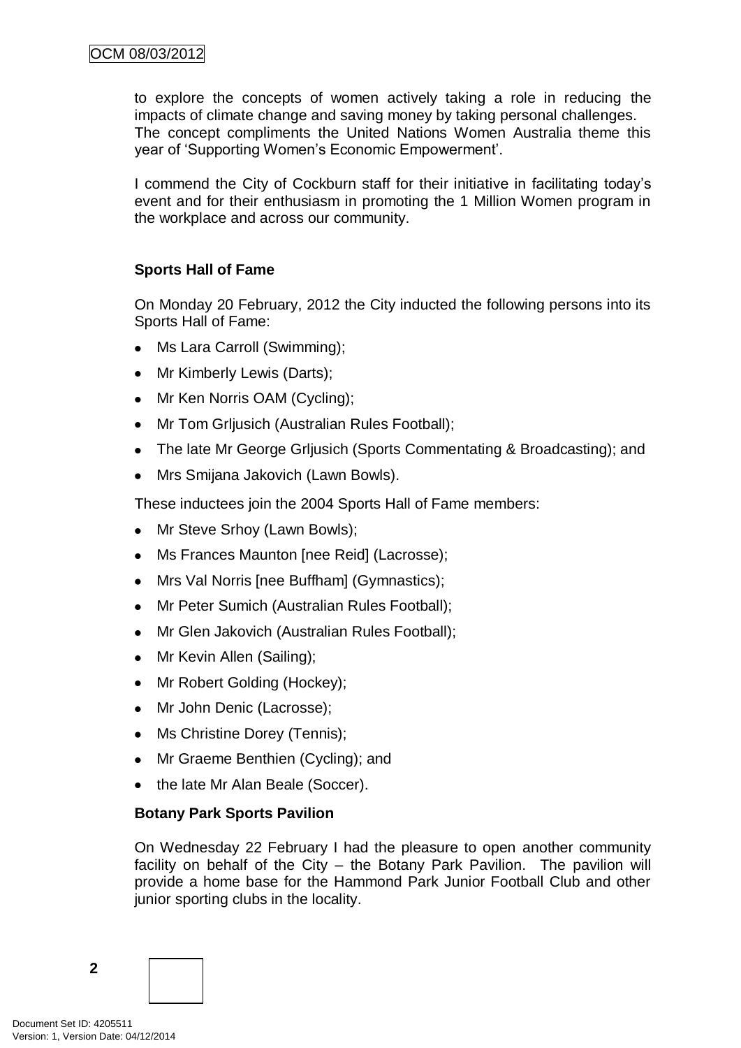to explore the concepts of women actively taking a role in reducing the impacts of climate change and saving money by taking personal challenges. The concept compliments the United Nations Women Australia theme this year of 'Supporting Women's Economic Empowerment'.

I commend the City of Cockburn staff for their initiative in facilitating today's event and for their enthusiasm in promoting the 1 Million Women program in the workplace and across our community.

**Sports Hall of Fame**

On Monday 20 February, 2012 the City inducted the following persons into its Sports Hall of Fame:

- Ms Lara Carroll (Swimming);
- Mr Kimberly Lewis (Darts);
- Mr Ken Norris OAM (Cycling);
- Mr Tom Grljusich (Australian Rules Football);
- The late Mr George Grljusich (Sports Commentating & Broadcasting); and
- Mrs Smijana Jakovich (Lawn Bowls).

These inductees join the 2004 Sports Hall of Fame members:

- Mr Steve Srhoy (Lawn Bowls);
- Ms Frances Maunton [nee Reid] (Lacrosse);
- Mrs Val Norris [nee Buffham] (Gymnastics);
- Mr Peter Sumich (Australian Rules Football);
- Mr Glen Jakovich (Australian Rules Football);
- Mr Kevin Allen (Sailing);
- Mr Robert Golding (Hockey);
- Mr John Denic (Lacrosse);
- Ms Christine Dorey (Tennis);
- Mr Graeme Benthien (Cycling); and
- the late Mr Alan Beale (Soccer).

**Botany Park Sports Pavilion**

On Wednesday 22 February I had the pleasure to open another community facility on behalf of the City – the Botany Park Pavilion. The pavilion will provide a home base for the Hammond Park Junior Football Club and other junior sporting clubs in the locality.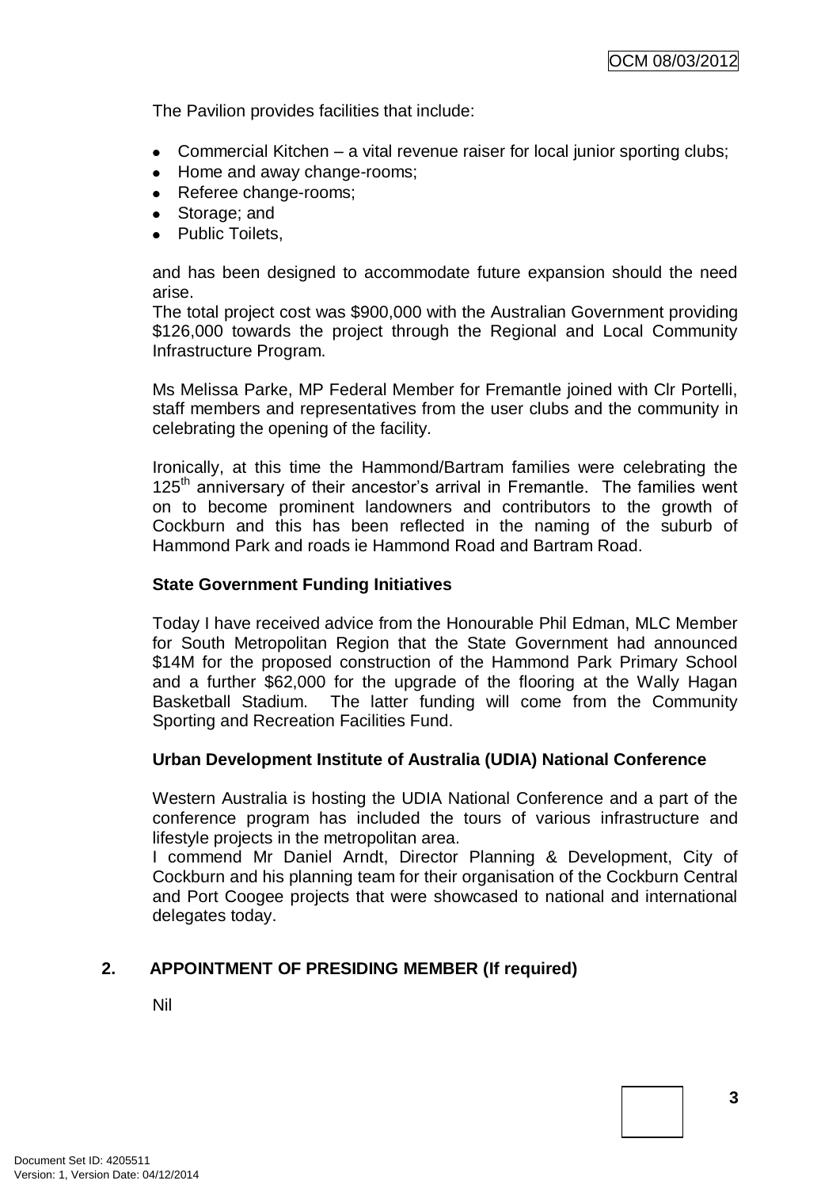The Pavilion provides facilities that include:

- Commercial Kitchen – a vital revenue raiser for local junior sporting clubs;
- Home and away change-rooms;
- Referee change-rooms;
- Storage; and
- Public Toilets,

and has been designed to accommodate future expansion should the need arise.

The total project cost was $900,000 with the Australian Government providing $126,000 towards the project through the Regional and Local Community Infrastructure Program.

Ms Melissa Parke, MP Federal Member for Fremantle joined with Clr Portelli, staff members and representatives from the user clubs and the community in celebrating the opening of the facility.

Ironically, at this time the Hammond/Bartram families were celebrating the 125th anniversary of their ancestor's arrival in Fremantle. The families went on to become prominent landowners and contributors to the growth of Cockburn and this has been reflected in the naming of the suburb of Hammond Park and roads ie Hammond Road and Bartram Road.

**State Government Funding Initiatives**

Today I have received advice from the Honourable Phil Edman, MLC Member for South Metropolitan Region that the State Government had announced $14M for the proposed construction of the Hammond Park Primary School and a further $62,000 for the upgrade of the flooring at the Wally Hagan Basketball Stadium. The latter funding will come from the Community Sporting and Recreation Facilities Fund.

**Urban Development Institute of Australia (UDIA) National Conference**

Western Australia is hosting the UDIA National Conference and a part of the conference program has included the tours of various infrastructure and lifestyle projects in the metropolitan area.

I commend Mr Daniel Arndt, Director Planning & Development, City of Cockburn and his planning team for their organisation of the Cockburn Central and Port Coogee projects that were showcased to national and international delegates today.

## 2. APPOINTMENT OF PRESIDING MEMBER (If required)

Nil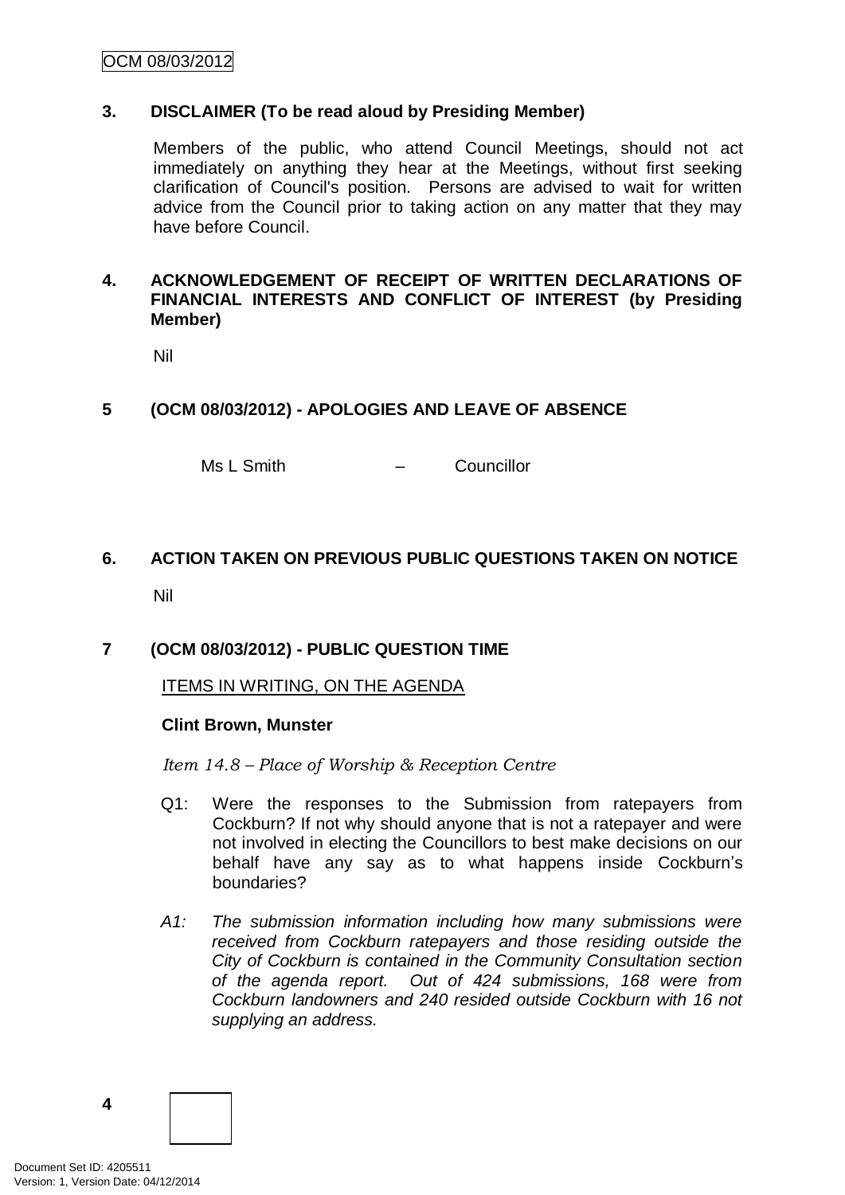## 3. DISCLAIMER (To be read aloud by Presiding Member)

Members of the public, who attend Council Meetings, should not act immediately on anything they hear at the Meetings, without first seeking clarification of Council's position. Persons are advised to wait for written advice from the Council prior to taking action on any matter that they may have before Council.

## 4. ACKNOWLEDGEMENT OF RECEIPT OF WRITTEN DECLARATIONS OF FINANCIAL INTERESTS AND CONFLICT OF INTEREST (by Presiding Member)

Nil

## 5 (OCM 08/03/2012) - APOLOGIES AND LEAVE OF ABSENCE

Ms L Smith – Councillor

## 6. ACTION TAKEN ON PREVIOUS PUBLIC QUESTIONS TAKEN ON NOTICE

Nil

## 7 (OCM 08/03/2012) - PUBLIC QUESTION TIME

ITEMS IN WRITING, ON THE AGENDA

**Clint Brown, Munster**

*Item 14.8 – Place of Worship & Reception Centre*

Q1: Were the responses to the Submission from ratepayers from Cockburn? If not why should anyone that is not a ratepayer and were not involved in electing the Councillors to best make decisions on our behalf have any say as to what happens inside Cockburn's boundaries?

*A1: The submission information including how many submissions were received from Cockburn ratepayers and those residing outside the City of Cockburn is contained in the Community Consultation section of the agenda report. Out of 424 submissions, 168 were from Cockburn landowners and 240 resided outside Cockburn with 16 not supplying an address.*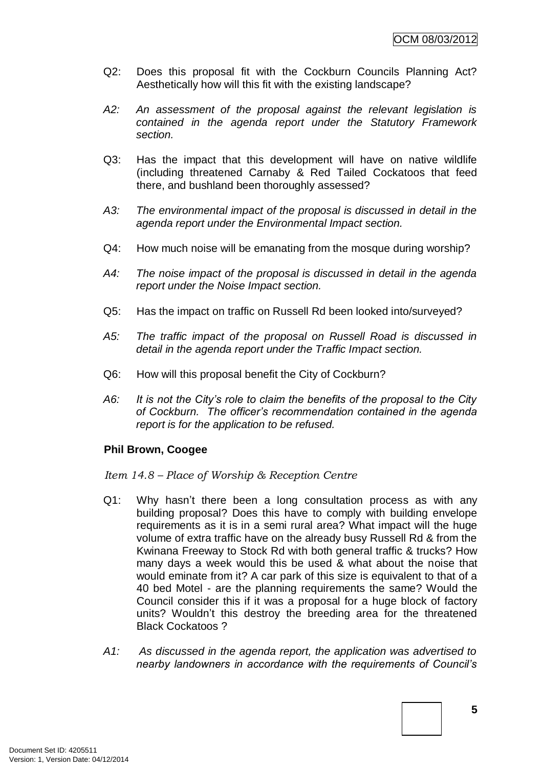Q2: Does this proposal fit with the Cockburn Councils Planning Act? Aesthetically how will this fit with the existing landscape?

*A2: An assessment of the proposal against the relevant legislation is contained in the agenda report under the Statutory Framework section.*

Q3: Has the impact that this development will have on native wildlife (including threatened Carnaby & Red Tailed Cockatoos that feed there, and bushland been thoroughly assessed?

*A3: The environmental impact of the proposal is discussed in detail in the agenda report under the Environmental Impact section.*

Q4: How much noise will be emanating from the mosque during worship?

*A4: The noise impact of the proposal is discussed in detail in the agenda report under the Noise Impact section.*

Q5: Has the impact on traffic on Russell Rd been looked into/surveyed?

*A5: The traffic impact of the proposal on Russell Road is discussed in detail in the agenda report under the Traffic Impact section.*

Q6: How will this proposal benefit the City of Cockburn?

*A6: It is not the City's role to claim the benefits of the proposal to the City of Cockburn. The officer's recommendation contained in the agenda report is for the application to be refused.*

**Phil Brown, Coogee**

*Item 14.8 – Place of Worship & Reception Centre*

Q1: Why hasn't there been a long consultation process as with any building proposal? Does this have to comply with building envelope requirements as it is in a semi rural area? What impact will the huge volume of extra traffic have on the already busy Russell Rd & from the Kwinana Freeway to Stock Rd with both general traffic & trucks? How many days a week would this be used & what about the noise that would eminate from it? A car park of this size is equivalent to that of a 40 bed Motel - are the planning requirements the same? Would the Council consider this if it was a proposal for a huge block of factory units? Wouldn't this destroy the breeding area for the threatened Black Cockatoos ?

*A1: As discussed in the agenda report, the application was advertised to nearby landowners in accordance with the requirements of Council's*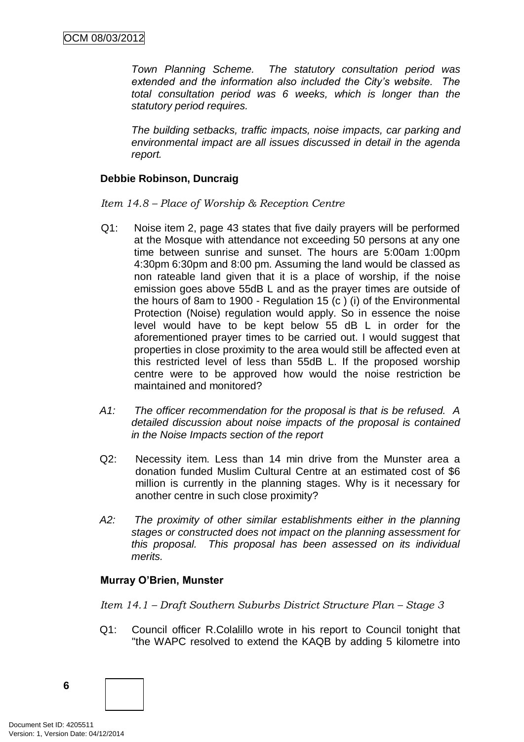*Town Planning Scheme. The statutory consultation period was extended and the information also included the City's website. The total consultation period was 6 weeks, which is longer than the statutory period requires.*

*The building setbacks, traffic impacts, noise impacts, car parking and environmental impact are all issues discussed in detail in the agenda report.*

**Debbie Robinson, Duncraig**

*Item 14.8 – Place of Worship & Reception Centre*

Q1: Noise item 2, page 43 states that five daily prayers will be performed at the Mosque with attendance not exceeding 50 persons at any one time between sunrise and sunset. The hours are 5:00am 1:00pm 4:30pm 6:30pm and 8:00 pm. Assuming the land would be classed as non rateable land given that it is a place of worship, if the noise emission goes above 55dB L and as the prayer times are outside of the hours of 8am to 1900 - Regulation 15 (c ) (i) of the Environmental Protection (Noise) regulation would apply. So in essence the noise level would have to be kept below 55 dB L in order for the aforementioned prayer times to be carried out. I would suggest that properties in close proximity to the area would still be affected even at this restricted level of less than 55dB L. If the proposed worship centre were to be approved how would the noise restriction be maintained and monitored?

*A1: The officer recommendation for the proposal is that is be refused. A detailed discussion about noise impacts of the proposal is contained in the Noise Impacts section of the report*

Q2: Necessity item. Less than 14 min drive from the Munster area a donation funded Muslim Cultural Centre at an estimated cost of $6 million is currently in the planning stages. Why is it necessary for another centre in such close proximity?

*A2: The proximity of other similar establishments either in the planning stages or constructed does not impact on the planning assessment for this proposal. This proposal has been assessed on its individual merits.*

**Murray O'Brien, Munster**

*Item 14.1 – Draft Southern Suburbs District Structure Plan – Stage 3*

Q1: Council officer R.Colalillo wrote in his report to Council tonight that "the WAPC resolved to extend the KAQB by adding 5 kilometre into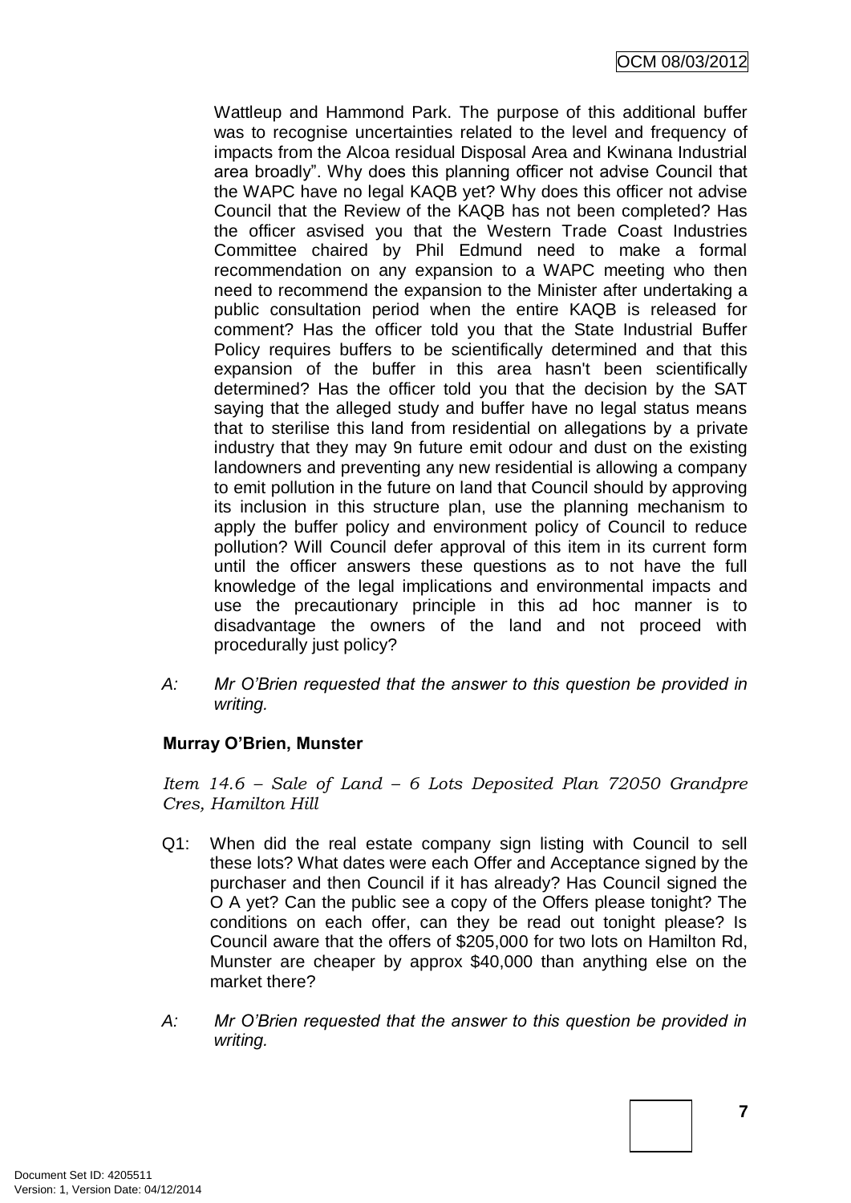Wattleup and Hammond Park. The purpose of this additional buffer was to recognise uncertainties related to the level and frequency of impacts from the Alcoa residual Disposal Area and Kwinana Industrial area broadly". Why does this planning officer not advise Council that the WAPC have no legal KAQB yet? Why does this officer not advise Council that the Review of the KAQB has not been completed? Has the officer asvised you that the Western Trade Coast Industries Committee chaired by Phil Edmund need to make a formal recommendation on any expansion to a WAPC meeting who then need to recommend the expansion to the Minister after undertaking a public consultation period when the entire KAQB is released for comment? Has the officer told you that the State Industrial Buffer Policy requires buffers to be scientifically determined and that this expansion of the buffer in this area hasn't been scientifically determined? Has the officer told you that the decision by the SAT saying that the alleged study and buffer have no legal status means that to sterilise this land from residential on allegations by a private industry that they may 9n future emit odour and dust on the existing landowners and preventing any new residential is allowing a company to emit pollution in the future on land that Council should by approving its inclusion in this structure plan, use the planning mechanism to apply the buffer policy and environment policy of Council to reduce pollution? Will Council defer approval of this item in its current form until the officer answers these questions as to not have the full knowledge of the legal implications and environmental impacts and use the precautionary principle in this ad hoc manner is to disadvantage the owners of the land and not proceed with procedurally just policy?

A: *Mr O'Brien requested that the answer to this question be provided in writing.*

**Murray O'Brien, Munster**

*Item 14.6 – Sale of Land – 6 Lots Deposited Plan 72050 Grandpre Cres, Hamilton Hill*

Q1: When did the real estate company sign listing with Council to sell these lots? What dates were each Offer and Acceptance signed by the purchaser and then Council if it has already? Has Council signed the O A yet? Can the public see a copy of the Offers please tonight? The conditions on each offer, can they be read out tonight please? Is Council aware that the offers of $205,000 for two lots on Hamilton Rd, Munster are cheaper by approx $40,000 than anything else on the market there?

A: *Mr O'Brien requested that the answer to this question be provided in writing.*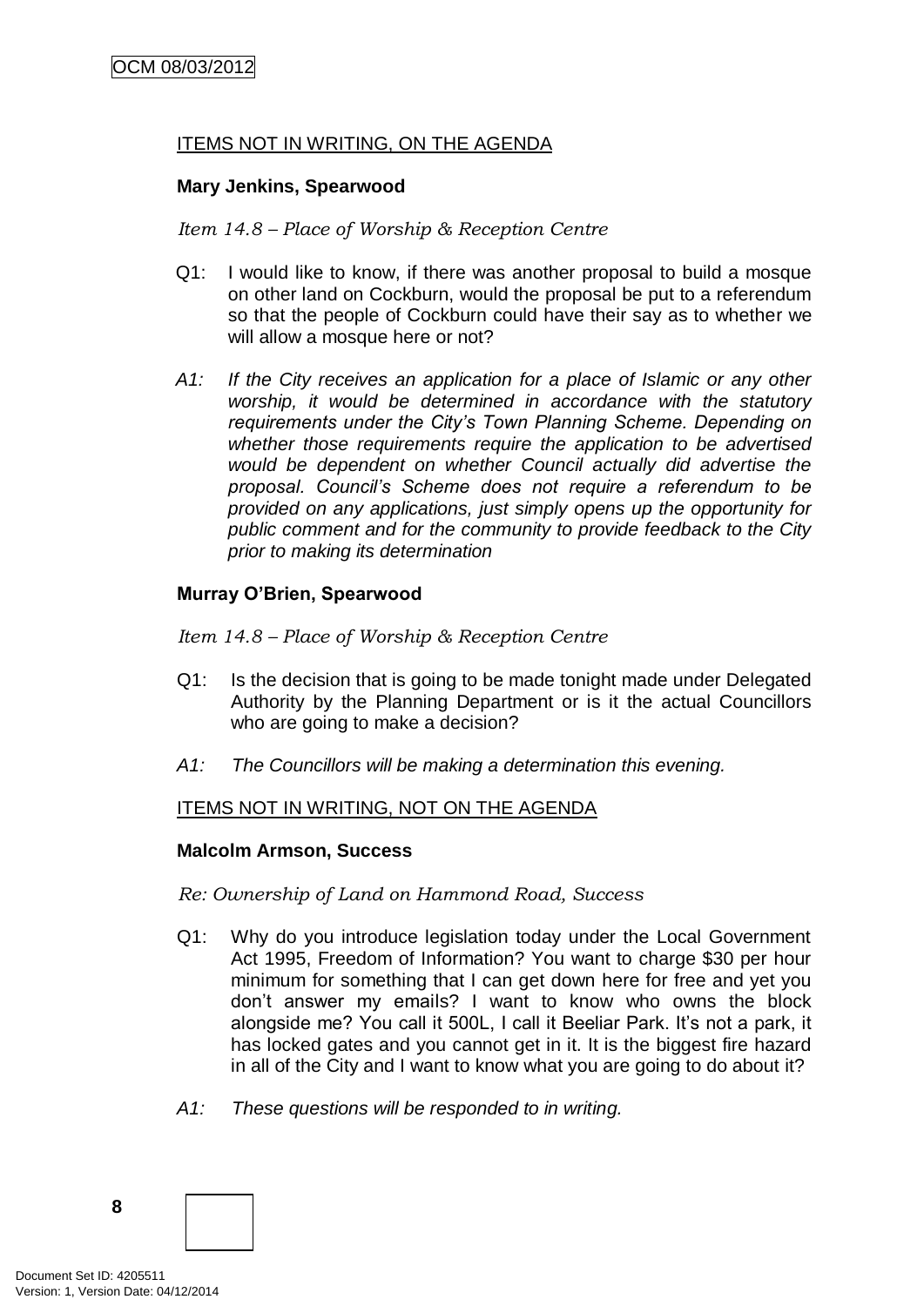## ITEMS NOT IN WRITING, ON THE AGENDA

**Mary Jenkins, Spearwood**

*Item 14.8 – Place of Worship & Reception Centre*

Q1: I would like to know, if there was another proposal to build a mosque on other land on Cockburn, would the proposal be put to a referendum so that the people of Cockburn could have their say as to whether we will allow a mosque here or not?

*A1: If the City receives an application for a place of Islamic or any other worship, it would be determined in accordance with the statutory requirements under the City's Town Planning Scheme. Depending on whether those requirements require the application to be advertised would be dependent on whether Council actually did advertise the proposal. Council's Scheme does not require a referendum to be provided on any applications, just simply opens up the opportunity for public comment and for the community to provide feedback to the City prior to making its determination*

**Murray O'Brien, Spearwood**

*Item 14.8 – Place of Worship & Reception Centre*

Q1: Is the decision that is going to be made tonight made under Delegated Authority by the Planning Department or is it the actual Councillors who are going to make a decision?

*A1: The Councillors will be making a determination this evening.*

## ITEMS NOT IN WRITING, NOT ON THE AGENDA

**Malcolm Armson, Success**

*Re: Ownership of Land on Hammond Road, Success*

Q1: Why do you introduce legislation today under the Local Government Act 1995, Freedom of Information? You want to charge $30 per hour minimum for something that I can get down here for free and yet you don't answer my emails? I want to know who owns the block alongside me? You call it 500L, I call it Beeliar Park. It's not a park, it has locked gates and you cannot get in it. It is the biggest fire hazard in all of the City and I want to know what you are going to do about it?

*A1: These questions will be responded to in writing.*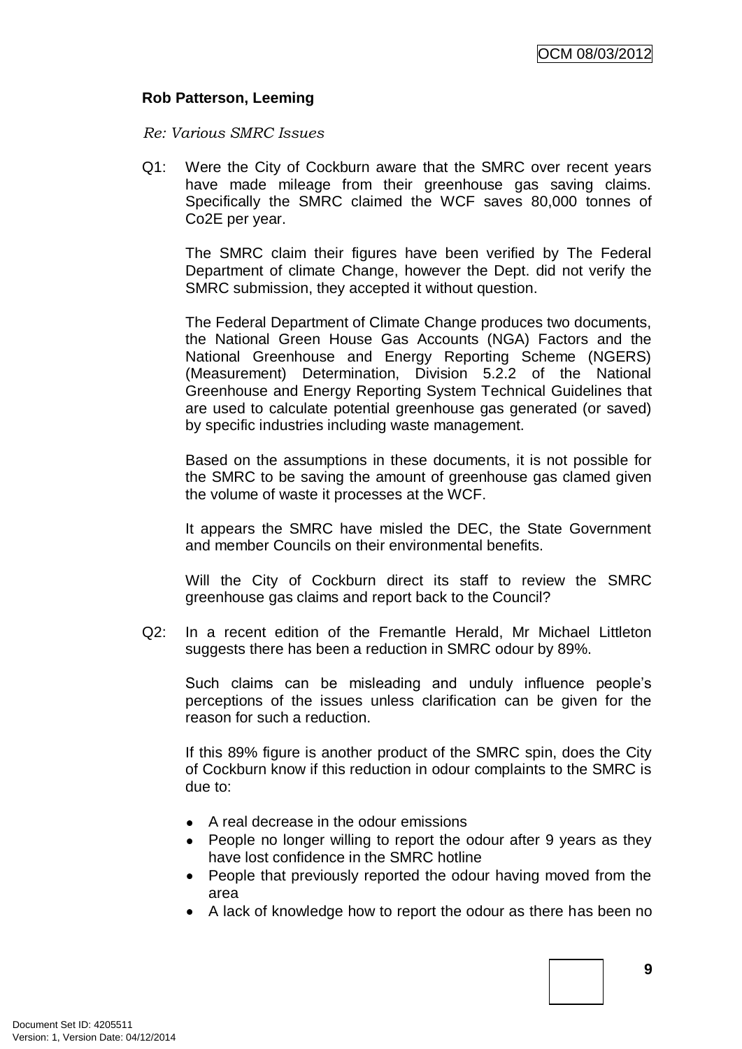**Rob Patterson, Leeming**

*Re: Various SMRC Issues*

Q1: Were the City of Cockburn aware that the SMRC over recent years have made mileage from their greenhouse gas saving claims. Specifically the SMRC claimed the WCF saves 80,000 tonnes of Co2E per year.

The SMRC claim their figures have been verified by The Federal Department of climate Change, however the Dept. did not verify the SMRC submission, they accepted it without question.

The Federal Department of Climate Change produces two documents, the National Green House Gas Accounts (NGA) Factors and the National Greenhouse and Energy Reporting Scheme (NGERS) (Measurement) Determination, Division 5.2.2 of the National Greenhouse and Energy Reporting System Technical Guidelines that are used to calculate potential greenhouse gas generated (or saved) by specific industries including waste management.

Based on the assumptions in these documents, it is not possible for the SMRC to be saving the amount of greenhouse gas clamed given the volume of waste it processes at the WCF.

It appears the SMRC have misled the DEC, the State Government and member Councils on their environmental benefits.

Will the City of Cockburn direct its staff to review the SMRC greenhouse gas claims and report back to the Council?

Q2: In a recent edition of the Fremantle Herald, Mr Michael Littleton suggests there has been a reduction in SMRC odour by 89%.

Such claims can be misleading and unduly influence people's perceptions of the issues unless clarification can be given for the reason for such a reduction.

If this 89% figure is another product of the SMRC spin, does the City of Cockburn know if this reduction in odour complaints to the SMRC is due to:

- A real decrease in the odour emissions
- People no longer willing to report the odour after 9 years as they have lost confidence in the SMRC hotline
- People that previously reported the odour having moved from the area
- A lack of knowledge how to report the odour as there has been no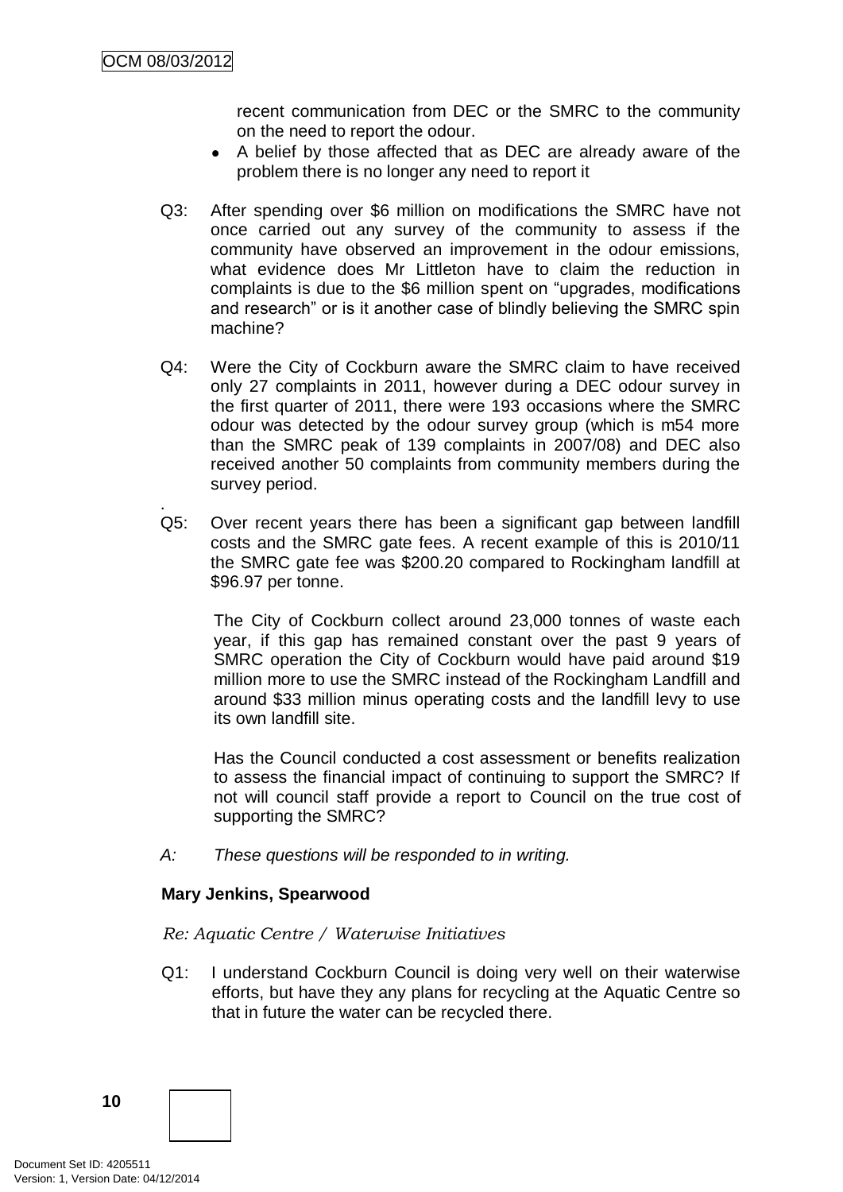recent communication from DEC or the SMRC to the community on the need to report the odour.

- A belief by those affected that as DEC are already aware of the problem there is no longer any need to report it

Q3: After spending over $6 million on modifications the SMRC have not once carried out any survey of the community to assess if the community have observed an improvement in the odour emissions, what evidence does Mr Littleton have to claim the reduction in complaints is due to the $6 million spent on “upgrades, modifications and research” or is it another case of blindly believing the SMRC spin machine?

Q4: Were the City of Cockburn aware the SMRC claim to have received only 27 complaints in 2011, however during a DEC odour survey in the first quarter of 2011, there were 193 occasions where the SMRC odour was detected by the odour survey group (which is m54 more than the SMRC peak of 139 complaints in 2007/08) and DEC also received another 50 complaints from community members during the survey period.

.

Q5: Over recent years there has been a significant gap between landfill costs and the SMRC gate fees. A recent example of this is 2010/11 the SMRC gate fee was $200.20 compared to Rockingham landfill at $96.97 per tonne.

The City of Cockburn collect around 23,000 tonnes of waste each year, if this gap has remained constant over the past 9 years of SMRC operation the City of Cockburn would have paid around $19 million more to use the SMRC instead of the Rockingham Landfill and around $33 million minus operating costs and the landfill levy to use its own landfill site.

Has the Council conducted a cost assessment or benefits realization to assess the financial impact of continuing to support the SMRC? If not will council staff provide a report to Council on the true cost of supporting the SMRC?

*A: These questions will be responded to in writing.*

**Mary Jenkins, Spearwood**

*Re: Aquatic Centre / Waterwise Initiatives*

Q1: I understand Cockburn Council is doing very well on their waterwise efforts, but have they any plans for recycling at the Aquatic Centre so that in future the water can be recycled there.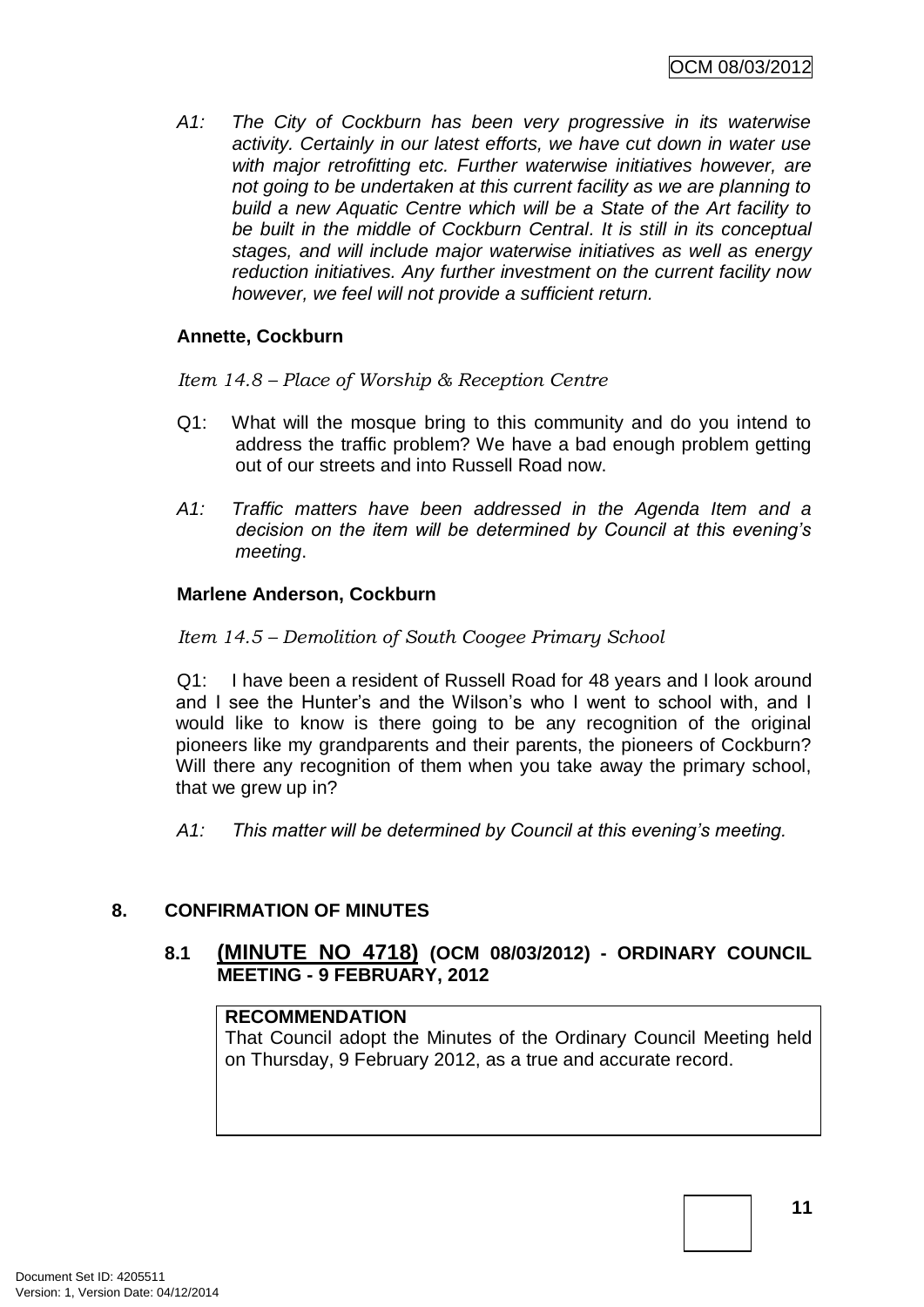*A1: The City of Cockburn has been very progressive in its waterwise activity. Certainly in our latest efforts, we have cut down in water use with major retrofitting etc. Further waterwise initiatives however, are not going to be undertaken at this current facility as we are planning to build a new Aquatic Centre which will be a State of the Art facility to be built in the middle of Cockburn Central. It is still in its conceptual stages, and will include major waterwise initiatives as well as energy reduction initiatives. Any further investment on the current facility now however, we feel will not provide a sufficient return.*

**Annette, Cockburn**

*Item 14.8 – Place of Worship & Reception Centre*

Q1: What will the mosque bring to this community and do you intend to address the traffic problem? We have a bad enough problem getting out of our streets and into Russell Road now.

*A1: Traffic matters have been addressed in the Agenda Item and a decision on the item will be determined by Council at this evening's meeting.*

**Marlene Anderson, Cockburn**

*Item 14.5 – Demolition of South Coogee Primary School*

Q1: I have been a resident of Russell Road for 48 years and I look around and I see the Hunter's and the Wilson's who I went to school with, and I would like to know is there going to be any recognition of the original pioneers like my grandparents and their parents, the pioneers of Cockburn? Will there any recognition of them when you take away the primary school, that we grew up in?

*A1: This matter will be determined by Council at this evening's meeting.*

## 8. CONFIRMATION OF MINUTES

### 8.1 (MINUTE NO 4718) (OCM 08/03/2012) - ORDINARY COUNCIL MEETING - 9 FEBRUARY, 2012

**RECOMMENDATION**
That Council adopt the Minutes of the Ordinary Council Meeting held on Thursday, 9 February 2012, as a true and accurate record.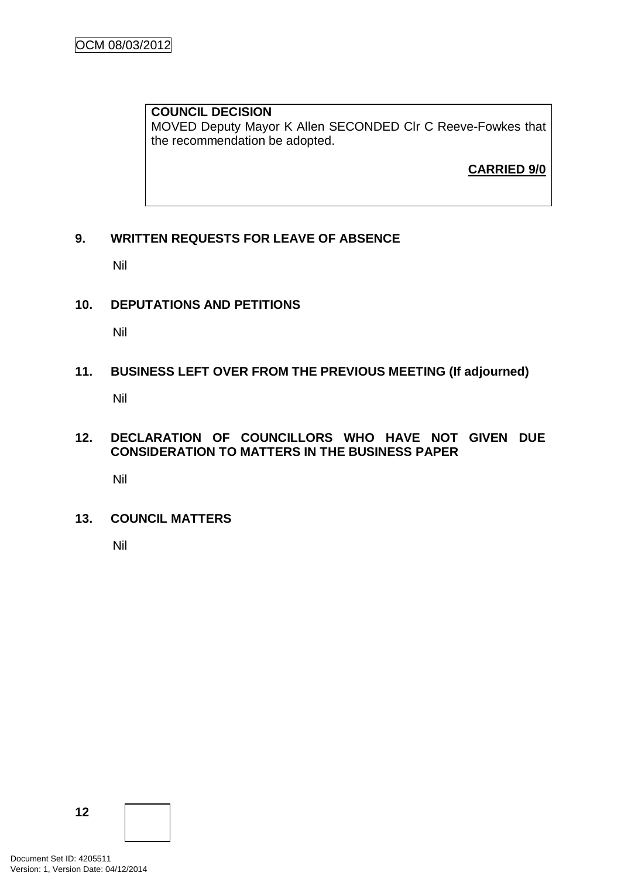**COUNCIL DECISION**
MOVED Deputy Mayor K Allen SECONDED Clr C Reeve-Fowkes that the recommendation be adopted.

**CARRIED 9/0**

## 9. WRITTEN REQUESTS FOR LEAVE OF ABSENCE

Nil

## 10. DEPUTATIONS AND PETITIONS

Nil

## 11. BUSINESS LEFT OVER FROM THE PREVIOUS MEETING (If adjourned)

Nil

## 12. DECLARATION OF COUNCILLORS WHO HAVE NOT GIVEN DUE CONSIDERATION TO MATTERS IN THE BUSINESS PAPER

Nil

## 13. COUNCIL MATTERS

Nil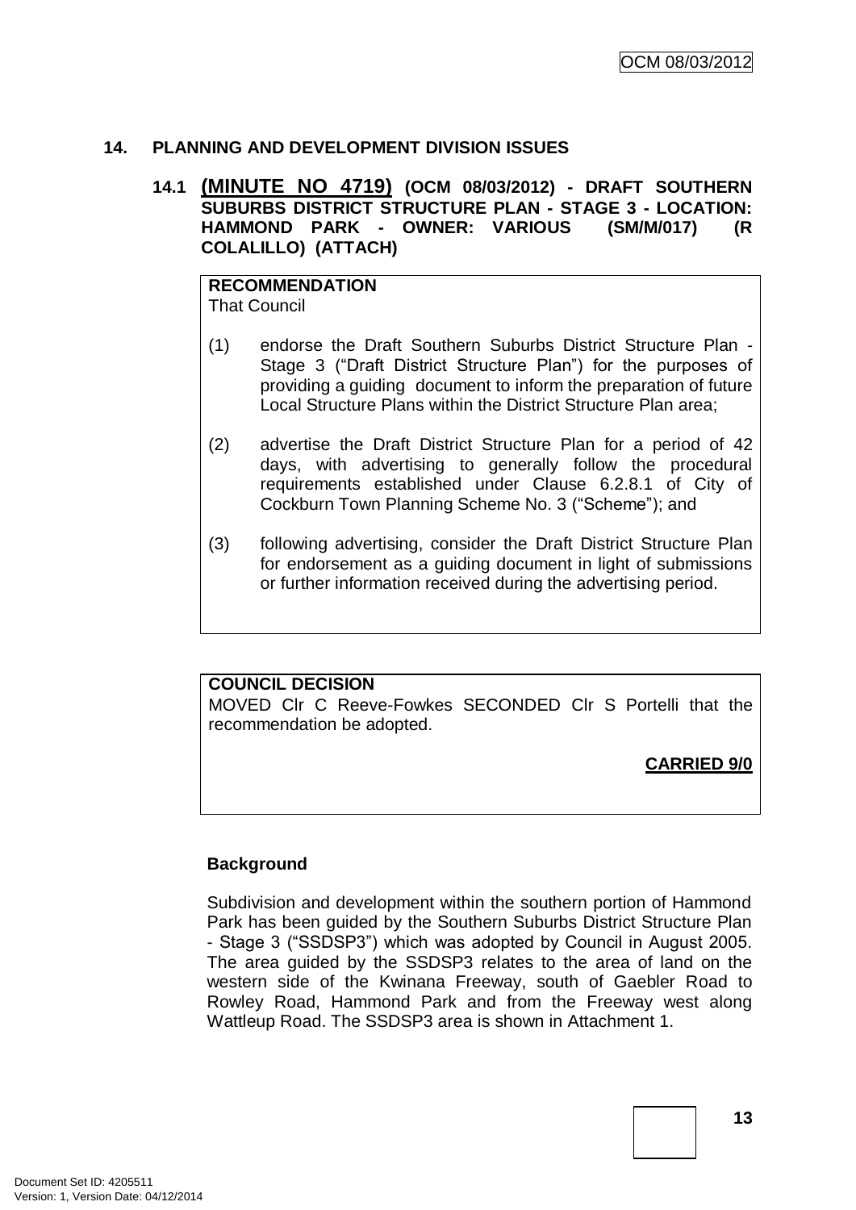## 14. PLANNING AND DEVELOPMENT DIVISION ISSUES

### 14.1 (MINUTE NO 4719) (OCM 08/03/2012) - DRAFT SOUTHERN SUBURBS DISTRICT STRUCTURE PLAN - STAGE 3 - LOCATION: HAMMOND PARK - OWNER: VARIOUS (SM/M/017) (R COLALILLO) (ATTACH)

**RECOMMENDATION**
That Council

(1) endorse the Draft Southern Suburbs District Structure Plan - Stage 3 ("Draft District Structure Plan") for the purposes of providing a guiding document to inform the preparation of future Local Structure Plans within the District Structure Plan area;

(2) advertise the Draft District Structure Plan for a period of 42 days, with advertising to generally follow the procedural requirements established under Clause 6.2.8.1 of City of Cockburn Town Planning Scheme No. 3 ("Scheme"); and

(3) following advertising, consider the Draft District Structure Plan for endorsement as a guiding document in light of submissions or further information received during the advertising period.

**COUNCIL DECISION**
MOVED Clr C Reeve-Fowkes SECONDED Clr S Portelli that the recommendation be adopted.

**CARRIED 9/0**

**Background**

Subdivision and development within the southern portion of Hammond Park has been guided by the Southern Suburbs District Structure Plan - Stage 3 ("SSDSP3") which was adopted by Council in August 2005. The area guided by the SSDSP3 relates to the area of land on the western side of the Kwinana Freeway, south of Gaebler Road to Rowley Road, Hammond Park and from the Freeway west along Wattleup Road. The SSDSP3 area is shown in Attachment 1.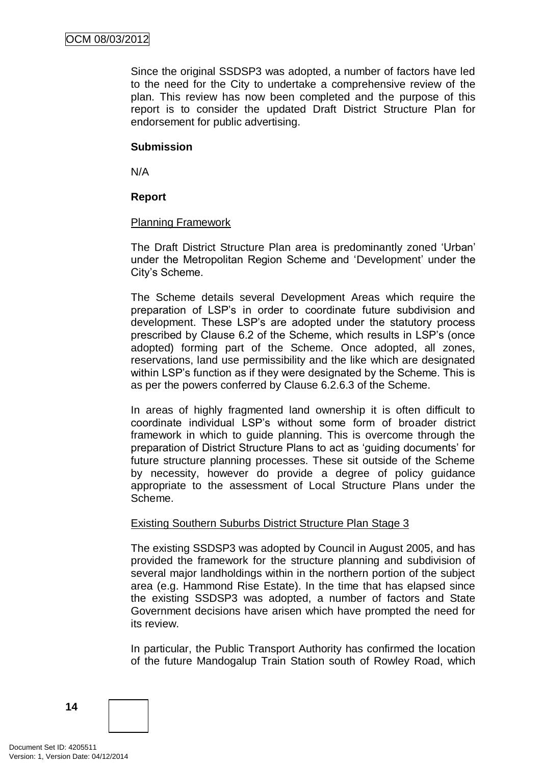Since the original SSDSP3 was adopted, a number of factors have led to the need for the City to undertake a comprehensive review of the plan. This review has now been completed and the purpose of this report is to consider the updated Draft District Structure Plan for endorsement for public advertising.

**Submission**

N/A

**Report**

Planning Framework

The Draft District Structure Plan area is predominantly zoned 'Urban' under the Metropolitan Region Scheme and 'Development' under the City's Scheme.

The Scheme details several Development Areas which require the preparation of LSP's in order to coordinate future subdivision and development. These LSP's are adopted under the statutory process prescribed by Clause 6.2 of the Scheme, which results in LSP's (once adopted) forming part of the Scheme. Once adopted, all zones, reservations, land use permissibility and the like which are designated within LSP's function as if they were designated by the Scheme. This is as per the powers conferred by Clause 6.2.6.3 of the Scheme.

In areas of highly fragmented land ownership it is often difficult to coordinate individual LSP's without some form of broader district framework in which to guide planning. This is overcome through the preparation of District Structure Plans to act as 'guiding documents' for future structure planning processes. These sit outside of the Scheme by necessity, however do provide a degree of policy guidance appropriate to the assessment of Local Structure Plans under the Scheme.

Existing Southern Suburbs District Structure Plan Stage 3

The existing SSDSP3 was adopted by Council in August 2005, and has provided the framework for the structure planning and subdivision of several major landholdings within in the northern portion of the subject area (e.g. Hammond Rise Estate). In the time that has elapsed since the existing SSDSP3 was adopted, a number of factors and State Government decisions have arisen which have prompted the need for its review.

In particular, the Public Transport Authority has confirmed the location of the future Mandogalup Train Station south of Rowley Road, which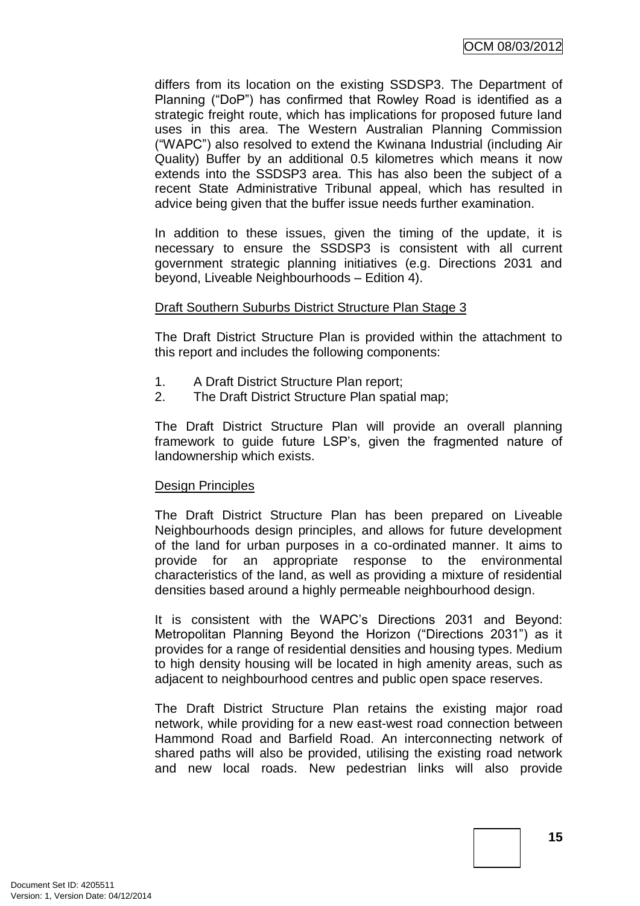differs from its location on the existing SSDSP3. The Department of Planning ("DoP") has confirmed that Rowley Road is identified as a strategic freight route, which has implications for proposed future land uses in this area. The Western Australian Planning Commission ("WAPC") also resolved to extend the Kwinana Industrial (including Air Quality) Buffer by an additional 0.5 kilometres which means it now extends into the SSDSP3 area. This has also been the subject of a recent State Administrative Tribunal appeal, which has resulted in advice being given that the buffer issue needs further examination.

In addition to these issues, given the timing of the update, it is necessary to ensure the SSDSP3 is consistent with all current government strategic planning initiatives (e.g. Directions 2031 and beyond, Liveable Neighbourhoods – Edition 4).

Draft Southern Suburbs District Structure Plan Stage 3

The Draft District Structure Plan is provided within the attachment to this report and includes the following components:

1. A Draft District Structure Plan report;
2. The Draft District Structure Plan spatial map;

The Draft District Structure Plan will provide an overall planning framework to guide future LSP's, given the fragmented nature of landownership which exists.

Design Principles

The Draft District Structure Plan has been prepared on Liveable Neighbourhoods design principles, and allows for future development of the land for urban purposes in a co-ordinated manner. It aims to provide for an appropriate response to the environmental characteristics of the land, as well as providing a mixture of residential densities based around a highly permeable neighbourhood design.

It is consistent with the WAPC's Directions 2031 and Beyond: Metropolitan Planning Beyond the Horizon ("Directions 2031") as it provides for a range of residential densities and housing types. Medium to high density housing will be located in high amenity areas, such as adjacent to neighbourhood centres and public open space reserves.

The Draft District Structure Plan retains the existing major road network, while providing for a new east-west road connection between Hammond Road and Barfield Road. An interconnecting network of shared paths will also be provided, utilising the existing road network and new local roads. New pedestrian links will also provide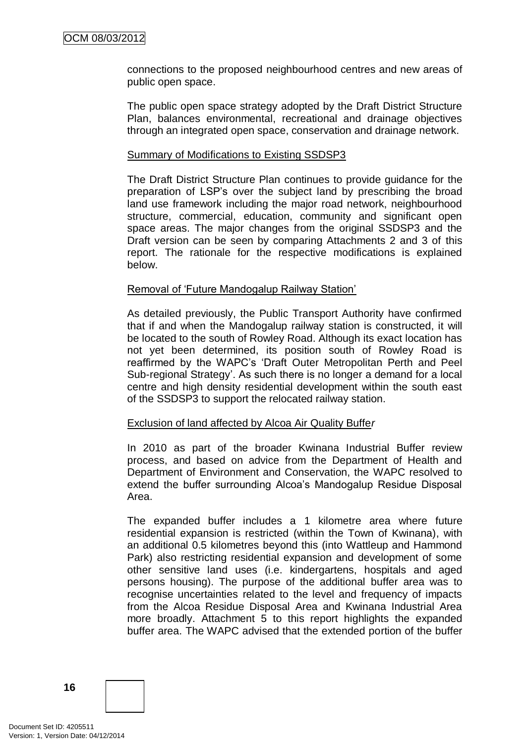connections to the proposed neighbourhood centres and new areas of public open space.

The public open space strategy adopted by the Draft District Structure Plan, balances environmental, recreational and drainage objectives through an integrated open space, conservation and drainage network.

Summary of Modifications to Existing SSDSP3

The Draft District Structure Plan continues to provide guidance for the preparation of LSP's over the subject land by prescribing the broad land use framework including the major road network, neighbourhood structure, commercial, education, community and significant open space areas. The major changes from the original SSDSP3 and the Draft version can be seen by comparing Attachments 2 and 3 of this report. The rationale for the respective modifications is explained below.

Removal of 'Future Mandogalup Railway Station'

As detailed previously, the Public Transport Authority have confirmed that if and when the Mandogalup railway station is constructed, it will be located to the south of Rowley Road. Although its exact location has not yet been determined, its position south of Rowley Road is reaffirmed by the WAPC's 'Draft Outer Metropolitan Perth and Peel Sub-regional Strategy'. As such there is no longer a demand for a local centre and high density residential development within the south east of the SSDSP3 to support the relocated railway station.

Exclusion of land affected by Alcoa Air Quality Buffer

In 2010 as part of the broader Kwinana Industrial Buffer review process, and based on advice from the Department of Health and Department of Environment and Conservation, the WAPC resolved to extend the buffer surrounding Alcoa's Mandogalup Residue Disposal Area.

The expanded buffer includes a 1 kilometre area where future residential expansion is restricted (within the Town of Kwinana), with an additional 0.5 kilometres beyond this (into Wattleup and Hammond Park) also restricting residential expansion and development of some other sensitive land uses (i.e. kindergartens, hospitals and aged persons housing). The purpose of the additional buffer area was to recognise uncertainties related to the level and frequency of impacts from the Alcoa Residue Disposal Area and Kwinana Industrial Area more broadly. Attachment 5 to this report highlights the expanded buffer area. The WAPC advised that the extended portion of the buffer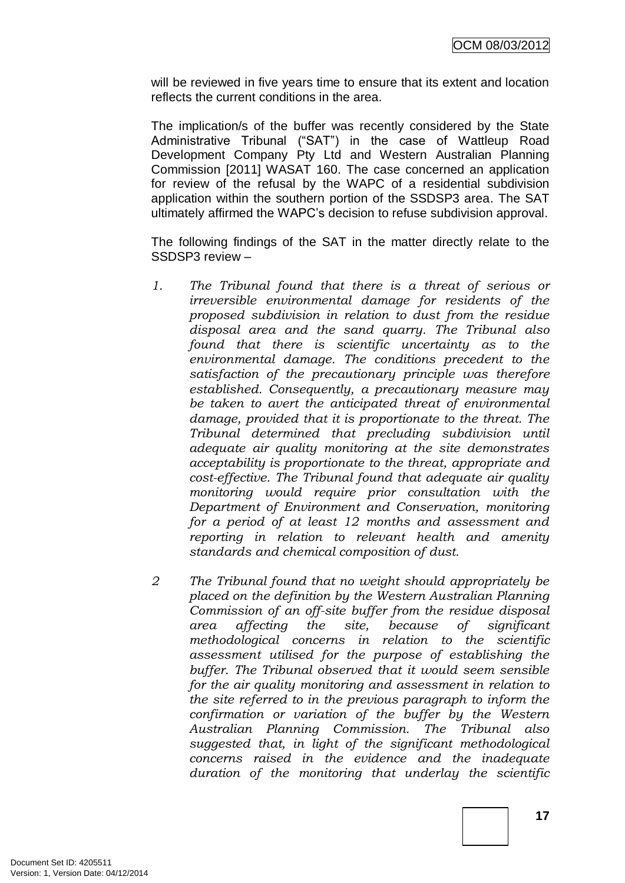will be reviewed in five years time to ensure that its extent and location reflects the current conditions in the area.

The implication/s of the buffer was recently considered by the State Administrative Tribunal ("SAT") in the case of Wattleup Road Development Company Pty Ltd and Western Australian Planning Commission [2011] WASAT 160. The case concerned an application for review of the refusal by the WAPC of a residential subdivision application within the southern portion of the SSDSP3 area. The SAT ultimately affirmed the WAPC's decision to refuse subdivision approval.

The following findings of the SAT in the matter directly relate to the SSDSP3 review –

1. *The Tribunal found that there is a threat of serious or irreversible environmental damage for residents of the proposed subdivision in relation to dust from the residue disposal area and the sand quarry. The Tribunal also found that there is scientific uncertainty as to the environmental damage. The conditions precedent to the satisfaction of the precautionary principle was therefore established. Consequently, a precautionary measure may be taken to avert the anticipated threat of environmental damage, provided that it is proportionate to the threat. The Tribunal determined that precluding subdivision until adequate air quality monitoring at the site demonstrates acceptability is proportionate to the threat, appropriate and cost-effective. The Tribunal found that adequate air quality monitoring would require prior consultation with the Department of Environment and Conservation, monitoring for a period of at least 12 months and assessment and reporting in relation to relevant health and amenity standards and chemical composition of dust.*

2. *The Tribunal found that no weight should appropriately be placed on the definition by the Western Australian Planning Commission of an off-site buffer from the residue disposal area affecting the site, because of significant methodological concerns in relation to the scientific assessment utilised for the purpose of establishing the buffer. The Tribunal observed that it would seem sensible for the air quality monitoring and assessment in relation to the site referred to in the previous paragraph to inform the confirmation or variation of the buffer by the Western Australian Planning Commission. The Tribunal also suggested that, in light of the significant methodological concerns raised in the evidence and the inadequate duration of the monitoring that underlay the scientific*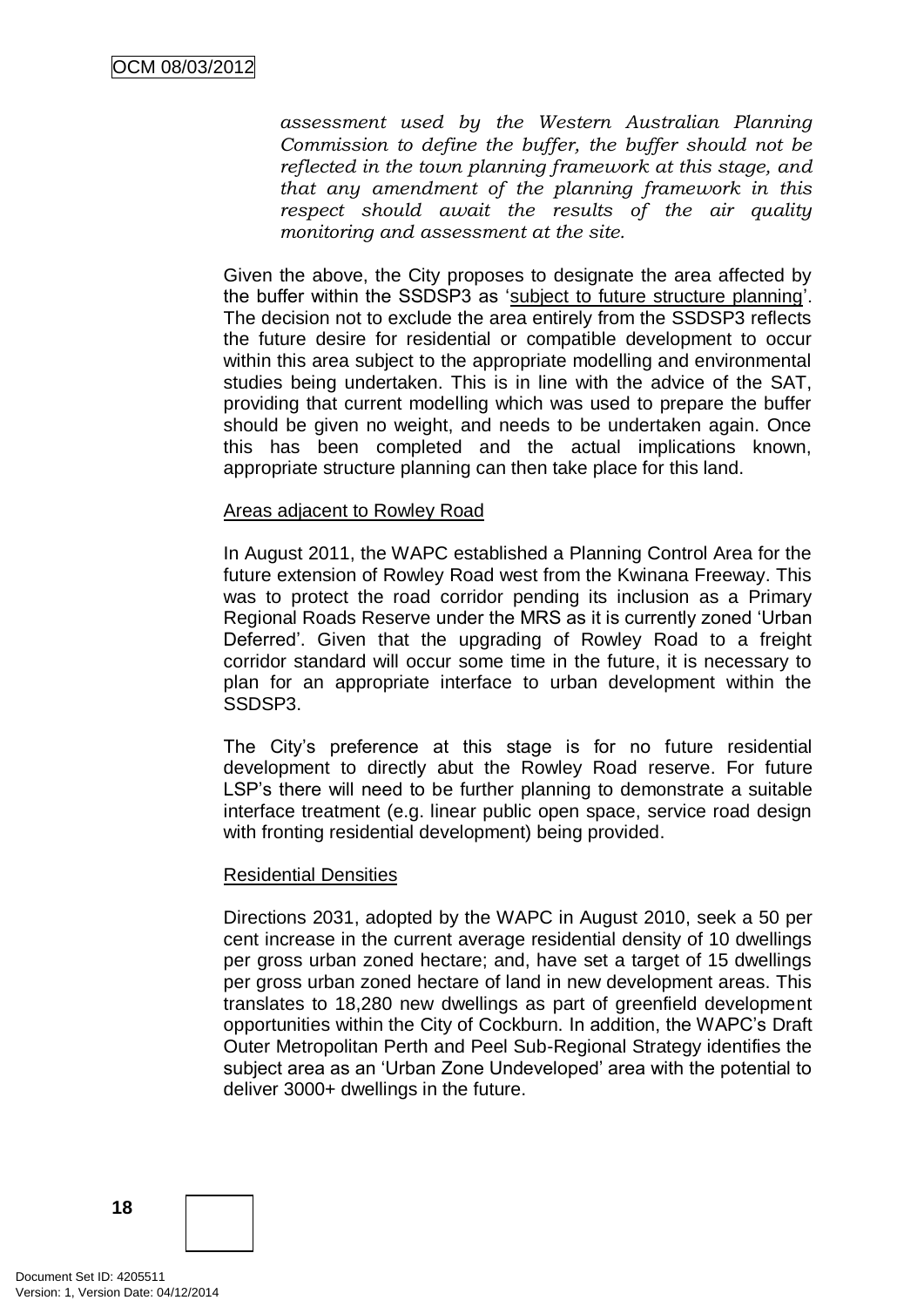*assessment used by the Western Australian Planning Commission to define the buffer, the buffer should not be reflected in the town planning framework at this stage, and that any amendment of the planning framework in this respect should await the results of the air quality monitoring and assessment at the site.*

Given the above, the City proposes to designate the area affected by the buffer within the SSDSP3 as 'subject to future structure planning'. The decision not to exclude the area entirely from the SSDSP3 reflects the future desire for residential or compatible development to occur within this area subject to the appropriate modelling and environmental studies being undertaken. This is in line with the advice of the SAT, providing that current modelling which was used to prepare the buffer should be given no weight, and needs to be undertaken again. Once this has been completed and the actual implications known, appropriate structure planning can then take place for this land.

Areas adjacent to Rowley Road

In August 2011, the WAPC established a Planning Control Area for the future extension of Rowley Road west from the Kwinana Freeway. This was to protect the road corridor pending its inclusion as a Primary Regional Roads Reserve under the MRS as it is currently zoned 'Urban Deferred'. Given that the upgrading of Rowley Road to a freight corridor standard will occur some time in the future, it is necessary to plan for an appropriate interface to urban development within the SSDSP3.

The City's preference at this stage is for no future residential development to directly abut the Rowley Road reserve. For future LSP's there will need to be further planning to demonstrate a suitable interface treatment (e.g. linear public open space, service road design with fronting residential development) being provided.

Residential Densities

Directions 2031, adopted by the WAPC in August 2010, seek a 50 per cent increase in the current average residential density of 10 dwellings per gross urban zoned hectare; and, have set a target of 15 dwellings per gross urban zoned hectare of land in new development areas. This translates to 18,280 new dwellings as part of greenfield development opportunities within the City of Cockburn. In addition, the WAPC's Draft Outer Metropolitan Perth and Peel Sub-Regional Strategy identifies the subject area as an 'Urban Zone Undeveloped' area with the potential to deliver 3000+ dwellings in the future.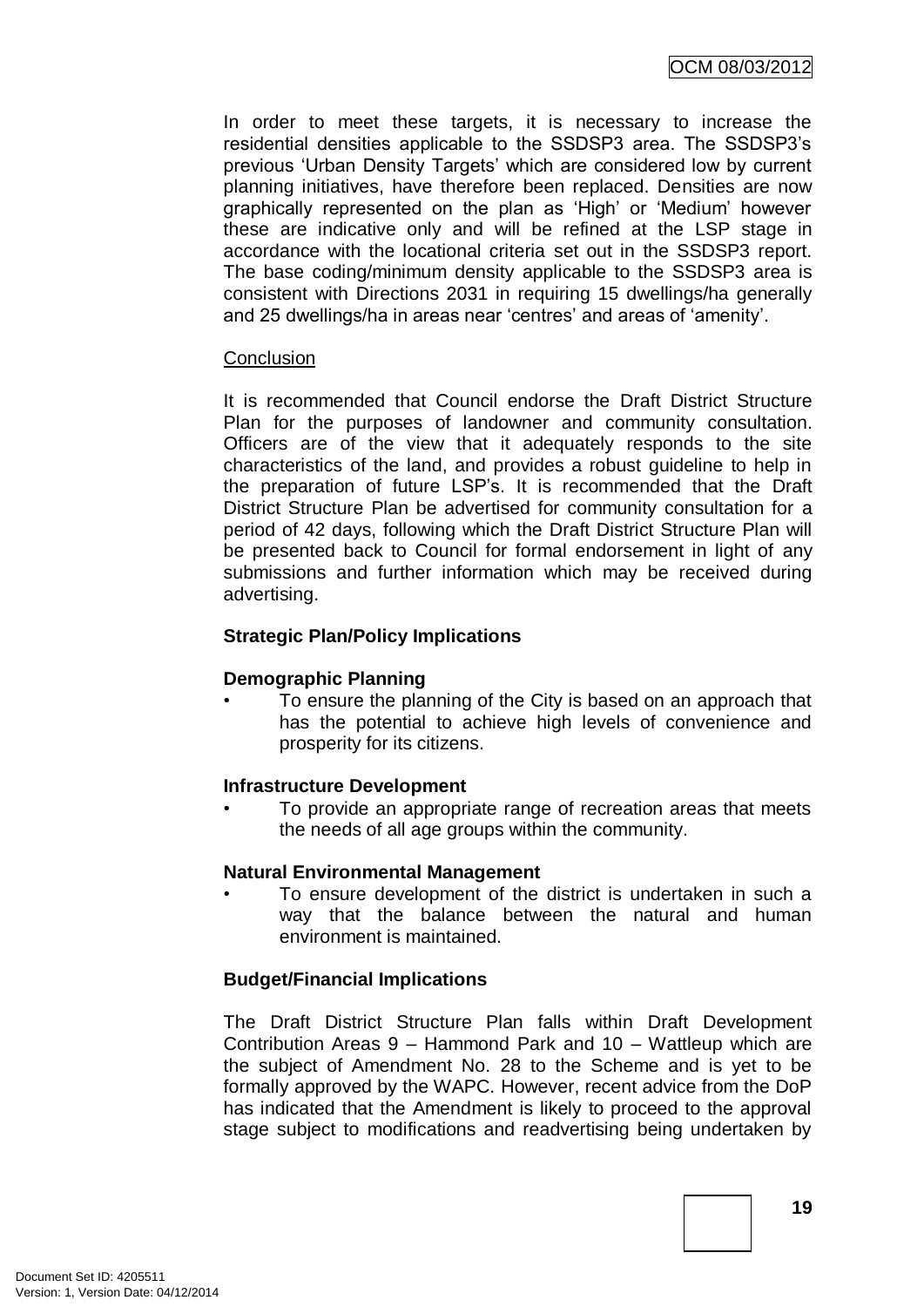In order to meet these targets, it is necessary to increase the residential densities applicable to the SSDSP3 area. The SSDSP3's previous 'Urban Density Targets' which are considered low by current planning initiatives, have therefore been replaced. Densities are now graphically represented on the plan as 'High' or 'Medium' however these are indicative only and will be refined at the LSP stage in accordance with the locational criteria set out in the SSDSP3 report. The base coding/minimum density applicable to the SSDSP3 area is consistent with Directions 2031 in requiring 15 dwellings/ha generally and 25 dwellings/ha in areas near 'centres' and areas of 'amenity'.

<u>Conclusion</u>

It is recommended that Council endorse the Draft District Structure Plan for the purposes of landowner and community consultation. Officers are of the view that it adequately responds to the site characteristics of the land, and provides a robust guideline to help in the preparation of future LSP's. It is recommended that the Draft District Structure Plan be advertised for community consultation for a period of 42 days, following which the Draft District Structure Plan will be presented back to Council for formal endorsement in light of any submissions and further information which may be received during advertising.

**Strategic Plan/Policy Implications**

**Demographic Planning**

- To ensure the planning of the City is based on an approach that has the potential to achieve high levels of convenience and prosperity for its citizens.

**Infrastructure Development**

- To provide an appropriate range of recreation areas that meets the needs of all age groups within the community.

**Natural Environmental Management**

- To ensure development of the district is undertaken in such a way that the balance between the natural and human environment is maintained.

**Budget/Financial Implications**

The Draft District Structure Plan falls within Draft Development Contribution Areas 9 – Hammond Park and 10 – Wattleup which are the subject of Amendment No. 28 to the Scheme and is yet to be formally approved by the WAPC. However, recent advice from the DoP has indicated that the Amendment is likely to proceed to the approval stage subject to modifications and readvertising being undertaken by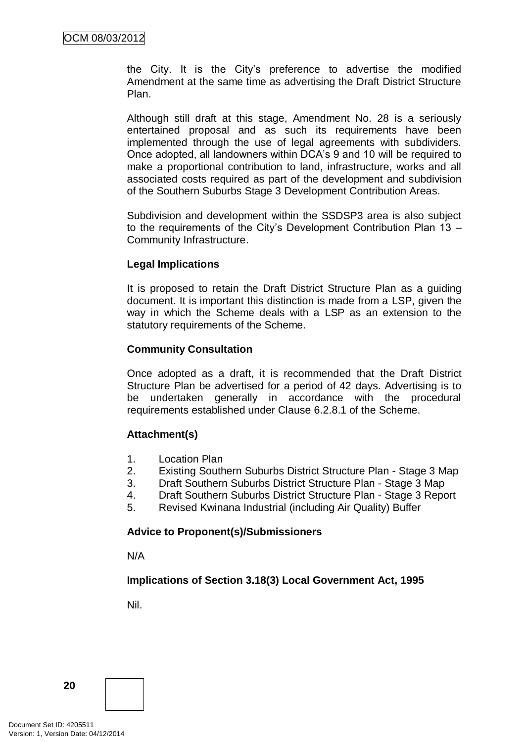the City. It is the City's preference to advertise the modified Amendment at the same time as advertising the Draft District Structure Plan.

Although still draft at this stage, Amendment No. 28 is a seriously entertained proposal and as such its requirements have been implemented through the use of legal agreements with subdividers. Once adopted, all landowners within DCA's 9 and 10 will be required to make a proportional contribution to land, infrastructure, works and all associated costs required as part of the development and subdivision of the Southern Suburbs Stage 3 Development Contribution Areas.

Subdivision and development within the SSDSP3 area is also subject to the requirements of the City's Development Contribution Plan 13 – Community Infrastructure.

**Legal Implications**

It is proposed to retain the Draft District Structure Plan as a guiding document. It is important this distinction is made from a LSP, given the way in which the Scheme deals with a LSP as an extension to the statutory requirements of the Scheme.

**Community Consultation**

Once adopted as a draft, it is recommended that the Draft District Structure Plan be advertised for a period of 42 days. Advertising is to be undertaken generally in accordance with the procedural requirements established under Clause 6.2.8.1 of the Scheme.

**Attachment(s)**

1. Location Plan
2. Existing Southern Suburbs District Structure Plan - Stage 3 Map
3. Draft Southern Suburbs District Structure Plan - Stage 3 Map
4. Draft Southern Suburbs District Structure Plan - Stage 3 Report
5. Revised Kwinana Industrial (including Air Quality) Buffer

**Advice to Proponent(s)/Submissioners**

N/A

**Implications of Section 3.18(3) Local Government Act, 1995**

Nil.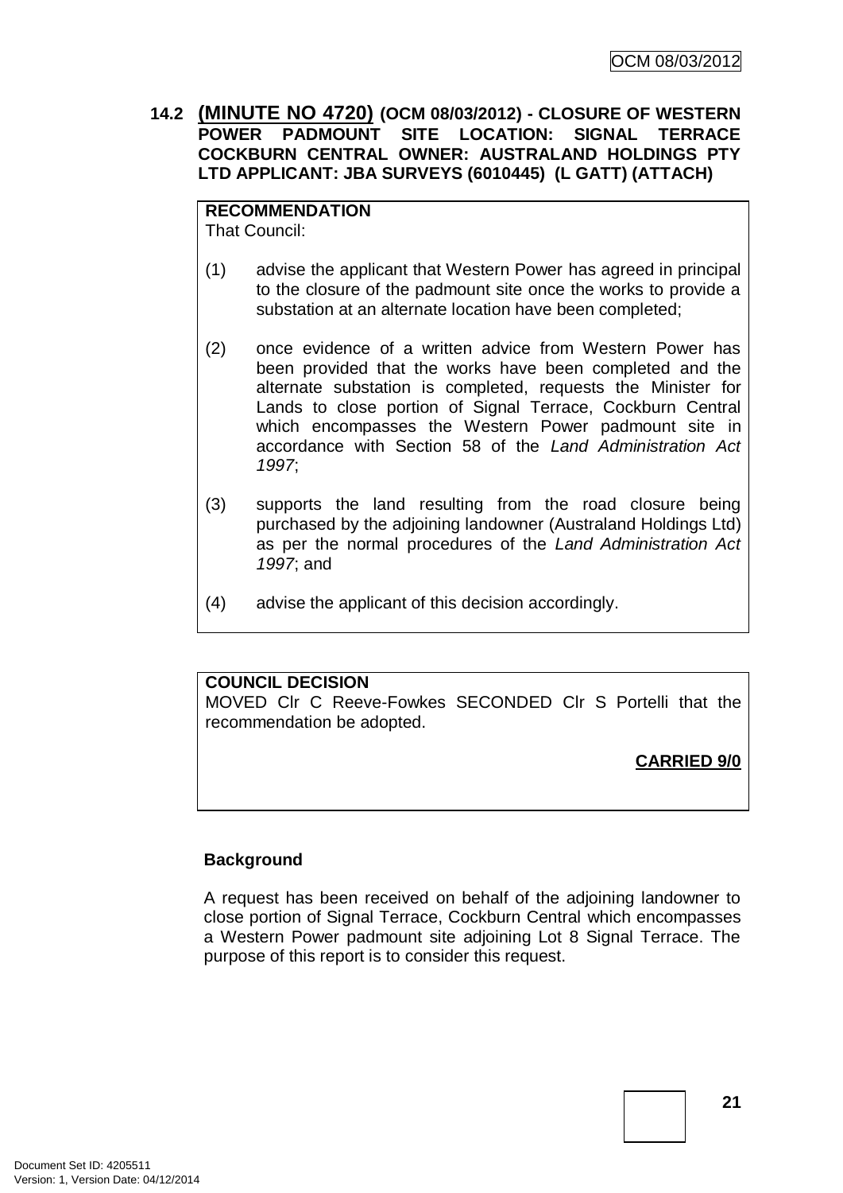## 14.2 **(MINUTE NO 4720)** (OCM 08/03/2012) - CLOSURE OF WESTERN POWER PADMOUNT SITE LOCATION: SIGNAL TERRACE COCKBURN CENTRAL OWNER: AUSTRALAND HOLDINGS PTY LTD APPLICANT: JBA SURVEYS (6010445) (L GATT) (ATTACH)

**RECOMMENDATION**
That Council:

(1) advise the applicant that Western Power has agreed in principal to the closure of the padmount site once the works to provide a substation at an alternate location have been completed;

(2) once evidence of a written advice from Western Power has been provided that the works have been completed and the alternate substation is completed, requests the Minister for Lands to close portion of Signal Terrace, Cockburn Central which encompasses the Western Power padmount site in accordance with Section 58 of the *Land Administration Act 1997*;

(3) supports the land resulting from the road closure being purchased by the adjoining landowner (Australand Holdings Ltd) as per the normal procedures of the *Land Administration Act 1997*; and

(4) advise the applicant of this decision accordingly.

**COUNCIL DECISION**
MOVED Clr C Reeve-Fowkes SECONDED Clr S Portelli that the recommendation be adopted.

**CARRIED 9/0**

**Background**

A request has been received on behalf of the adjoining landowner to close portion of Signal Terrace, Cockburn Central which encompasses a Western Power padmount site adjoining Lot 8 Signal Terrace. The purpose of this report is to consider this request.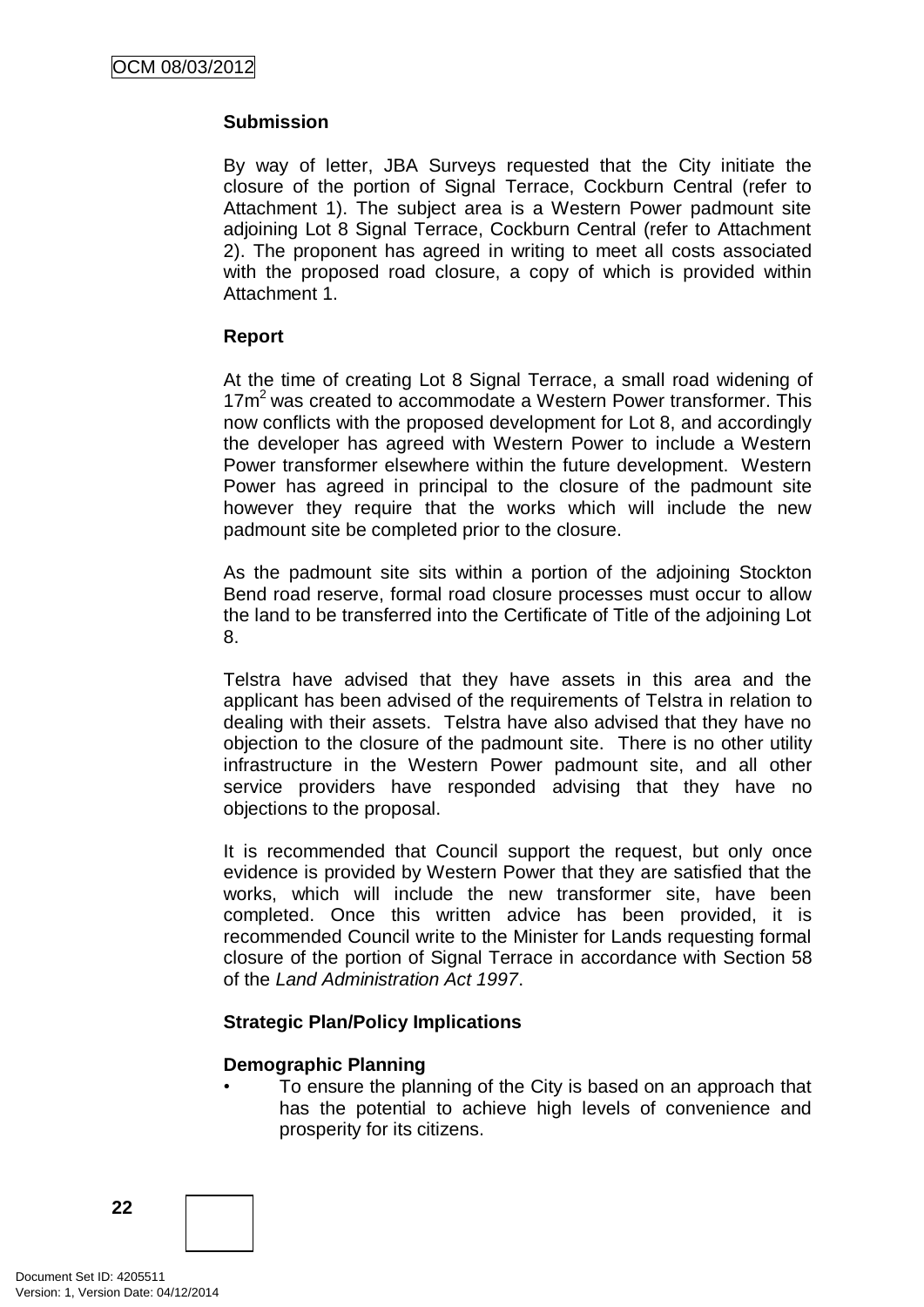**Submission**

By way of letter, JBA Surveys requested that the City initiate the closure of the portion of Signal Terrace, Cockburn Central (refer to Attachment 1). The subject area is a Western Power padmount site adjoining Lot 8 Signal Terrace, Cockburn Central (refer to Attachment 2). The proponent has agreed in writing to meet all costs associated with the proposed road closure, a copy of which is provided within Attachment 1.

**Report**

At the time of creating Lot 8 Signal Terrace, a small road widening of $17m^2$ was created to accommodate a Western Power transformer. This now conflicts with the proposed development for Lot 8, and accordingly the developer has agreed with Western Power to include a Western Power transformer elsewhere within the future development. Western Power has agreed in principal to the closure of the padmount site however they require that the works which will include the new padmount site be completed prior to the closure.

As the padmount site sits within a portion of the adjoining Stockton Bend road reserve, formal road closure processes must occur to allow the land to be transferred into the Certificate of Title of the adjoining Lot 8.

Telstra have advised that they have assets in this area and the applicant has been advised of the requirements of Telstra in relation to dealing with their assets. Telstra have also advised that they have no objection to the closure of the padmount site. There is no other utility infrastructure in the Western Power padmount site, and all other service providers have responded advising that they have no objections to the proposal.

It is recommended that Council support the request, but only once evidence is provided by Western Power that they are satisfied that the works, which will include the new transformer site, have been completed. Once this written advice has been provided, it is recommended Council write to the Minister for Lands requesting formal closure of the portion of Signal Terrace in accordance with Section 58 of the *Land Administration Act 1997*.

**Strategic Plan/Policy Implications**

**Demographic Planning**

- To ensure the planning of the City is based on an approach that has the potential to achieve high levels of convenience and prosperity for its citizens.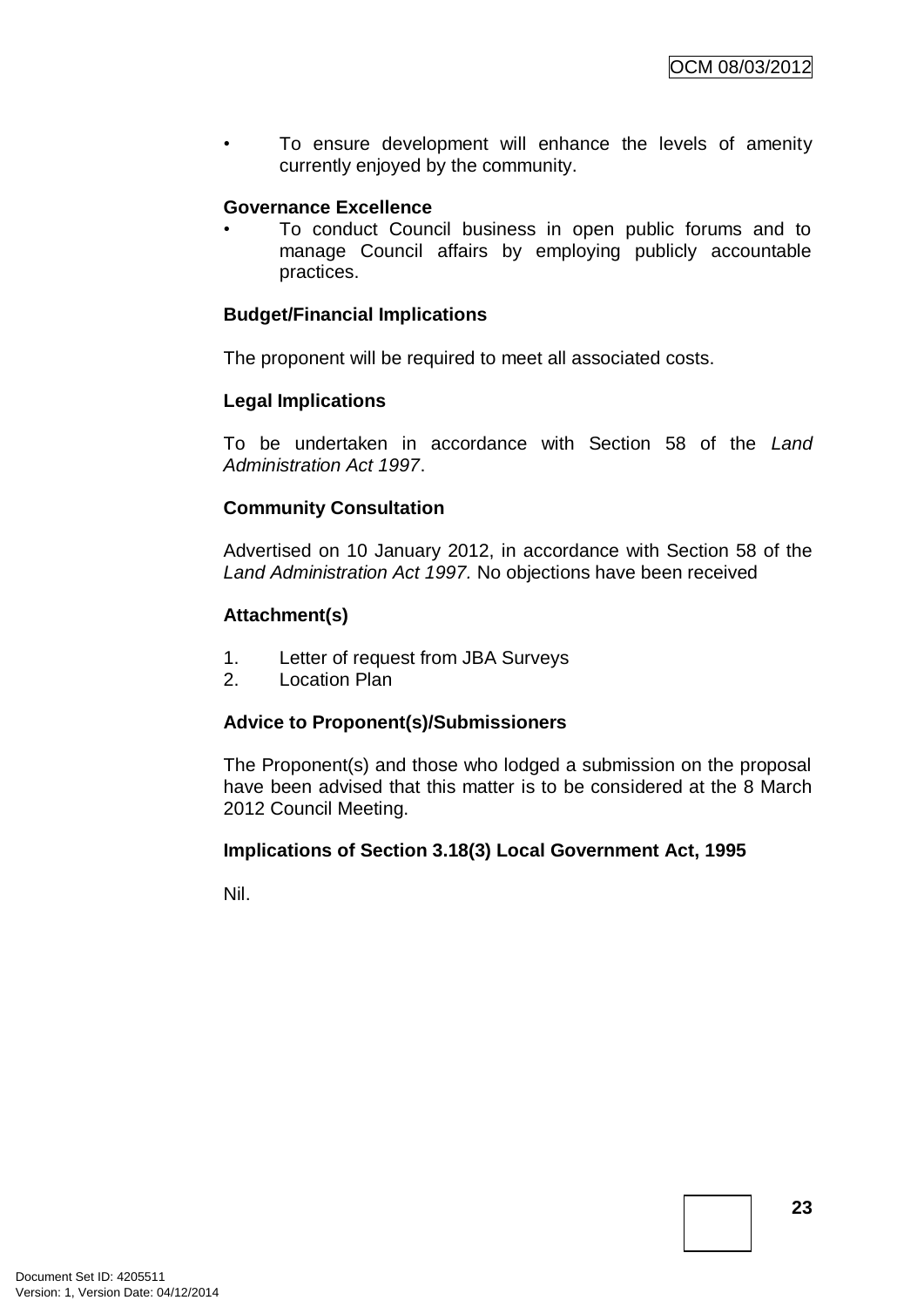- To ensure development will enhance the levels of amenity currently enjoyed by the community.

**Governance Excellence**

- To conduct Council business in open public forums and to manage Council affairs by employing publicly accountable practices.

**Budget/Financial Implications**

The proponent will be required to meet all associated costs.

**Legal Implications**

To be undertaken in accordance with Section 58 of the *Land Administration Act 1997*.

**Community Consultation**

Advertised on 10 January 2012, in accordance with Section 58 of the *Land Administration Act 1997.* No objections have been received

**Attachment(s)**

1. Letter of request from JBA Surveys
2. Location Plan

**Advice to Proponent(s)/Submissioners**

The Proponent(s) and those who lodged a submission on the proposal have been advised that this matter is to be considered at the 8 March 2012 Council Meeting.

**Implications of Section 3.18(3) Local Government Act, 1995**

Nil.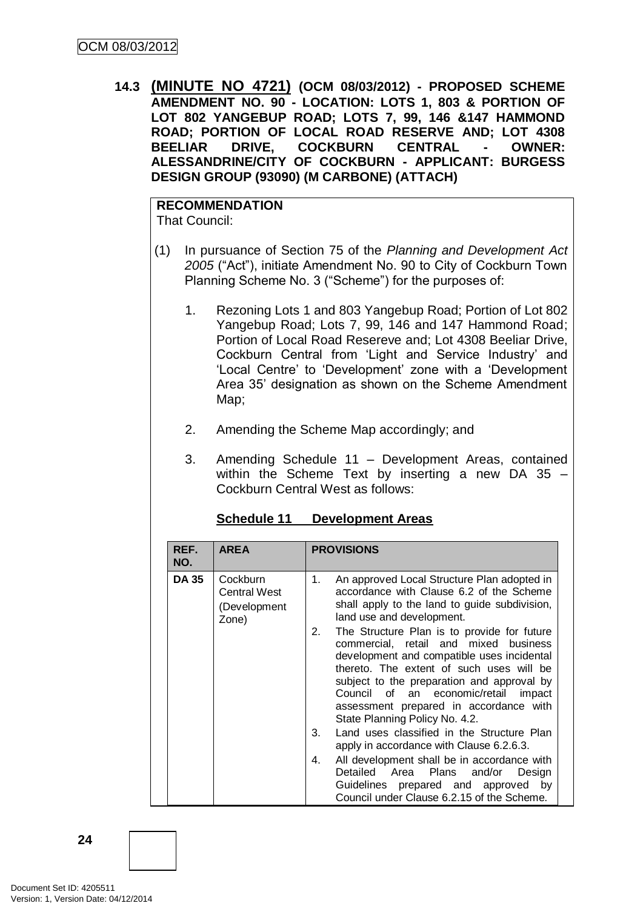### 14.3 (MINUTE NO 4721) (OCM 08/03/2012) - PROPOSED SCHEME AMENDMENT NO. 90 - LOCATION: LOTS 1, 803 & PORTION OF LOT 802 YANGEBUP ROAD; LOTS 7, 99, 146 &147 HAMMOND ROAD; PORTION OF LOCAL ROAD RESERVE AND; LOT 4308 BEELIAR DRIVE, COCKBURN CENTRAL - OWNER: ALESSANDRINE/CITY OF COCKBURN - APPLICANT: BURGESS DESIGN GROUP (93090) (M CARBONE) (ATTACH)

**RECOMMENDATION**

That Council:

(1) In pursuance of Section 75 of the *Planning and Development Act 2005* ("Act"), initiate Amendment No. 90 to City of Cockburn Town Planning Scheme No. 3 ("Scheme") for the purposes of:

1. Rezoning Lots 1 and 803 Yangebup Road; Portion of Lot 802 Yangebup Road; Lots 7, 99, 146 and 147 Hammond Road; Portion of Local Road Resereve and; Lot 4308 Beeliar Drive, Cockburn Central from 'Light and Service Industry' and 'Local Centre' to 'Development' zone with a 'Development Area 35' designation as shown on the Scheme Amendment Map;

2. Amending the Scheme Map accordingly; and

3. Amending Schedule 11 – Development Areas, contained within the Scheme Text by inserting a new DA 35 – Cockburn Central West as follows:

**Schedule 11 Development Areas**

| REF. NO. | AREA | PROVISIONS |
|---|---|---|
| **DA 35** | Cockburn Central West (Development Zone) | 1. An approved Local Structure Plan adopted in accordance with Clause 6.2 of the Scheme shall apply to the land to guide subdivision, land use and development.<br>2. The Structure Plan is to provide for future commercial, retail and mixed business development and compatible uses incidental thereto. The extent of such uses will be subject to the preparation and approval by Council of an economic/retail impact assessment prepared in accordance with State Planning Policy No. 4.2.<br>3. Land uses classified in the Structure Plan apply in accordance with Clause 6.2.6.3.<br>4. All development shall be in accordance with Detailed Area Plans and/or Design Guidelines prepared and approved by Council under Clause 6.2.15 of the Scheme. |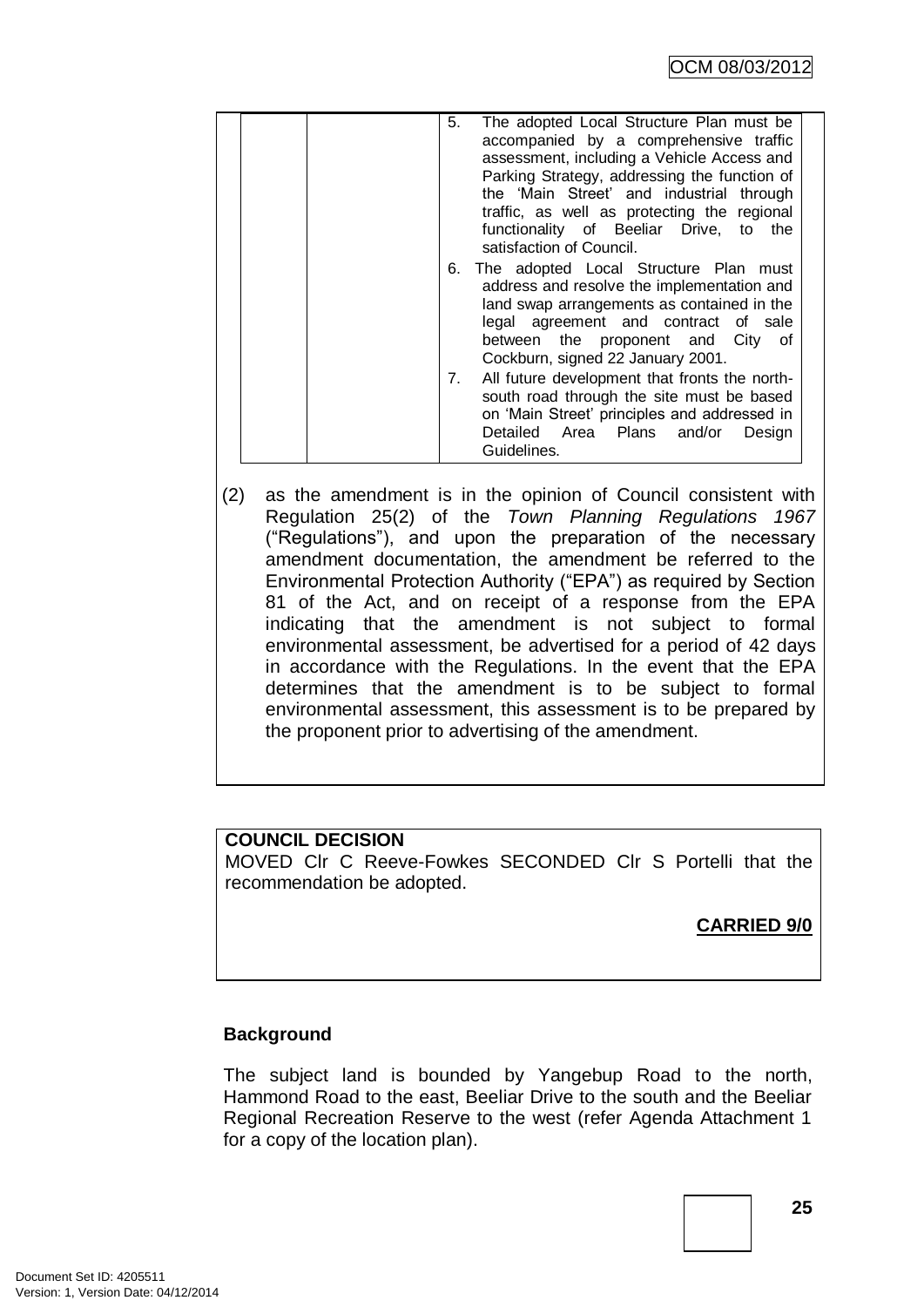| | | 5. The adopted Local Structure Plan must be accompanied by a comprehensive traffic assessment, including a Vehicle Access and Parking Strategy, addressing the function of the 'Main Street' and industrial through traffic, as well as protecting the regional functionality of Beeliar Drive, to the satisfaction of Council.<br>6. The adopted Local Structure Plan must address and resolve the implementation and land swap arrangements as contained in the legal agreement and contract of sale between the proponent and City of Cockburn, signed 22 January 2001.<br>7. All future development that fronts the north-south road through the site must be based on 'Main Street' principles and addressed in Detailed Area Plans and/or Design Guidelines. |
|---|---|---|

(2) as the amendment is in the opinion of Council consistent with Regulation 25(2) of the *Town Planning Regulations 1967* ("Regulations"), and upon the preparation of the necessary amendment documentation, the amendment be referred to the Environmental Protection Authority ("EPA") as required by Section 81 of the Act, and on receipt of a response from the EPA indicating that the amendment is not subject to formal environmental assessment, be advertised for a period of 42 days in accordance with the Regulations. In the event that the EPA determines that the amendment is to be subject to formal environmental assessment, this assessment is to be prepared by the proponent prior to advertising of the amendment.

**COUNCIL DECISION**

MOVED Clr C Reeve-Fowkes SECONDED Clr S Portelli that the recommendation be adopted.

**CARRIED 9/0**

**Background**

The subject land is bounded by Yangebup Road to the north, Hammond Road to the east, Beeliar Drive to the south and the Beeliar Regional Recreation Reserve to the west (refer Agenda Attachment 1 for a copy of the location plan).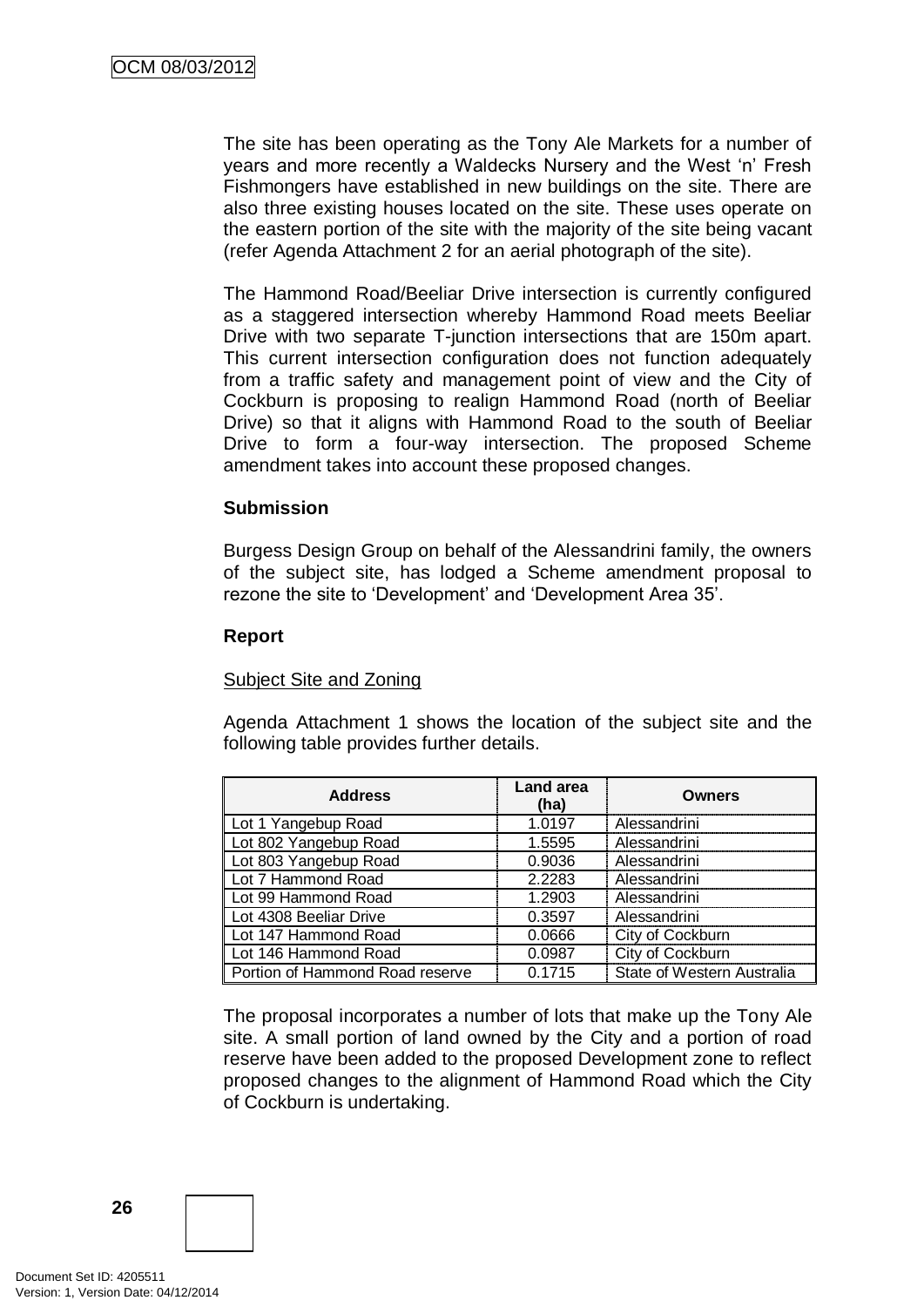The site has been operating as the Tony Ale Markets for a number of years and more recently a Waldecks Nursery and the West 'n' Fresh Fishmongers have established in new buildings on the site. There are also three existing houses located on the site. These uses operate on the eastern portion of the site with the majority of the site being vacant (refer Agenda Attachment 2 for an aerial photograph of the site).

The Hammond Road/Beeliar Drive intersection is currently configured as a staggered intersection whereby Hammond Road meets Beeliar Drive with two separate T-junction intersections that are 150m apart. This current intersection configuration does not function adequately from a traffic safety and management point of view and the City of Cockburn is proposing to realign Hammond Road (north of Beeliar Drive) so that it aligns with Hammond Road to the south of Beeliar Drive to form a four-way intersection. The proposed Scheme amendment takes into account these proposed changes.

**Submission**

Burgess Design Group on behalf of the Alessandrini family, the owners of the subject site, has lodged a Scheme amendment proposal to rezone the site to 'Development' and 'Development Area 35'.

**Report**

Subject Site and Zoning

Agenda Attachment 1 shows the location of the subject site and the following table provides further details.

| Address | Land area (ha) | Owners |
|---|---|---|
| Lot 1 Yangebup Road | 1.0197 | Alessandrini |
| Lot 802 Yangebup Road | 1.5595 | Alessandrini |
| Lot 803 Yangebup Road | 0.9036 | Alessandrini |
| Lot 7 Hammond Road | 2.2283 | Alessandrini |
| Lot 99 Hammond Road | 1.2903 | Alessandrini |
| Lot 4308 Beeliar Drive | 0.3597 | Alessandrini |
| Lot 147 Hammond Road | 0.0666 | City of Cockburn |
| Lot 146 Hammond Road | 0.0987 | City of Cockburn |
| Portion of Hammond Road reserve | 0.1715 | State of Western Australia |

The proposal incorporates a number of lots that make up the Tony Ale site. A small portion of land owned by the City and a portion of road reserve have been added to the proposed Development zone to reflect proposed changes to the alignment of Hammond Road which the City of Cockburn is undertaking.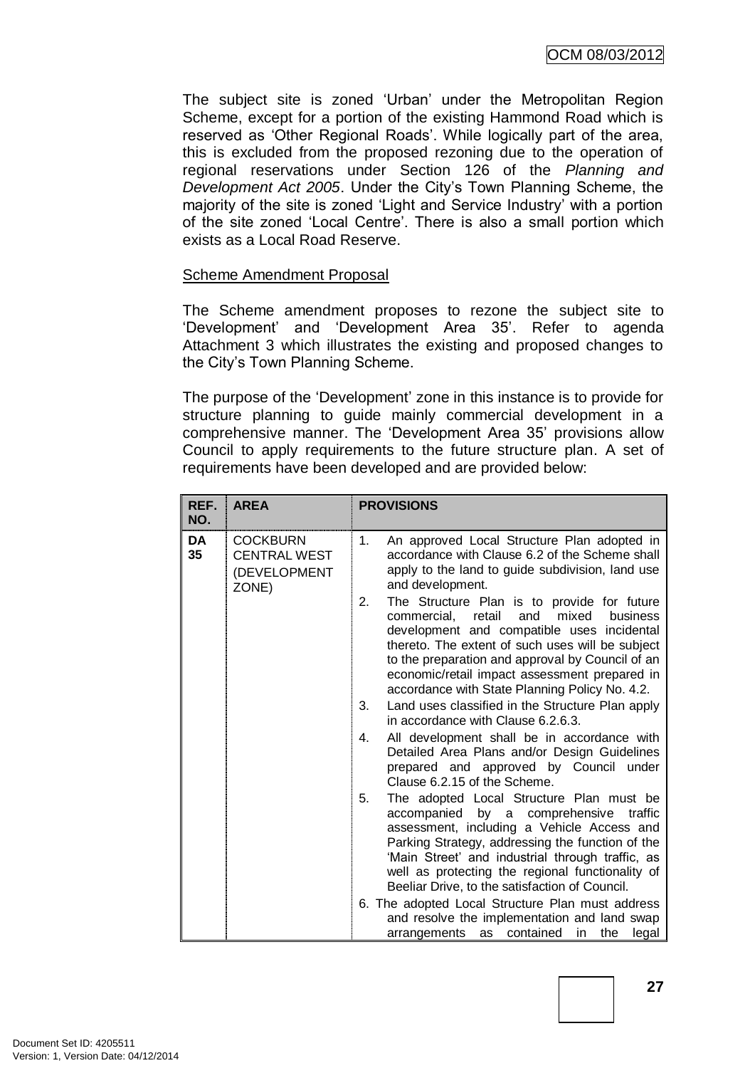The subject site is zoned 'Urban' under the Metropolitan Region Scheme, except for a portion of the existing Hammond Road which is reserved as 'Other Regional Roads'. While logically part of the area, this is excluded from the proposed rezoning due to the operation of regional reservations under Section 126 of the *Planning and Development Act 2005*. Under the City's Town Planning Scheme, the majority of the site is zoned 'Light and Service Industry' with a portion of the site zoned 'Local Centre'. There is also a small portion which exists as a Local Road Reserve.

Scheme Amendment Proposal

The Scheme amendment proposes to rezone the subject site to 'Development' and 'Development Area 35'. Refer to agenda Attachment 3 which illustrates the existing and proposed changes to the City's Town Planning Scheme.

The purpose of the 'Development' zone in this instance is to provide for structure planning to guide mainly commercial development in a comprehensive manner. The 'Development Area 35' provisions allow Council to apply requirements to the future structure plan. A set of requirements have been developed and are provided below:

| REF. NO. | AREA | PROVISIONS |
|---|---|---|
| DA 35 | COCKBURN CENTRAL WEST (DEVELOPMENT ZONE) | 1. An approved Local Structure Plan adopted in accordance with Clause 6.2 of the Scheme shall apply to the land to guide subdivision, land use and development.<br>2. The Structure Plan is to provide for future commercial, retail and mixed business development and compatible uses incidental thereto. The extent of such uses will be subject to the preparation and approval by Council of an economic/retail impact assessment prepared in accordance with State Planning Policy No. 4.2.<br>3. Land uses classified in the Structure Plan apply in accordance with Clause 6.2.6.3.<br>4. All development shall be in accordance with Detailed Area Plans and/or Design Guidelines prepared and approved by Council under Clause 6.2.15 of the Scheme.<br>5. The adopted Local Structure Plan must be accompanied by a comprehensive traffic assessment, including a Vehicle Access and Parking Strategy, addressing the function of the 'Main Street' and industrial through traffic, as well as protecting the regional functionality of Beeliar Drive, to the satisfaction of Council.<br>6. The adopted Local Structure Plan must address and resolve the implementation and land swap arrangements as contained in the legal |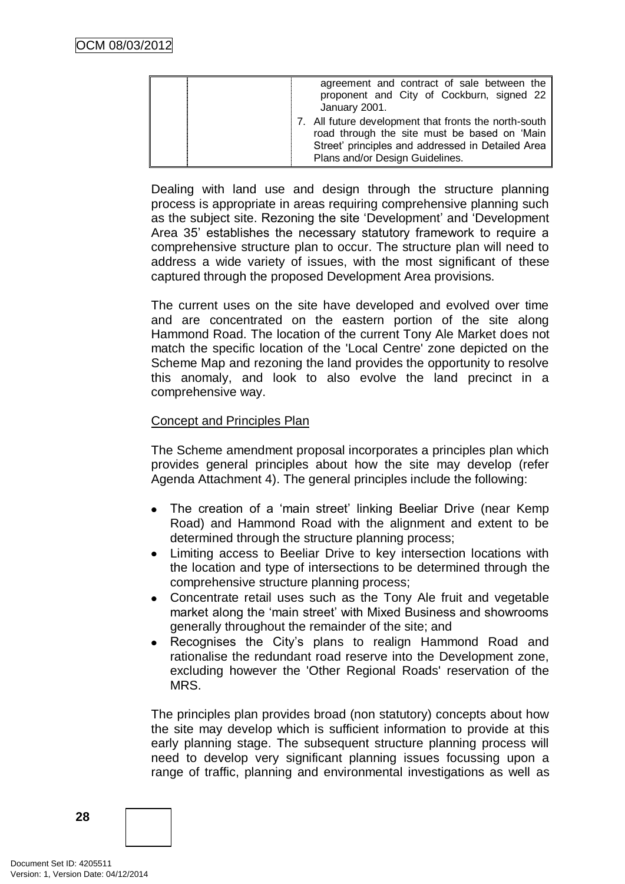| | | agreement and contract of sale between the proponent and City of Cockburn, signed 22 January 2001.<br>7. All future development that fronts the north-south road through the site must be based on 'Main Street' principles and addressed in Detailed Area Plans and/or Design Guidelines. |
|---|---|---|

Dealing with land use and design through the structure planning process is appropriate in areas requiring comprehensive planning such as the subject site. Rezoning the site 'Development' and 'Development Area 35' establishes the necessary statutory framework to require a comprehensive structure plan to occur. The structure plan will need to address a wide variety of issues, with the most significant of these captured through the proposed Development Area provisions.

The current uses on the site have developed and evolved over time and are concentrated on the eastern portion of the site along Hammond Road. The location of the current Tony Ale Market does not match the specific location of the 'Local Centre' zone depicted on the Scheme Map and rezoning the land provides the opportunity to resolve this anomaly, and look to also evolve the land precinct in a comprehensive way.

Concept and Principles Plan

The Scheme amendment proposal incorporates a principles plan which provides general principles about how the site may develop (refer Agenda Attachment 4). The general principles include the following:

- The creation of a 'main street' linking Beeliar Drive (near Kemp Road) and Hammond Road with the alignment and extent to be determined through the structure planning process;
- Limiting access to Beeliar Drive to key intersection locations with the location and type of intersections to be determined through the comprehensive structure planning process;
- Concentrate retail uses such as the Tony Ale fruit and vegetable market along the 'main street' with Mixed Business and showrooms generally throughout the remainder of the site; and
- Recognises the City's plans to realign Hammond Road and rationalise the redundant road reserve into the Development zone, excluding however the 'Other Regional Roads' reservation of the MRS.

The principles plan provides broad (non statutory) concepts about how the site may develop which is sufficient information to provide at this early planning stage. The subsequent structure planning process will need to develop very significant planning issues focussing upon a range of traffic, planning and environmental investigations as well as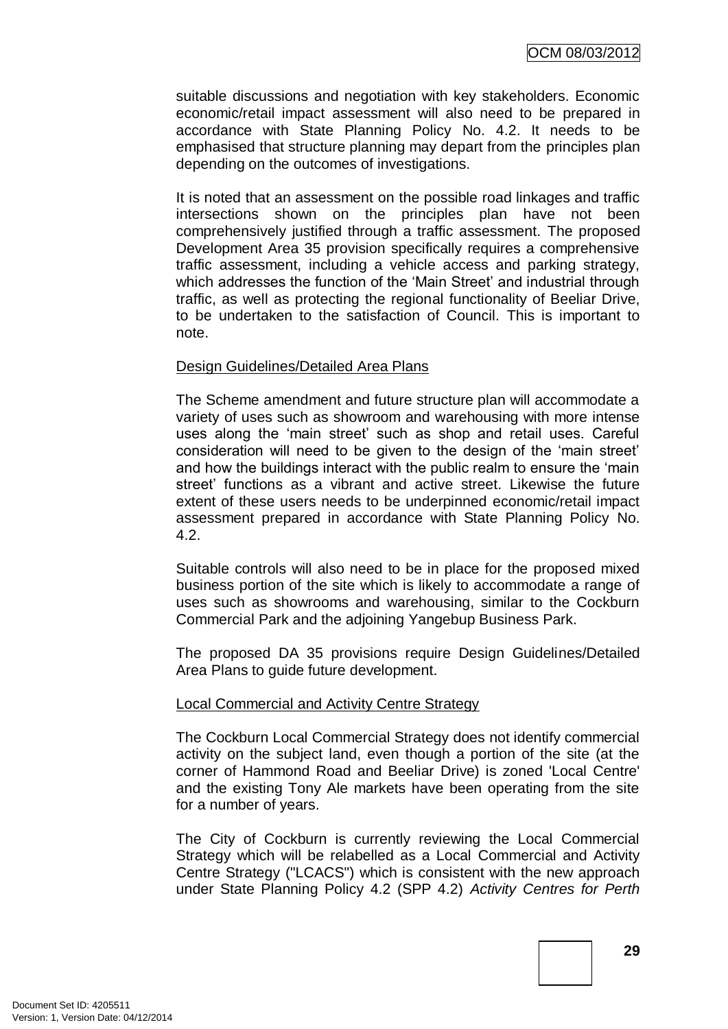suitable discussions and negotiation with key stakeholders. Economic economic/retail impact assessment will also need to be prepared in accordance with State Planning Policy No. 4.2. It needs to be emphasised that structure planning may depart from the principles plan depending on the outcomes of investigations.

It is noted that an assessment on the possible road linkages and traffic intersections shown on the principles plan have not been comprehensively justified through a traffic assessment. The proposed Development Area 35 provision specifically requires a comprehensive traffic assessment, including a vehicle access and parking strategy, which addresses the function of the 'Main Street' and industrial through traffic, as well as protecting the regional functionality of Beeliar Drive, to be undertaken to the satisfaction of Council. This is important to note.

<u>Design Guidelines/Detailed Area Plans</u>

The Scheme amendment and future structure plan will accommodate a variety of uses such as showroom and warehousing with more intense uses along the 'main street' such as shop and retail uses. Careful consideration will need to be given to the design of the 'main street' and how the buildings interact with the public realm to ensure the 'main street' functions as a vibrant and active street. Likewise the future extent of these users needs to be underpinned economic/retail impact assessment prepared in accordance with State Planning Policy No. 4.2.

Suitable controls will also need to be in place for the proposed mixed business portion of the site which is likely to accommodate a range of uses such as showrooms and warehousing, similar to the Cockburn Commercial Park and the adjoining Yangebup Business Park.

The proposed DA 35 provisions require Design Guidelines/Detailed Area Plans to guide future development.

<u>Local Commercial and Activity Centre Strategy</u>

The Cockburn Local Commercial Strategy does not identify commercial activity on the subject land, even though a portion of the site (at the corner of Hammond Road and Beeliar Drive) is zoned 'Local Centre' and the existing Tony Ale markets have been operating from the site for a number of years.

The City of Cockburn is currently reviewing the Local Commercial Strategy which will be relabelled as a Local Commercial and Activity Centre Strategy ("LCACS") which is consistent with the new approach under State Planning Policy 4.2 (SPP 4.2) *Activity Centres for Perth*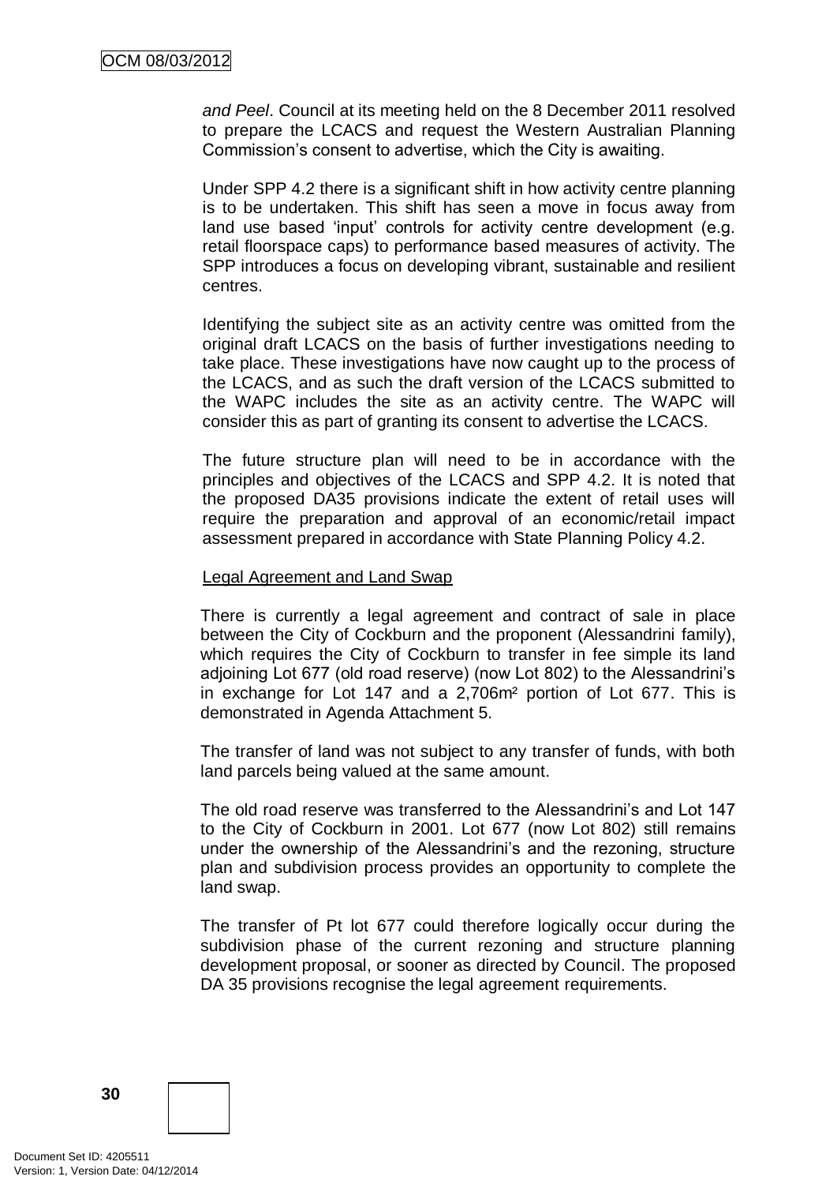*and Peel*. Council at its meeting held on the 8 December 2011 resolved to prepare the LCACS and request the Western Australian Planning Commission's consent to advertise, which the City is awaiting.

Under SPP 4.2 there is a significant shift in how activity centre planning is to be undertaken. This shift has seen a move in focus away from land use based 'input' controls for activity centre development (e.g. retail floorspace caps) to performance based measures of activity. The SPP introduces a focus on developing vibrant, sustainable and resilient centres.

Identifying the subject site as an activity centre was omitted from the original draft LCACS on the basis of further investigations needing to take place. These investigations have now caught up to the process of the LCACS, and as such the draft version of the LCACS submitted to the WAPC includes the site as an activity centre. The WAPC will consider this as part of granting its consent to advertise the LCACS.

The future structure plan will need to be in accordance with the principles and objectives of the LCACS and SPP 4.2. It is noted that the proposed DA35 provisions indicate the extent of retail uses will require the preparation and approval of an economic/retail impact assessment prepared in accordance with State Planning Policy 4.2.

<u>Legal Agreement and Land Swap</u>

There is currently a legal agreement and contract of sale in place between the City of Cockburn and the proponent (Alessandrini family), which requires the City of Cockburn to transfer in fee simple its land adjoining Lot 677 (old road reserve) (now Lot 802) to the Alessandrini's in exchange for Lot 147 and a 2,706m² portion of Lot 677. This is demonstrated in Agenda Attachment 5.

The transfer of land was not subject to any transfer of funds, with both land parcels being valued at the same amount.

The old road reserve was transferred to the Alessandrini's and Lot 147 to the City of Cockburn in 2001. Lot 677 (now Lot 802) still remains under the ownership of the Alessandrini's and the rezoning, structure plan and subdivision process provides an opportunity to complete the land swap.

The transfer of Pt lot 677 could therefore logically occur during the subdivision phase of the current rezoning and structure planning development proposal, or sooner as directed by Council. The proposed DA 35 provisions recognise the legal agreement requirements.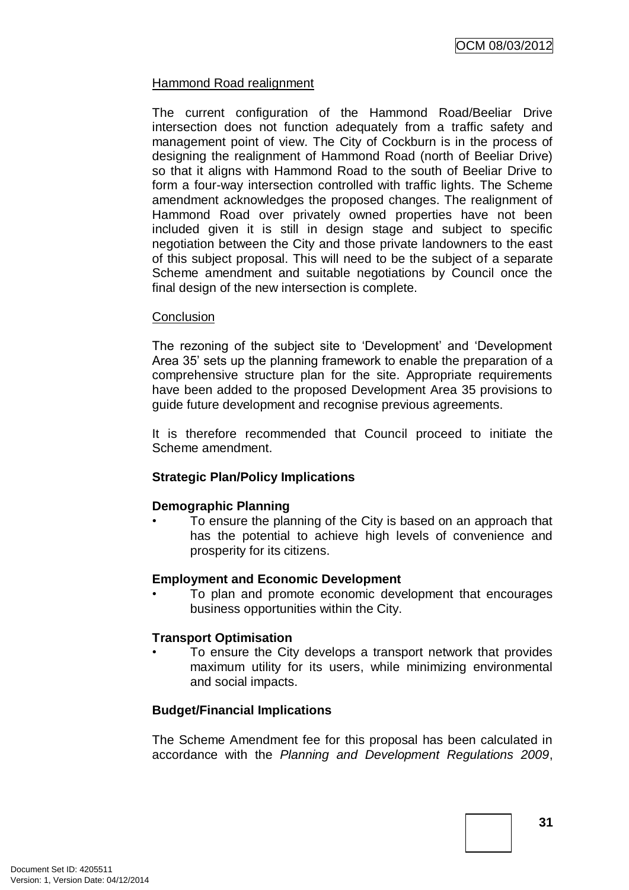Hammond Road realignment

The current configuration of the Hammond Road/Beeliar Drive intersection does not function adequately from a traffic safety and management point of view. The City of Cockburn is in the process of designing the realignment of Hammond Road (north of Beeliar Drive) so that it aligns with Hammond Road to the south of Beeliar Drive to form a four-way intersection controlled with traffic lights. The Scheme amendment acknowledges the proposed changes. The realignment of Hammond Road over privately owned properties have not been included given it is still in design stage and subject to specific negotiation between the City and those private landowners to the east of this subject proposal. This will need to be the subject of a separate Scheme amendment and suitable negotiations by Council once the final design of the new intersection is complete.

Conclusion

The rezoning of the subject site to 'Development' and 'Development Area 35' sets up the planning framework to enable the preparation of a comprehensive structure plan for the site. Appropriate requirements have been added to the proposed Development Area 35 provisions to guide future development and recognise previous agreements.

It is therefore recommended that Council proceed to initiate the Scheme amendment.

**Strategic Plan/Policy Implications**

**Demographic Planning**

- To ensure the planning of the City is based on an approach that has the potential to achieve high levels of convenience and prosperity for its citizens.

**Employment and Economic Development**

- To plan and promote economic development that encourages business opportunities within the City.

**Transport Optimisation**

- To ensure the City develops a transport network that provides maximum utility for its users, while minimizing environmental and social impacts.

**Budget/Financial Implications**

The Scheme Amendment fee for this proposal has been calculated in accordance with the *Planning and Development Regulations 2009*,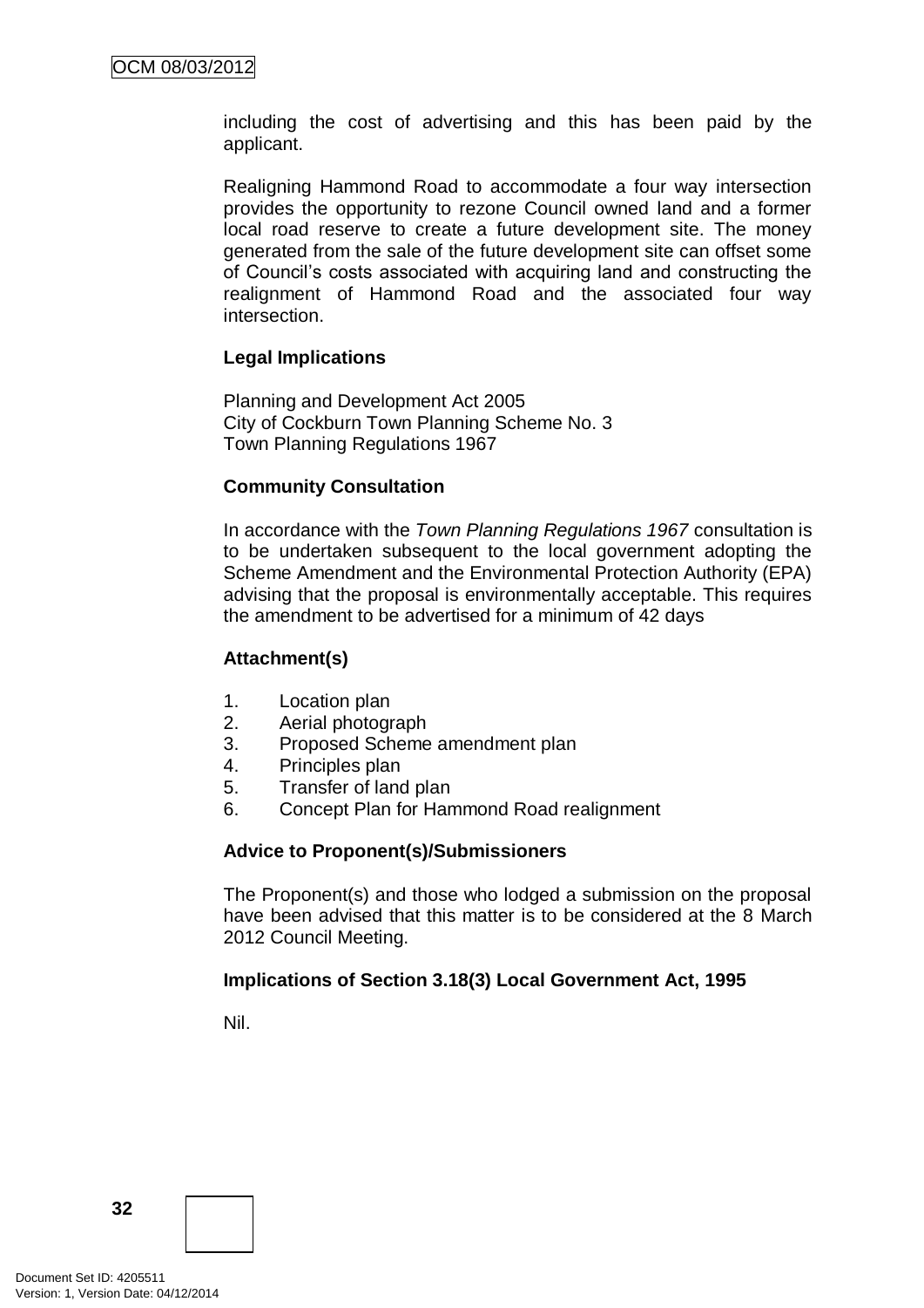including the cost of advertising and this has been paid by the applicant.

Realigning Hammond Road to accommodate a four way intersection provides the opportunity to rezone Council owned land and a former local road reserve to create a future development site. The money generated from the sale of the future development site can offset some of Council's costs associated with acquiring land and constructing the realignment of Hammond Road and the associated four way intersection.

**Legal Implications**

Planning and Development Act 2005
City of Cockburn Town Planning Scheme No. 3
Town Planning Regulations 1967

**Community Consultation**

In accordance with the *Town Planning Regulations 1967* consultation is to be undertaken subsequent to the local government adopting the Scheme Amendment and the Environmental Protection Authority (EPA) advising that the proposal is environmentally acceptable. This requires the amendment to be advertised for a minimum of 42 days

**Attachment(s)**

1. Location plan
2. Aerial photograph
3. Proposed Scheme amendment plan
4. Principles plan
5. Transfer of land plan
6. Concept Plan for Hammond Road realignment

**Advice to Proponent(s)/Submissioners**

The Proponent(s) and those who lodged a submission on the proposal have been advised that this matter is to be considered at the 8 March 2012 Council Meeting.

**Implications of Section 3.18(3) Local Government Act, 1995**

Nil.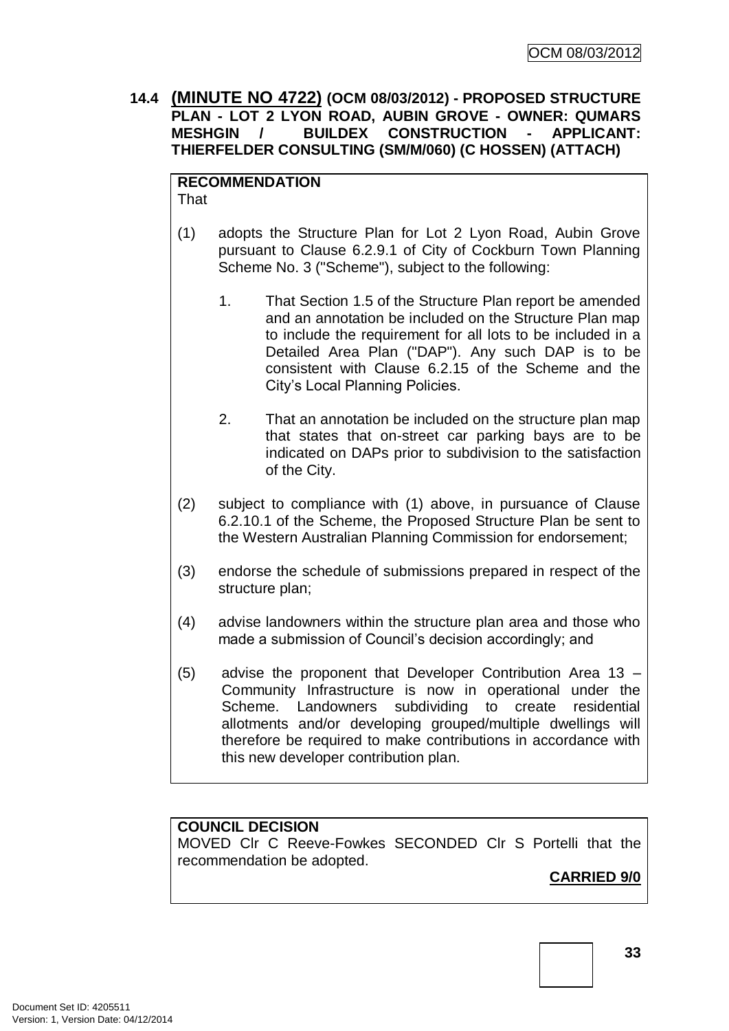### 14.4 (MINUTE NO 4722) (OCM 08/03/2012) - PROPOSED STRUCTURE PLAN - LOT 2 LYON ROAD, AUBIN GROVE - OWNER: QUMARS MESHGIN / BUILDEX CONSTRUCTION - APPLICANT: THIERFELDER CONSULTING (SM/M/060) (C HOSSEN) (ATTACH)

**RECOMMENDATION**

That

(1) adopts the Structure Plan for Lot 2 Lyon Road, Aubin Grove pursuant to Clause 6.2.9.1 of City of Cockburn Town Planning Scheme No. 3 ("Scheme"), subject to the following:

1. That Section 1.5 of the Structure Plan report be amended and an annotation be included on the Structure Plan map to include the requirement for all lots to be included in a Detailed Area Plan ("DAP"). Any such DAP is to be consistent with Clause 6.2.15 of the Scheme and the City's Local Planning Policies.

2. That an annotation be included on the structure plan map that states that on-street car parking bays are to be indicated on DAPs prior to subdivision to the satisfaction of the City.

(2) subject to compliance with (1) above, in pursuance of Clause 6.2.10.1 of the Scheme, the Proposed Structure Plan be sent to the Western Australian Planning Commission for endorsement;

(3) endorse the schedule of submissions prepared in respect of the structure plan;

(4) advise landowners within the structure plan area and those who made a submission of Council's decision accordingly; and

(5) advise the proponent that Developer Contribution Area 13 – Community Infrastructure is now in operational under the Scheme. Landowners subdividing to create residential allotments and/or developing grouped/multiple dwellings will therefore be required to make contributions in accordance with this new developer contribution plan.

**COUNCIL DECISION**

MOVED Clr C Reeve-Fowkes SECONDED Clr S Portelli that the recommendation be adopted.

**CARRIED 9/0**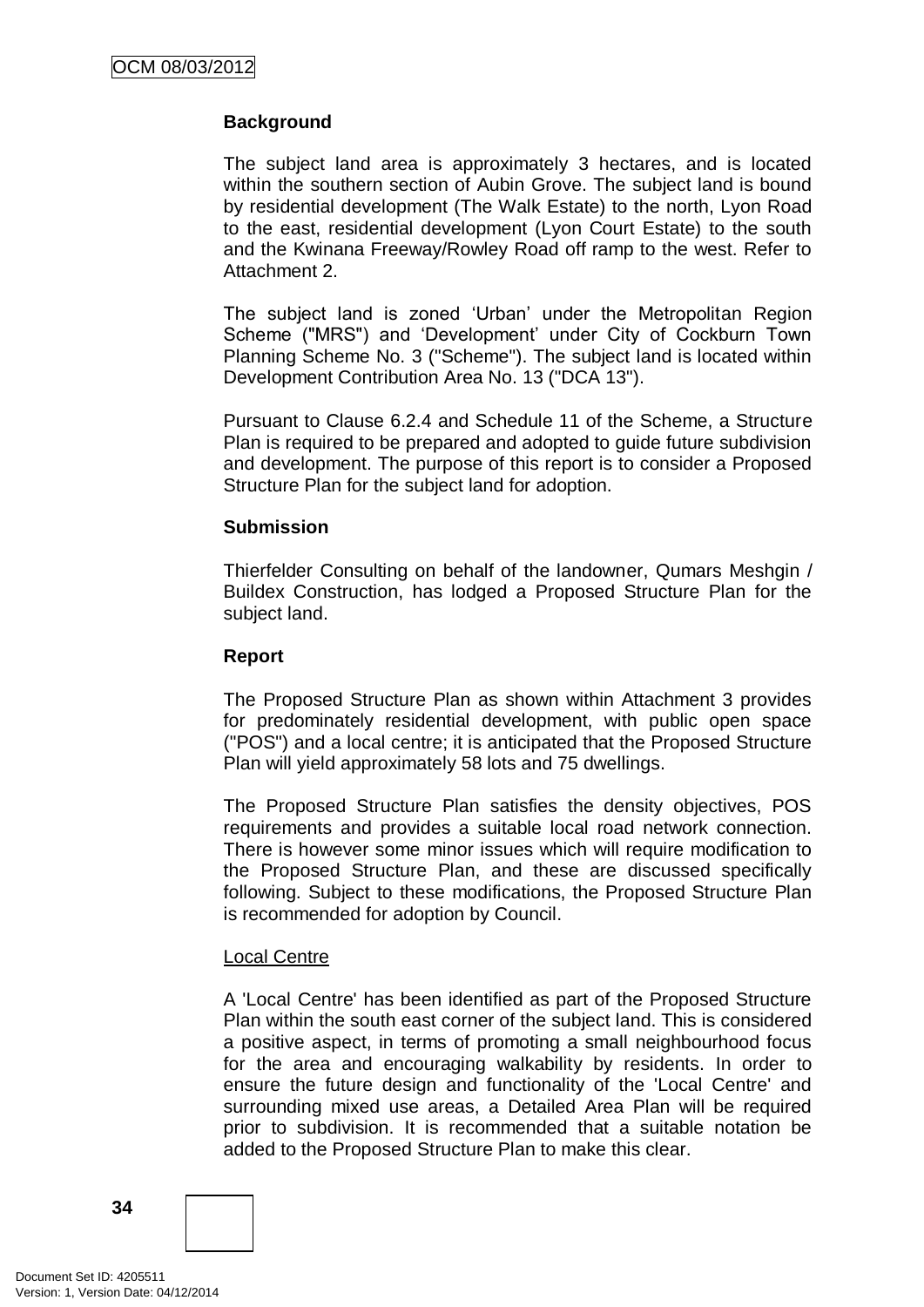**Background**

The subject land area is approximately 3 hectares, and is located within the southern section of Aubin Grove. The subject land is bound by residential development (The Walk Estate) to the north, Lyon Road to the east, residential development (Lyon Court Estate) to the south and the Kwinana Freeway/Rowley Road off ramp to the west. Refer to Attachment 2.

The subject land is zoned 'Urban' under the Metropolitan Region Scheme ("MRS") and 'Development' under City of Cockburn Town Planning Scheme No. 3 ("Scheme"). The subject land is located within Development Contribution Area No. 13 ("DCA 13").

Pursuant to Clause 6.2.4 and Schedule 11 of the Scheme, a Structure Plan is required to be prepared and adopted to guide future subdivision and development. The purpose of this report is to consider a Proposed Structure Plan for the subject land for adoption.

**Submission**

Thierfelder Consulting on behalf of the landowner, Qumars Meshgin / Buildex Construction, has lodged a Proposed Structure Plan for the subject land.

**Report**

The Proposed Structure Plan as shown within Attachment 3 provides for predominately residential development, with public open space ("POS") and a local centre; it is anticipated that the Proposed Structure Plan will yield approximately 58 lots and 75 dwellings.

The Proposed Structure Plan satisfies the density objectives, POS requirements and provides a suitable local road network connection. There is however some minor issues which will require modification to the Proposed Structure Plan, and these are discussed specifically following. Subject to these modifications, the Proposed Structure Plan is recommended for adoption by Council.

Local Centre

A 'Local Centre' has been identified as part of the Proposed Structure Plan within the south east corner of the subject land. This is considered a positive aspect, in terms of promoting a small neighbourhood focus for the area and encouraging walkability by residents. In order to ensure the future design and functionality of the 'Local Centre' and surrounding mixed use areas, a Detailed Area Plan will be required prior to subdivision. It is recommended that a suitable notation be added to the Proposed Structure Plan to make this clear.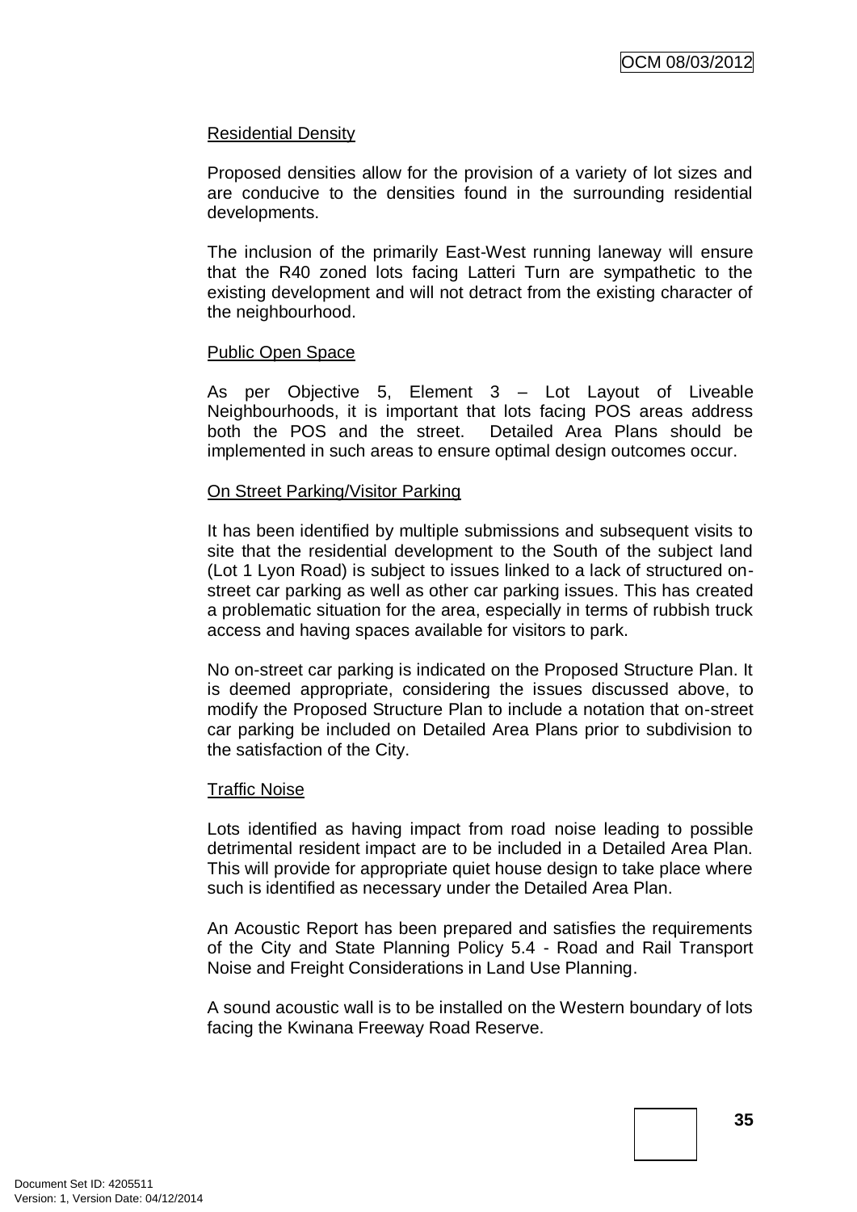Residential Density

Proposed densities allow for the provision of a variety of lot sizes and are conducive to the densities found in the surrounding residential developments.

The inclusion of the primarily East-West running laneway will ensure that the R40 zoned lots facing Latteri Turn are sympathetic to the existing development and will not detract from the existing character of the neighbourhood.

Public Open Space

As per Objective 5, Element 3 – Lot Layout of Liveable Neighbourhoods, it is important that lots facing POS areas address both the POS and the street. Detailed Area Plans should be implemented in such areas to ensure optimal design outcomes occur.

On Street Parking/Visitor Parking

It has been identified by multiple submissions and subsequent visits to site that the residential development to the South of the subject land (Lot 1 Lyon Road) is subject to issues linked to a lack of structured on-street car parking as well as other car parking issues. This has created a problematic situation for the area, especially in terms of rubbish truck access and having spaces available for visitors to park.

No on-street car parking is indicated on the Proposed Structure Plan. It is deemed appropriate, considering the issues discussed above, to modify the Proposed Structure Plan to include a notation that on-street car parking be included on Detailed Area Plans prior to subdivision to the satisfaction of the City.

Traffic Noise

Lots identified as having impact from road noise leading to possible detrimental resident impact are to be included in a Detailed Area Plan. This will provide for appropriate quiet house design to take place where such is identified as necessary under the Detailed Area Plan.

An Acoustic Report has been prepared and satisfies the requirements of the City and State Planning Policy 5.4 - Road and Rail Transport Noise and Freight Considerations in Land Use Planning.

A sound acoustic wall is to be installed on the Western boundary of lots facing the Kwinana Freeway Road Reserve.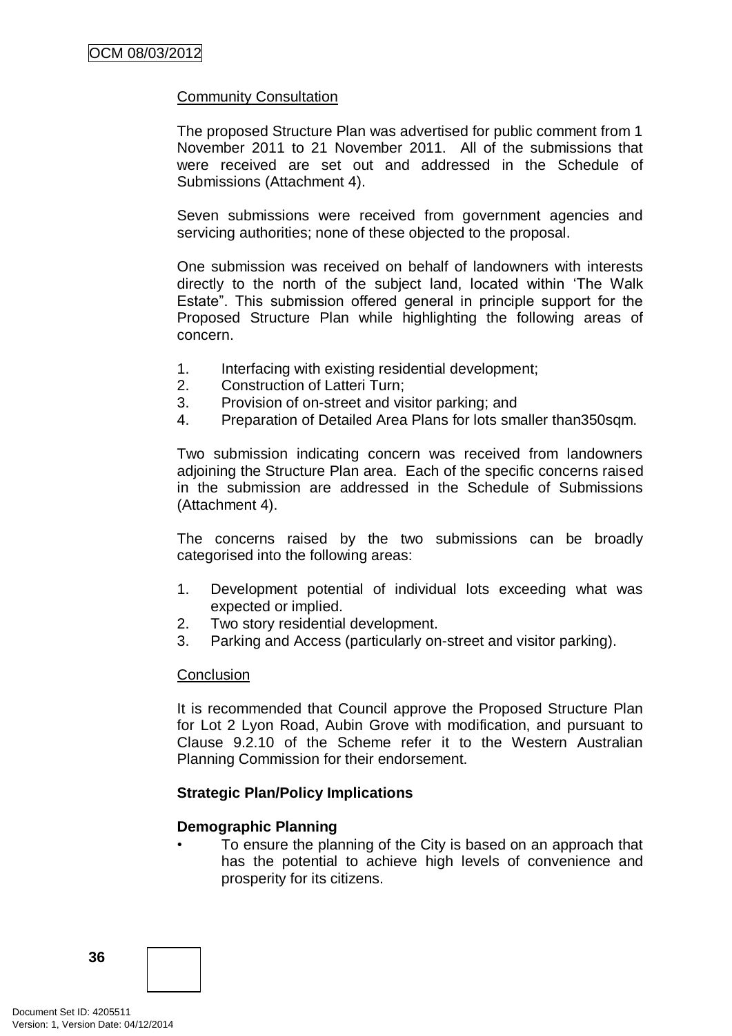Community Consultation

The proposed Structure Plan was advertised for public comment from 1 November 2011 to 21 November 2011. All of the submissions that were received are set out and addressed in the Schedule of Submissions (Attachment 4).

Seven submissions were received from government agencies and servicing authorities; none of these objected to the proposal.

One submission was received on behalf of landowners with interests directly to the north of the subject land, located within 'The Walk Estate". This submission offered general in principle support for the Proposed Structure Plan while highlighting the following areas of concern.

1. Interfacing with existing residential development;
2. Construction of Latteri Turn;
3. Provision of on-street and visitor parking; and
4. Preparation of Detailed Area Plans for lots smaller than350sqm.

Two submission indicating concern was received from landowners adjoining the Structure Plan area. Each of the specific concerns raised in the submission are addressed in the Schedule of Submissions (Attachment 4).

The concerns raised by the two submissions can be broadly categorised into the following areas:

1. Development potential of individual lots exceeding what was expected or implied.
2. Two story residential development.
3. Parking and Access (particularly on-street and visitor parking).

Conclusion

It is recommended that Council approve the Proposed Structure Plan for Lot 2 Lyon Road, Aubin Grove with modification, and pursuant to Clause 9.2.10 of the Scheme refer it to the Western Australian Planning Commission for their endorsement.

**Strategic Plan/Policy Implications**

**Demographic Planning**

- To ensure the planning of the City is based on an approach that has the potential to achieve high levels of convenience and prosperity for its citizens.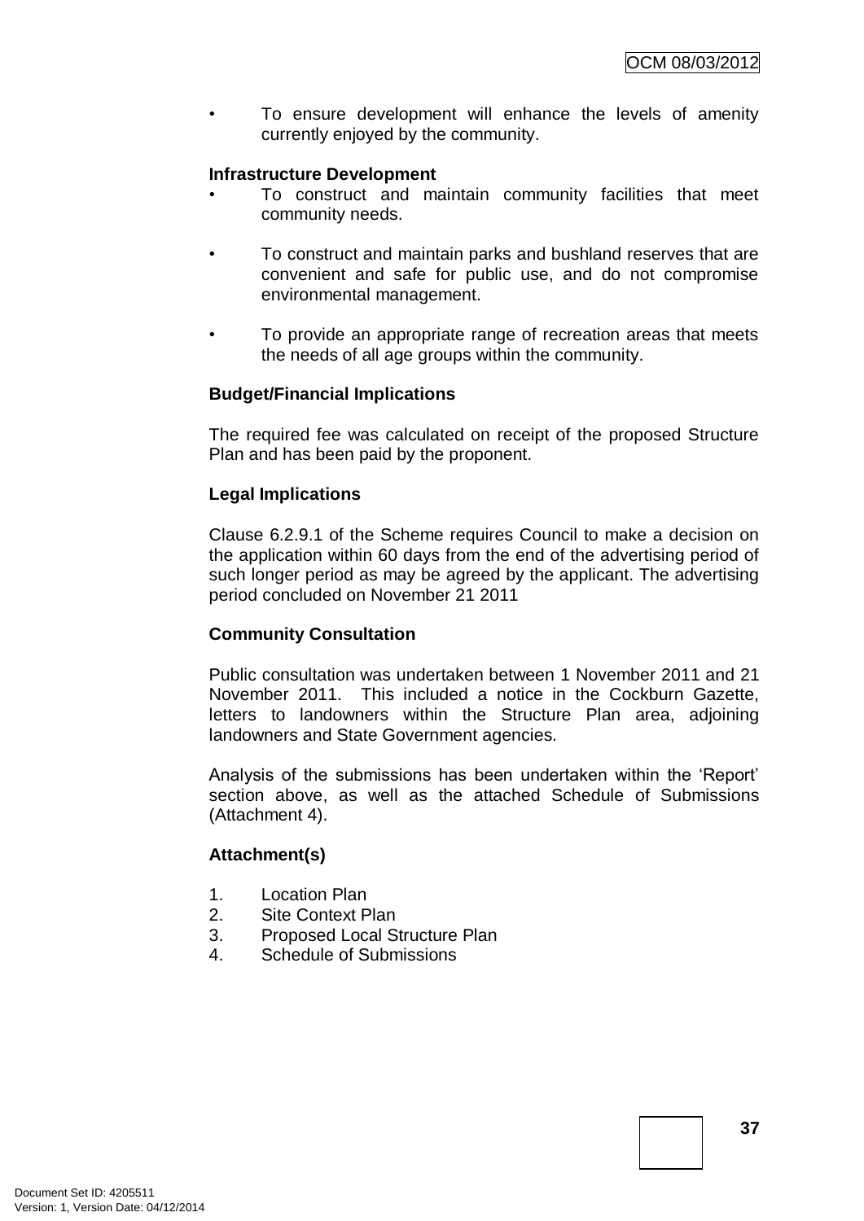- To ensure development will enhance the levels of amenity currently enjoyed by the community.

**Infrastructure Development**

- To construct and maintain community facilities that meet community needs.
- To construct and maintain parks and bushland reserves that are convenient and safe for public use, and do not compromise environmental management.
- To provide an appropriate range of recreation areas that meets the needs of all age groups within the community.

**Budget/Financial Implications**

The required fee was calculated on receipt of the proposed Structure Plan and has been paid by the proponent.

**Legal Implications**

Clause 6.2.9.1 of the Scheme requires Council to make a decision on the application within 60 days from the end of the advertising period of such longer period as may be agreed by the applicant. The advertising period concluded on November 21 2011

**Community Consultation**

Public consultation was undertaken between 1 November 2011 and 21 November 2011. This included a notice in the Cockburn Gazette, letters to landowners within the Structure Plan area, adjoining landowners and State Government agencies.

Analysis of the submissions has been undertaken within the 'Report' section above, as well as the attached Schedule of Submissions (Attachment 4).

**Attachment(s)**

1. Location Plan
2. Site Context Plan
3. Proposed Local Structure Plan
4. Schedule of Submissions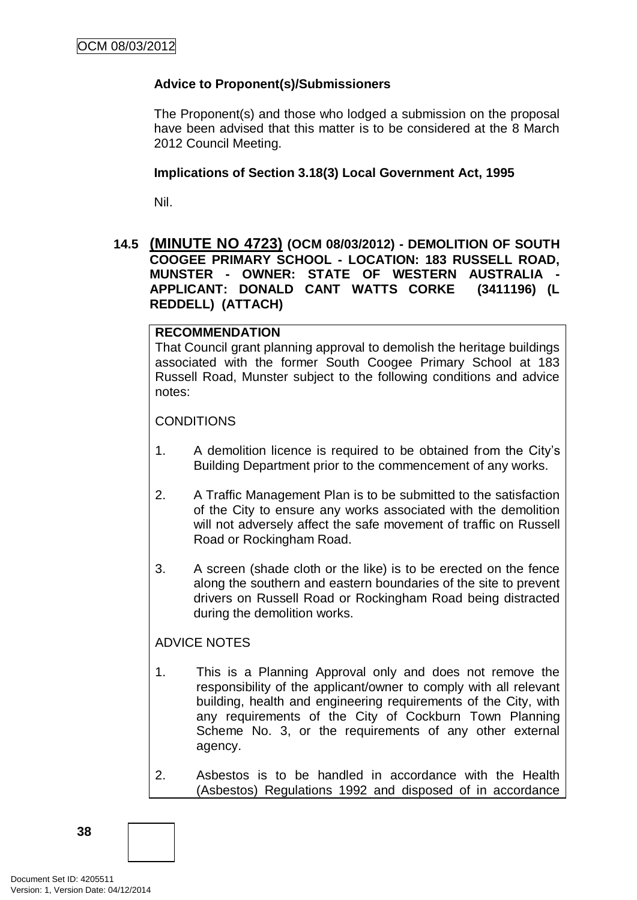**Advice to Proponent(s)/Submissioners**

The Proponent(s) and those who lodged a submission on the proposal have been advised that this matter is to be considered at the 8 March 2012 Council Meeting.

**Implications of Section 3.18(3) Local Government Act, 1995**

Nil.

### 14.5 (MINUTE NO 4723) (OCM 08/03/2012) - DEMOLITION OF SOUTH COOGEE PRIMARY SCHOOL - LOCATION: 183 RUSSELL ROAD, MUNSTER - OWNER: STATE OF WESTERN AUSTRALIA - APPLICANT: DONALD CANT WATTS CORKE (3411196) (L REDDELL) (ATTACH)

**RECOMMENDATION**

That Council grant planning approval to demolish the heritage buildings associated with the former South Coogee Primary School at 183 Russell Road, Munster subject to the following conditions and advice notes:

CONDITIONS

1. A demolition licence is required to be obtained from the City's Building Department prior to the commencement of any works.

2. A Traffic Management Plan is to be submitted to the satisfaction of the City to ensure any works associated with the demolition will not adversely affect the safe movement of traffic on Russell Road or Rockingham Road.

3. A screen (shade cloth or the like) is to be erected on the fence along the southern and eastern boundaries of the site to prevent drivers on Russell Road or Rockingham Road being distracted during the demolition works.

ADVICE NOTES

1. This is a Planning Approval only and does not remove the responsibility of the applicant/owner to comply with all relevant building, health and engineering requirements of the City, with any requirements of the City of Cockburn Town Planning Scheme No. 3, or the requirements of any other external agency.

2. Asbestos is to be handled in accordance with the Health (Asbestos) Regulations 1992 and disposed of in accordance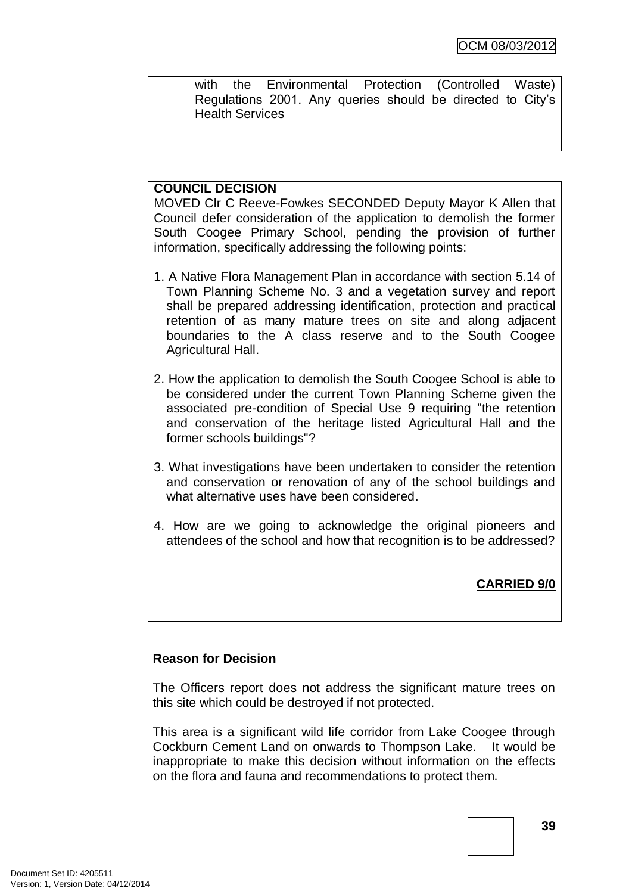with the Environmental Protection (Controlled Waste) Regulations 2001. Any queries should be directed to City's Health Services

**COUNCIL DECISION**

MOVED Clr C Reeve-Fowkes SECONDED Deputy Mayor K Allen that Council defer consideration of the application to demolish the former South Coogee Primary School, pending the provision of further information, specifically addressing the following points:

1. A Native Flora Management Plan in accordance with section 5.14 of Town Planning Scheme No. 3 and a vegetation survey and report shall be prepared addressing identification, protection and practical retention of as many mature trees on site and along adjacent boundaries to the A class reserve and to the South Coogee Agricultural Hall.

2. How the application to demolish the South Coogee School is able to be considered under the current Town Planning Scheme given the associated pre-condition of Special Use 9 requiring "the retention and conservation of the heritage listed Agricultural Hall and the former schools buildings"?

3. What investigations have been undertaken to consider the retention and conservation or renovation of any of the school buildings and what alternative uses have been considered.

4. How are we going to acknowledge the original pioneers and attendees of the school and how that recognition is to be addressed?

**CARRIED 9/0**

**Reason for Decision**

The Officers report does not address the significant mature trees on this site which could be destroyed if not protected.

This area is a significant wild life corridor from Lake Coogee through Cockburn Cement Land on onwards to Thompson Lake. It would be inappropriate to make this decision without information on the effects on the flora and fauna and recommendations to protect them.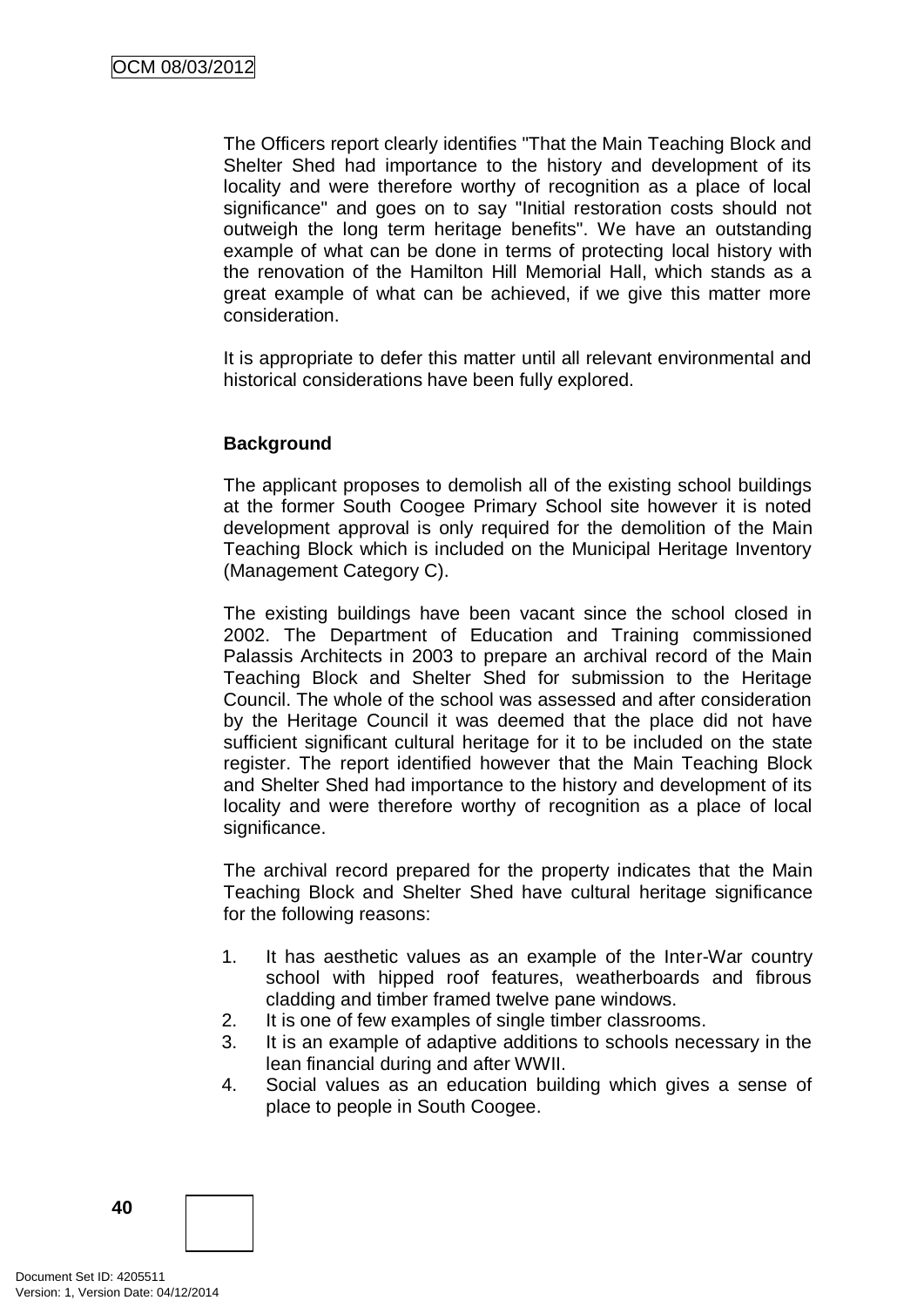The Officers report clearly identifies "That the Main Teaching Block and Shelter Shed had importance to the history and development of its locality and were therefore worthy of recognition as a place of local significance" and goes on to say "Initial restoration costs should not outweigh the long term heritage benefits". We have an outstanding example of what can be done in terms of protecting local history with the renovation of the Hamilton Hill Memorial Hall, which stands as a great example of what can be achieved, if we give this matter more consideration.

It is appropriate to defer this matter until all relevant environmental and historical considerations have been fully explored.

**Background**

The applicant proposes to demolish all of the existing school buildings at the former South Coogee Primary School site however it is noted development approval is only required for the demolition of the Main Teaching Block which is included on the Municipal Heritage Inventory (Management Category C).

The existing buildings have been vacant since the school closed in 2002. The Department of Education and Training commissioned Palassis Architects in 2003 to prepare an archival record of the Main Teaching Block and Shelter Shed for submission to the Heritage Council. The whole of the school was assessed and after consideration by the Heritage Council it was deemed that the place did not have sufficient significant cultural heritage for it to be included on the state register. The report identified however that the Main Teaching Block and Shelter Shed had importance to the history and development of its locality and were therefore worthy of recognition as a place of local significance.

The archival record prepared for the property indicates that the Main Teaching Block and Shelter Shed have cultural heritage significance for the following reasons:

1. It has aesthetic values as an example of the Inter-War country school with hipped roof features, weatherboards and fibrous cladding and timber framed twelve pane windows.
2. It is one of few examples of single timber classrooms.
3. It is an example of adaptive additions to schools necessary in the lean financial during and after WWII.
4. Social values as an education building which gives a sense of place to people in South Coogee.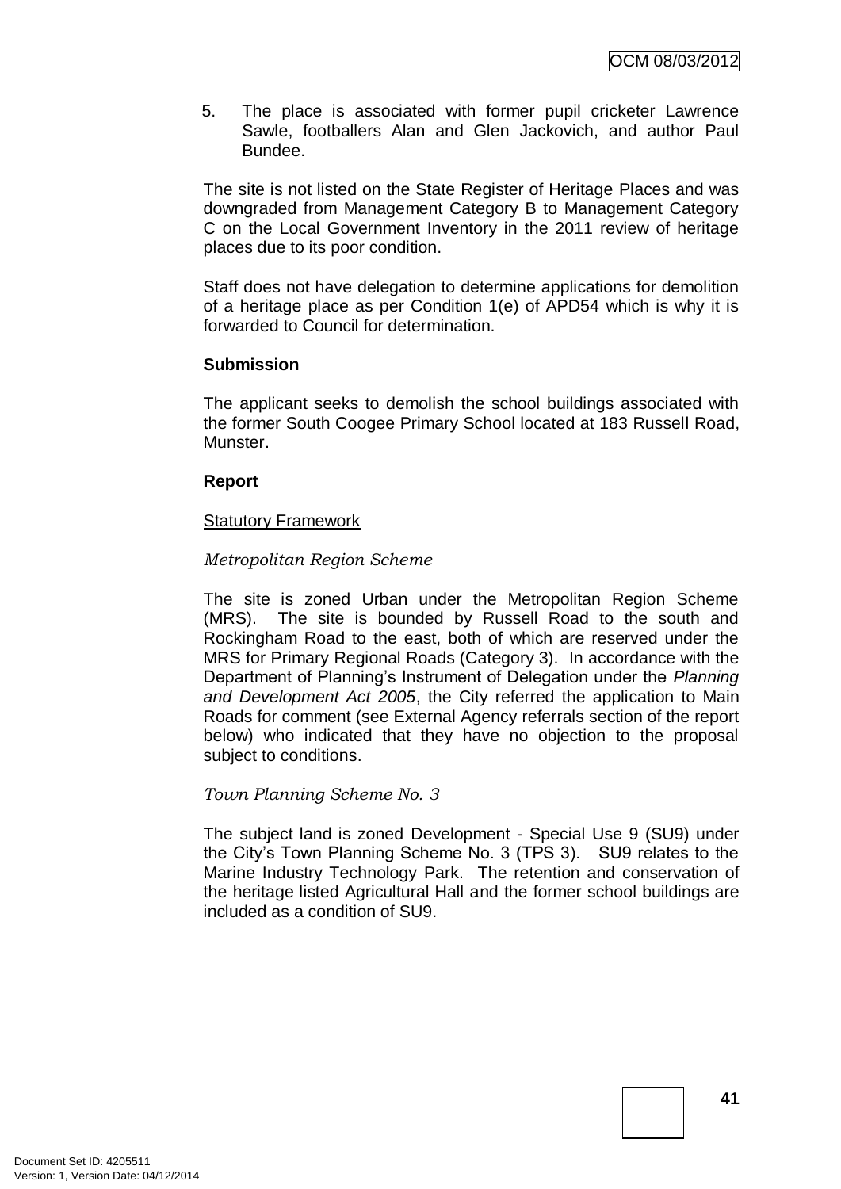5. The place is associated with former pupil cricketer Lawrence Sawle, footballers Alan and Glen Jackovich, and author Paul Bundee.

The site is not listed on the State Register of Heritage Places and was downgraded from Management Category B to Management Category C on the Local Government Inventory in the 2011 review of heritage places due to its poor condition.

Staff does not have delegation to determine applications for demolition of a heritage place as per Condition 1(e) of APD54 which is why it is forwarded to Council for determination.

**Submission**

The applicant seeks to demolish the school buildings associated with the former South Coogee Primary School located at 183 Russell Road, Munster.

**Report**

Statutory Framework

*Metropolitan Region Scheme*

The site is zoned Urban under the Metropolitan Region Scheme (MRS). The site is bounded by Russell Road to the south and Rockingham Road to the east, both of which are reserved under the MRS for Primary Regional Roads (Category 3). In accordance with the Department of Planning's Instrument of Delegation under the *Planning and Development Act 2005*, the City referred the application to Main Roads for comment (see External Agency referrals section of the report below) who indicated that they have no objection to the proposal subject to conditions.

*Town Planning Scheme No. 3*

The subject land is zoned Development - Special Use 9 (SU9) under the City's Town Planning Scheme No. 3 (TPS 3). SU9 relates to the Marine Industry Technology Park. The retention and conservation of the heritage listed Agricultural Hall and the former school buildings are included as a condition of SU9.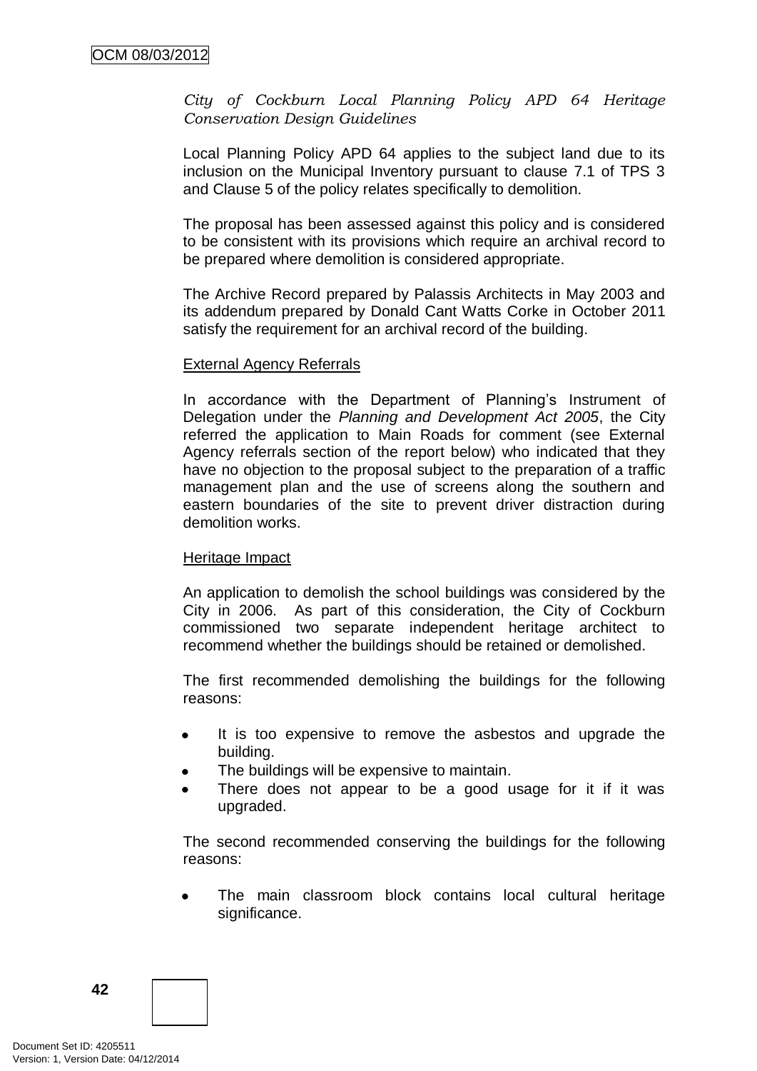*City of Cockburn Local Planning Policy APD 64 Heritage Conservation Design Guidelines*

Local Planning Policy APD 64 applies to the subject land due to its inclusion on the Municipal Inventory pursuant to clause 7.1 of TPS 3 and Clause 5 of the policy relates specifically to demolition.

The proposal has been assessed against this policy and is considered to be consistent with its provisions which require an archival record to be prepared where demolition is considered appropriate.

The Archive Record prepared by Palassis Architects in May 2003 and its addendum prepared by Donald Cant Watts Corke in October 2011 satisfy the requirement for an archival record of the building.

<u>External Agency Referrals</u>

In accordance with the Department of Planning's Instrument of Delegation under the *Planning and Development Act 2005*, the City referred the application to Main Roads for comment (see External Agency referrals section of the report below) who indicated that they have no objection to the proposal subject to the preparation of a traffic management plan and the use of screens along the southern and eastern boundaries of the site to prevent driver distraction during demolition works.

<u>Heritage Impact</u>

An application to demolish the school buildings was considered by the City in 2006. As part of this consideration, the City of Cockburn commissioned two separate independent heritage architect to recommend whether the buildings should be retained or demolished.

The first recommended demolishing the buildings for the following reasons:

- It is too expensive to remove the asbestos and upgrade the building.
- The buildings will be expensive to maintain.
- There does not appear to be a good usage for it if it was upgraded.

The second recommended conserving the buildings for the following reasons:

- The main classroom block contains local cultural heritage significance.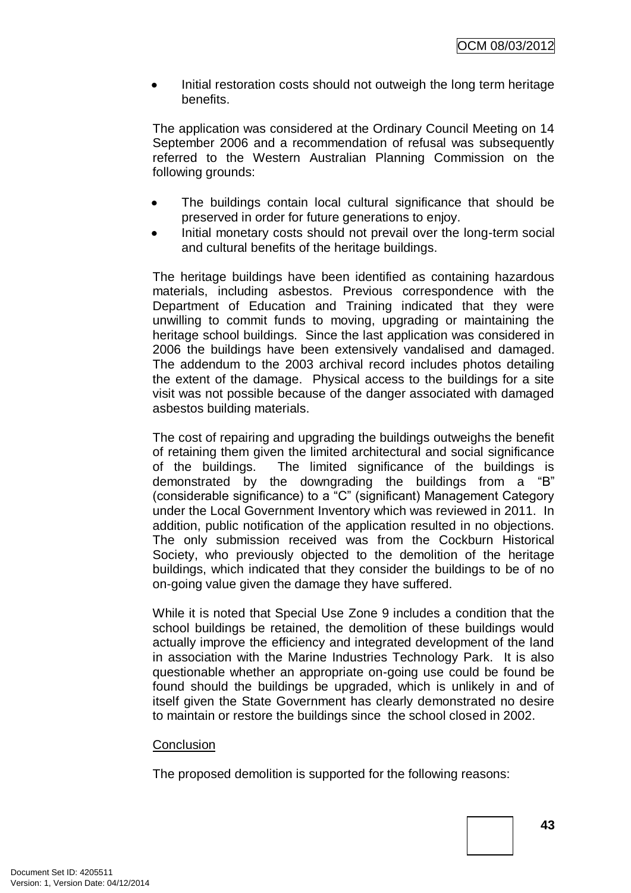- Initial restoration costs should not outweigh the long term heritage benefits.

The application was considered at the Ordinary Council Meeting on 14 September 2006 and a recommendation of refusal was subsequently referred to the Western Australian Planning Commission on the following grounds:

- The buildings contain local cultural significance that should be preserved in order for future generations to enjoy.
- Initial monetary costs should not prevail over the long-term social and cultural benefits of the heritage buildings.

The heritage buildings have been identified as containing hazardous materials, including asbestos. Previous correspondence with the Department of Education and Training indicated that they were unwilling to commit funds to moving, upgrading or maintaining the heritage school buildings. Since the last application was considered in 2006 the buildings have been extensively vandalised and damaged. The addendum to the 2003 archival record includes photos detailing the extent of the damage. Physical access to the buildings for a site visit was not possible because of the danger associated with damaged asbestos building materials.

The cost of repairing and upgrading the buildings outweighs the benefit of retaining them given the limited architectural and social significance of the buildings. The limited significance of the buildings is demonstrated by the downgrading the buildings from a "B" (considerable significance) to a "C" (significant) Management Category under the Local Government Inventory which was reviewed in 2011. In addition, public notification of the application resulted in no objections. The only submission received was from the Cockburn Historical Society, who previously objected to the demolition of the heritage buildings, which indicated that they consider the buildings to be of no on-going value given the damage they have suffered.

While it is noted that Special Use Zone 9 includes a condition that the school buildings be retained, the demolition of these buildings would actually improve the efficiency and integrated development of the land in association with the Marine Industries Technology Park. It is also questionable whether an appropriate on-going use could be found be found should the buildings be upgraded, which is unlikely in and of itself given the State Government has clearly demonstrated no desire to maintain or restore the buildings since the school closed in 2002.

<u>Conclusion</u>

The proposed demolition is supported for the following reasons: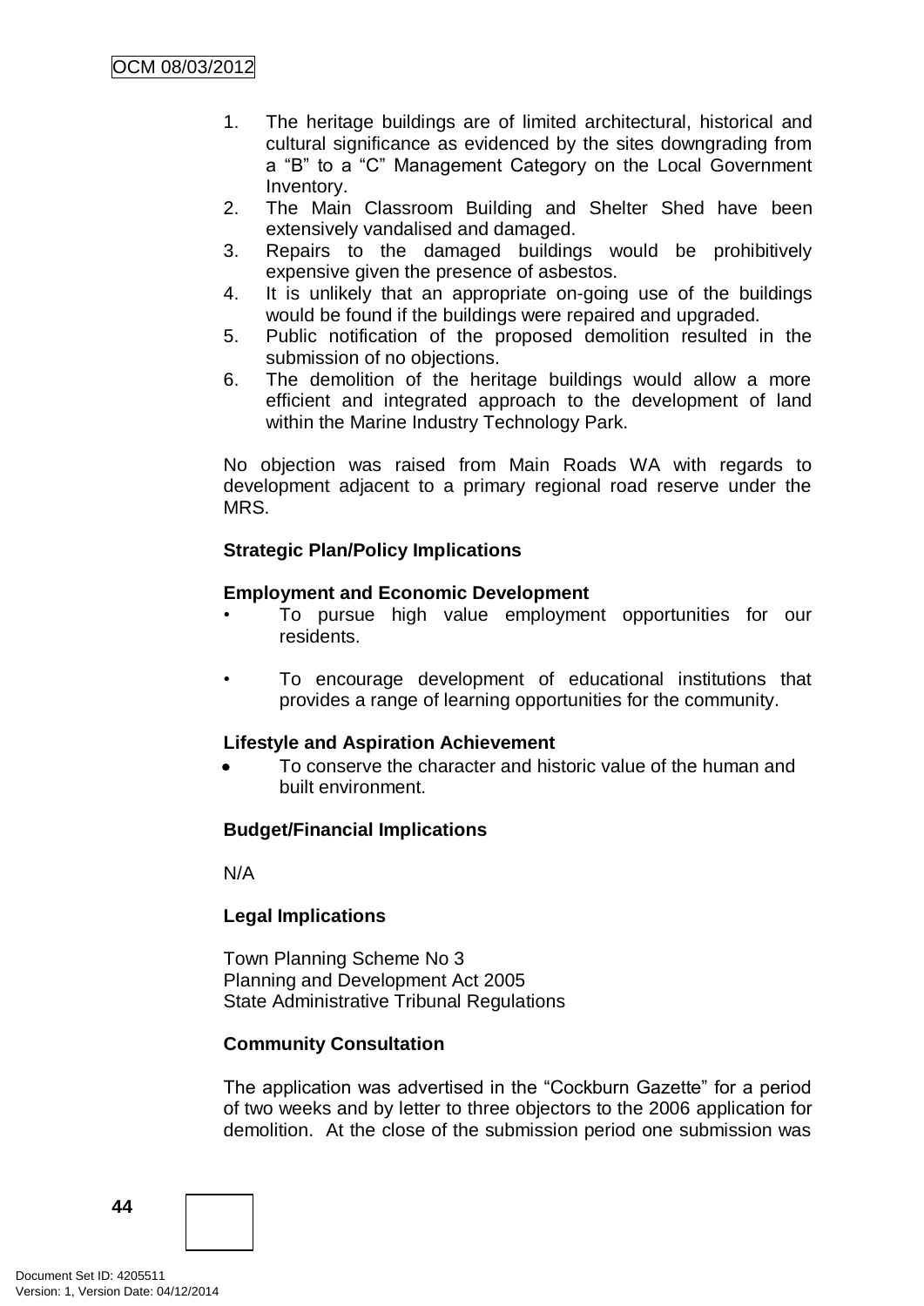1. The heritage buildings are of limited architectural, historical and cultural significance as evidenced by the sites downgrading from a "B" to a "C" Management Category on the Local Government Inventory.
2. The Main Classroom Building and Shelter Shed have been extensively vandalised and damaged.
3. Repairs to the damaged buildings would be prohibitively expensive given the presence of asbestos.
4. It is unlikely that an appropriate on-going use of the buildings would be found if the buildings were repaired and upgraded.
5. Public notification of the proposed demolition resulted in the submission of no objections.
6. The demolition of the heritage buildings would allow a more efficient and integrated approach to the development of land within the Marine Industry Technology Park.

No objection was raised from Main Roads WA with regards to development adjacent to a primary regional road reserve under the MRS.

**Strategic Plan/Policy Implications**

**Employment and Economic Development**

- To pursue high value employment opportunities for our residents.
- To encourage development of educational institutions that provides a range of learning opportunities for the community.

**Lifestyle and Aspiration Achievement**

- To conserve the character and historic value of the human and built environment.

**Budget/Financial Implications**

N/A

**Legal Implications**

Town Planning Scheme No 3
Planning and Development Act 2005
State Administrative Tribunal Regulations

**Community Consultation**

The application was advertised in the "Cockburn Gazette" for a period of two weeks and by letter to three objectors to the 2006 application for demolition. At the close of the submission period one submission was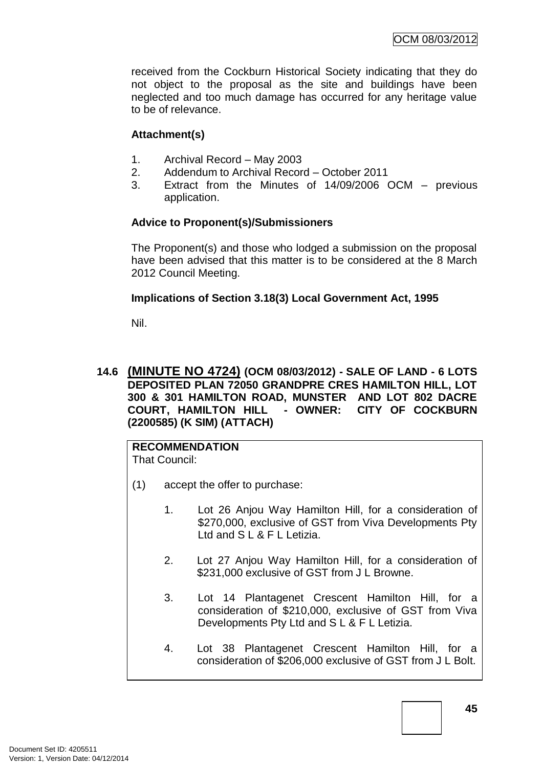received from the Cockburn Historical Society indicating that they do not object to the proposal as the site and buildings have been neglected and too much damage has occurred for any heritage value to be of relevance.

**Attachment(s)**

1. Archival Record – May 2003
2. Addendum to Archival Record – October 2011
3. Extract from the Minutes of 14/09/2006 OCM – previous application.

**Advice to Proponent(s)/Submissioners**

The Proponent(s) and those who lodged a submission on the proposal have been advised that this matter is to be considered at the 8 March 2012 Council Meeting.

**Implications of Section 3.18(3) Local Government Act, 1995**

Nil.

**14.6 (MINUTE NO 4724) (OCM 08/03/2012) - SALE OF LAND - 6 LOTS DEPOSITED PLAN 72050 GRANDPRE CRES HAMILTON HILL, LOT 300 & 301 HAMILTON ROAD, MUNSTER AND LOT 802 DACRE COURT, HAMILTON HILL - OWNER: CITY OF COCKBURN (2200585) (K SIM) (ATTACH)**

**RECOMMENDATION**
That Council:

(1) accept the offer to purchase:

1. Lot 26 Anjou Way Hamilton Hill, for a consideration of $270,000, exclusive of GST from Viva Developments Pty Ltd and S L & F L Letizia.

2. Lot 27 Anjou Way Hamilton Hill, for a consideration of $231,000 exclusive of GST from J L Browne.

3. Lot 14 Plantagenet Crescent Hamilton Hill, for a consideration of $210,000, exclusive of GST from Viva Developments Pty Ltd and S L & F L Letizia.

4. Lot 38 Plantagenet Crescent Hamilton Hill, for a consideration of $206,000 exclusive of GST from J L Bolt.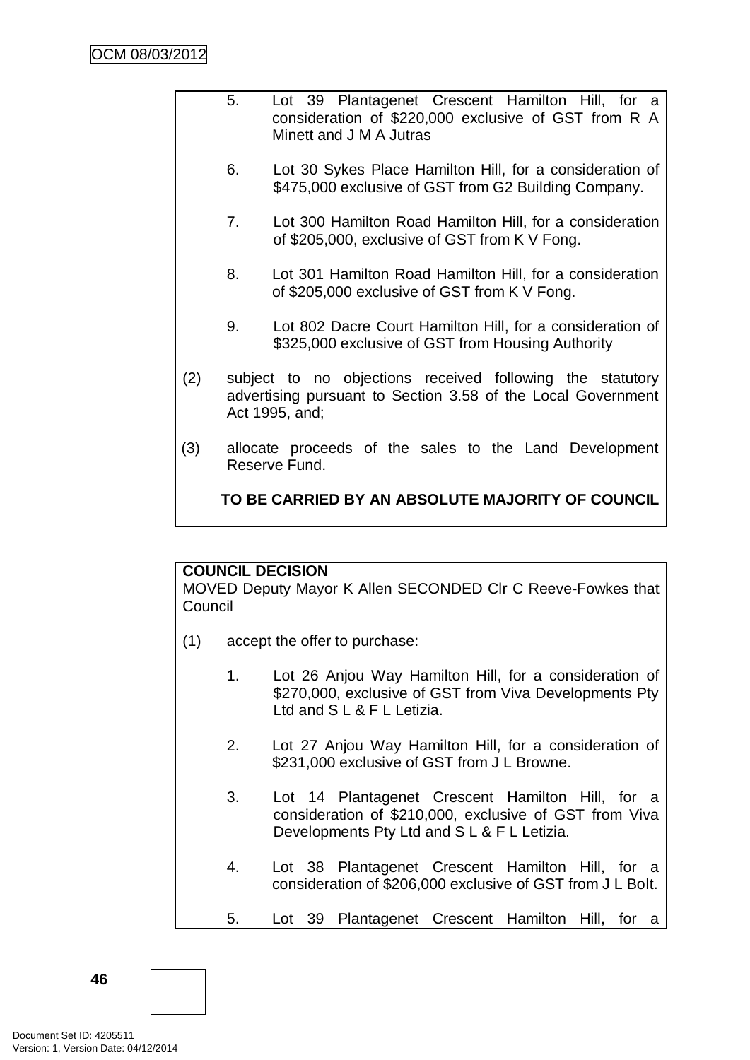5. Lot 39 Plantagenet Crescent Hamilton Hill, for a consideration of $220,000 exclusive of GST from R A Minett and J M A Jutras

6. Lot 30 Sykes Place Hamilton Hill, for a consideration of $475,000 exclusive of GST from G2 Building Company.

7. Lot 300 Hamilton Road Hamilton Hill, for a consideration of $205,000, exclusive of GST from K V Fong.

8. Lot 301 Hamilton Road Hamilton Hill, for a consideration of $205,000 exclusive of GST from K V Fong.

9. Lot 802 Dacre Court Hamilton Hill, for a consideration of $325,000 exclusive of GST from Housing Authority

(2) subject to no objections received following the statutory advertising pursuant to Section 3.58 of the Local Government Act 1995, and;

(3) allocate proceeds of the sales to the Land Development Reserve Fund.

**TO BE CARRIED BY AN ABSOLUTE MAJORITY OF COUNCIL**

**COUNCIL DECISION**

MOVED Deputy Mayor K Allen SECONDED Clr C Reeve-Fowkes that Council

(1) accept the offer to purchase:

1. Lot 26 Anjou Way Hamilton Hill, for a consideration of $270,000, exclusive of GST from Viva Developments Pty Ltd and S L & F L Letizia.

2. Lot 27 Anjou Way Hamilton Hill, for a consideration of $231,000 exclusive of GST from J L Browne.

3. Lot 14 Plantagenet Crescent Hamilton Hill, for a consideration of $210,000, exclusive of GST from Viva Developments Pty Ltd and S L & F L Letizia.

4. Lot 38 Plantagenet Crescent Hamilton Hill, for a consideration of $206,000 exclusive of GST from J L Bolt.

5. Lot 39 Plantagenet Crescent Hamilton Hill, for a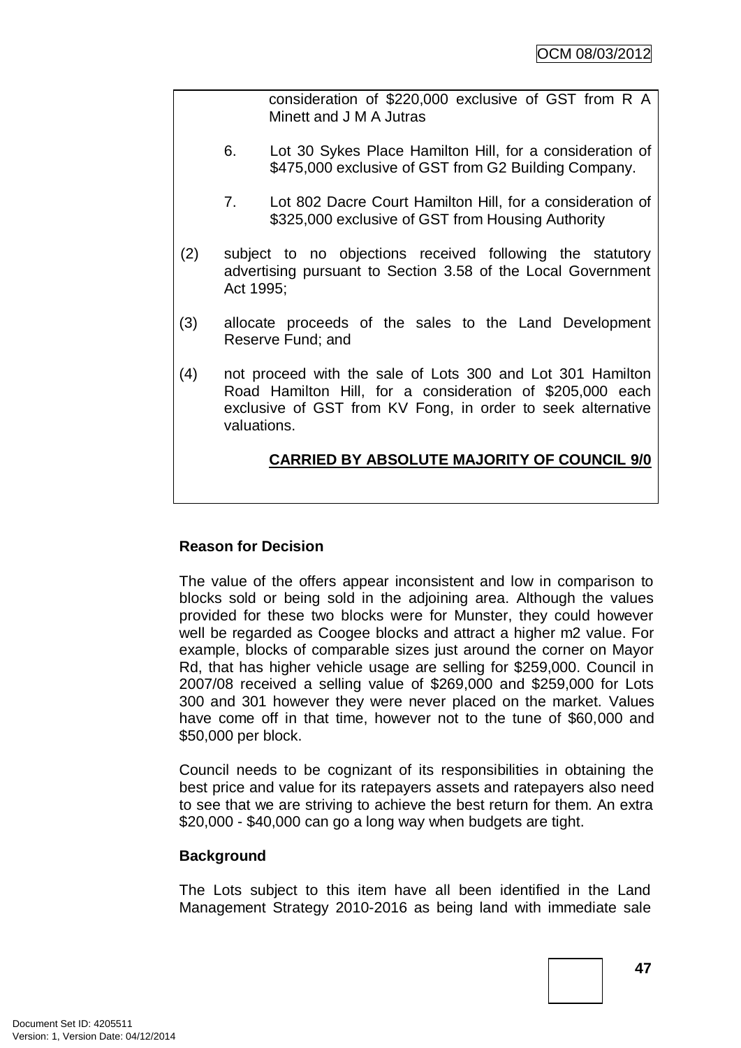consideration of $220,000 exclusive of GST from R A Minett and J M A Jutras

6. Lot 30 Sykes Place Hamilton Hill, for a consideration of $475,000 exclusive of GST from G2 Building Company.

7. Lot 802 Dacre Court Hamilton Hill, for a consideration of $325,000 exclusive of GST from Housing Authority

(2) subject to no objections received following the statutory advertising pursuant to Section 3.58 of the Local Government Act 1995;

(3) allocate proceeds of the sales to the Land Development Reserve Fund; and

(4) not proceed with the sale of Lots 300 and Lot 301 Hamilton Road Hamilton Hill, for a consideration of $205,000 each exclusive of GST from KV Fong, in order to seek alternative valuations.

**CARRIED BY ABSOLUTE MAJORITY OF COUNCIL 9/0**

**Reason for Decision**

The value of the offers appear inconsistent and low in comparison to blocks sold or being sold in the adjoining area. Although the values provided for these two blocks were for Munster, they could however well be regarded as Coogee blocks and attract a higher m2 value. For example, blocks of comparable sizes just around the corner on Mayor Rd, that has higher vehicle usage are selling for $259,000. Council in 2007/08 received a selling value of $269,000 and $259,000 for Lots 300 and 301 however they were never placed on the market. Values have come off in that time, however not to the tune of $60,000 and $50,000 per block.

Council needs to be cognizant of its responsibilities in obtaining the best price and value for its ratepayers assets and ratepayers also need to see that we are striving to achieve the best return for them. An extra $20,000 - $40,000 can go a long way when budgets are tight.

**Background**

The Lots subject to this item have all been identified in the Land Management Strategy 2010-2016 as being land with immediate sale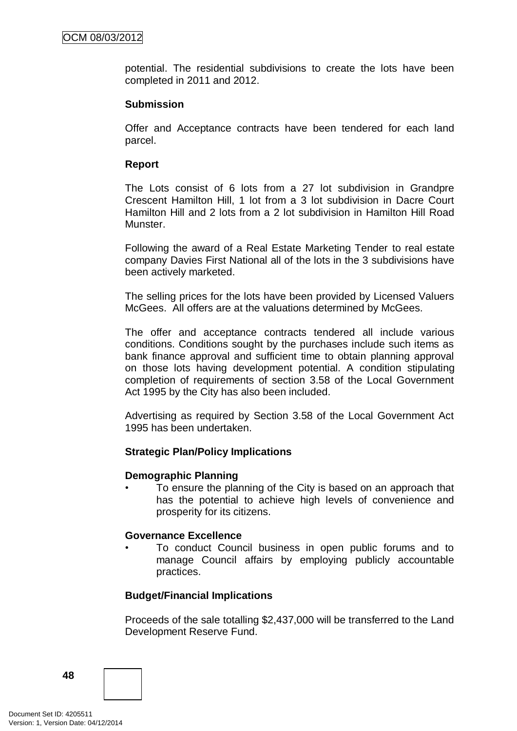potential. The residential subdivisions to create the lots have been completed in 2011 and 2012.

**Submission**

Offer and Acceptance contracts have been tendered for each land parcel.

**Report**

The Lots consist of 6 lots from a 27 lot subdivision in Grandpre Crescent Hamilton Hill, 1 lot from a 3 lot subdivision in Dacre Court Hamilton Hill and 2 lots from a 2 lot subdivision in Hamilton Hill Road Munster.

Following the award of a Real Estate Marketing Tender to real estate company Davies First National all of the lots in the 3 subdivisions have been actively marketed.

The selling prices for the lots have been provided by Licensed Valuers McGees. All offers are at the valuations determined by McGees.

The offer and acceptance contracts tendered all include various conditions. Conditions sought by the purchases include such items as bank finance approval and sufficient time to obtain planning approval on those lots having development potential. A condition stipulating completion of requirements of section 3.58 of the Local Government Act 1995 by the City has also been included.

Advertising as required by Section 3.58 of the Local Government Act 1995 has been undertaken.

**Strategic Plan/Policy Implications**

**Demographic Planning**

- To ensure the planning of the City is based on an approach that has the potential to achieve high levels of convenience and prosperity for its citizens.

**Governance Excellence**

- To conduct Council business in open public forums and to manage Council affairs by employing publicly accountable practices.

**Budget/Financial Implications**

Proceeds of the sale totalling $2,437,000 will be transferred to the Land Development Reserve Fund.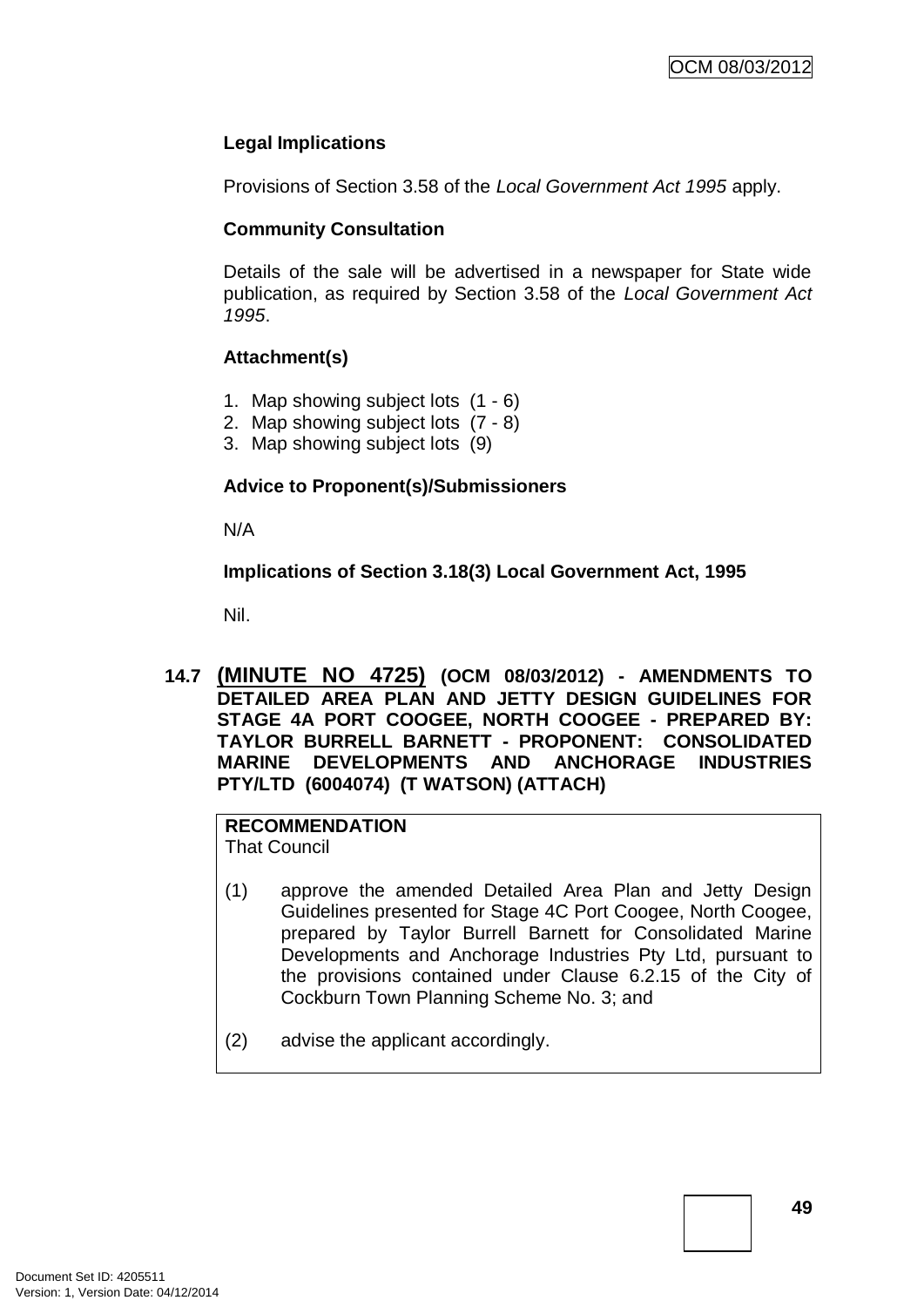### Legal Implications

Provisions of Section 3.58 of the *Local Government Act 1995* apply.

### Community Consultation

Details of the sale will be advertised in a newspaper for State wide publication, as required by Section 3.58 of the *Local Government Act 1995*.

### Attachment(s)

1. Map showing subject lots (1 - 6)
2. Map showing subject lots (7 - 8)
3. Map showing subject lots (9)

### Advice to Proponent(s)/Submissioners

N/A

### Implications of Section 3.18(3) Local Government Act, 1995

Nil.

## 14.7 (MINUTE NO 4725) (OCM 08/03/2012) - AMENDMENTS TO DETAILED AREA PLAN AND JETTY DESIGN GUIDELINES FOR STAGE 4A PORT COOGEE, NORTH COOGEE - PREPARED BY: TAYLOR BURRELL BARNETT - PROPONENT: CONSOLIDATED MARINE DEVELOPMENTS AND ANCHORAGE INDUSTRIES PTY/LTD (6004074) (T WATSON) (ATTACH)

**RECOMMENDATION**
That Council

(1) approve the amended Detailed Area Plan and Jetty Design Guidelines presented for Stage 4C Port Coogee, North Coogee, prepared by Taylor Burrell Barnett for Consolidated Marine Developments and Anchorage Industries Pty Ltd, pursuant to the provisions contained under Clause 6.2.15 of the City of Cockburn Town Planning Scheme No. 3; and

(2) advise the applicant accordingly.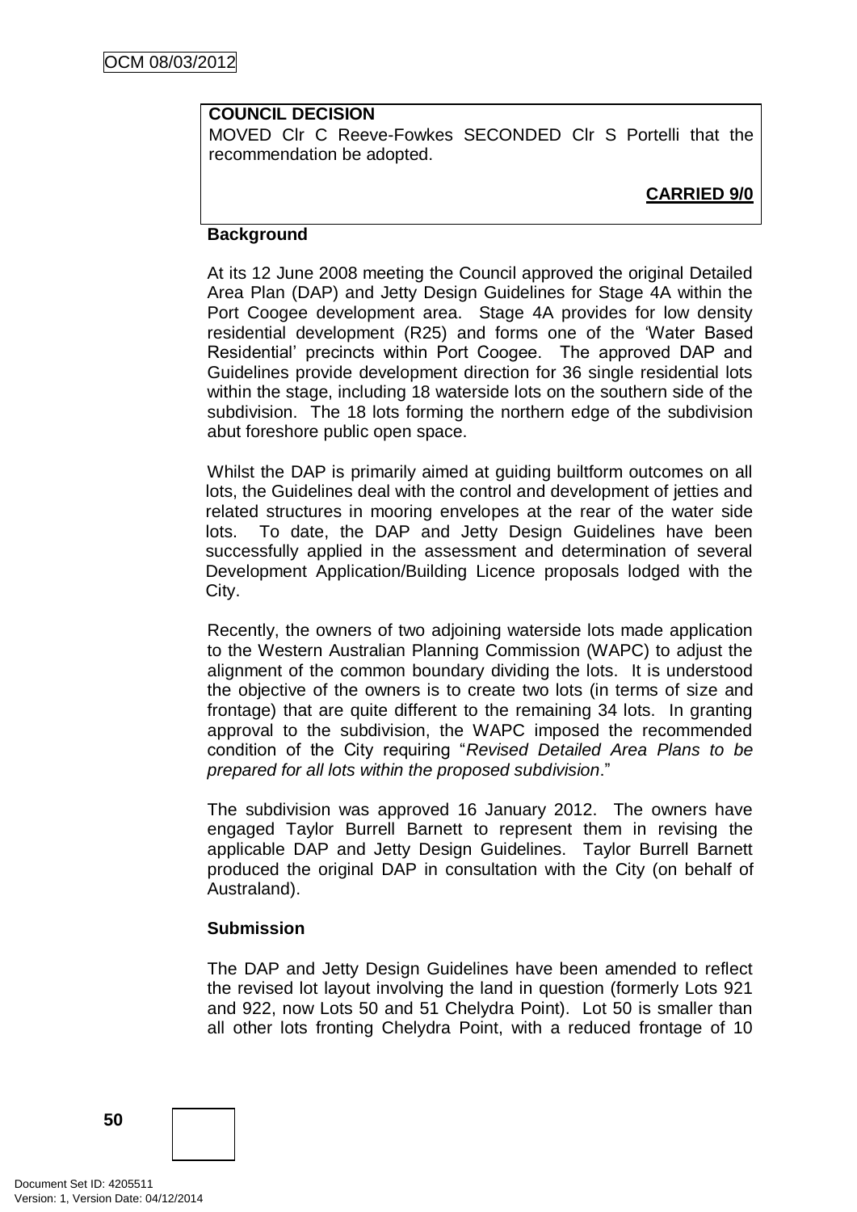**COUNCIL DECISION**

MOVED Clr C Reeve-Fowkes SECONDED Clr S Portelli that the recommendation be adopted.

**CARRIED 9/0**

**Background**

At its 12 June 2008 meeting the Council approved the original Detailed Area Plan (DAP) and Jetty Design Guidelines for Stage 4A within the Port Coogee development area. Stage 4A provides for low density residential development (R25) and forms one of the 'Water Based Residential' precincts within Port Coogee. The approved DAP and Guidelines provide development direction for 36 single residential lots within the stage, including 18 waterside lots on the southern side of the subdivision. The 18 lots forming the northern edge of the subdivision abut foreshore public open space.

Whilst the DAP is primarily aimed at guiding builtform outcomes on all lots, the Guidelines deal with the control and development of jetties and related structures in mooring envelopes at the rear of the water side lots. To date, the DAP and Jetty Design Guidelines have been successfully applied in the assessment and determination of several Development Application/Building Licence proposals lodged with the City.

Recently, the owners of two adjoining waterside lots made application to the Western Australian Planning Commission (WAPC) to adjust the alignment of the common boundary dividing the lots. It is understood the objective of the owners is to create two lots (in terms of size and frontage) that are quite different to the remaining 34 lots. In granting approval to the subdivision, the WAPC imposed the recommended condition of the City requiring "*Revised Detailed Area Plans to be prepared for all lots within the proposed subdivision*."

The subdivision was approved 16 January 2012. The owners have engaged Taylor Burrell Barnett to represent them in revising the applicable DAP and Jetty Design Guidelines. Taylor Burrell Barnett produced the original DAP in consultation with the City (on behalf of Australand).

**Submission**

The DAP and Jetty Design Guidelines have been amended to reflect the revised lot layout involving the land in question (formerly Lots 921 and 922, now Lots 50 and 51 Chelydra Point). Lot 50 is smaller than all other lots fronting Chelydra Point, with a reduced frontage of 10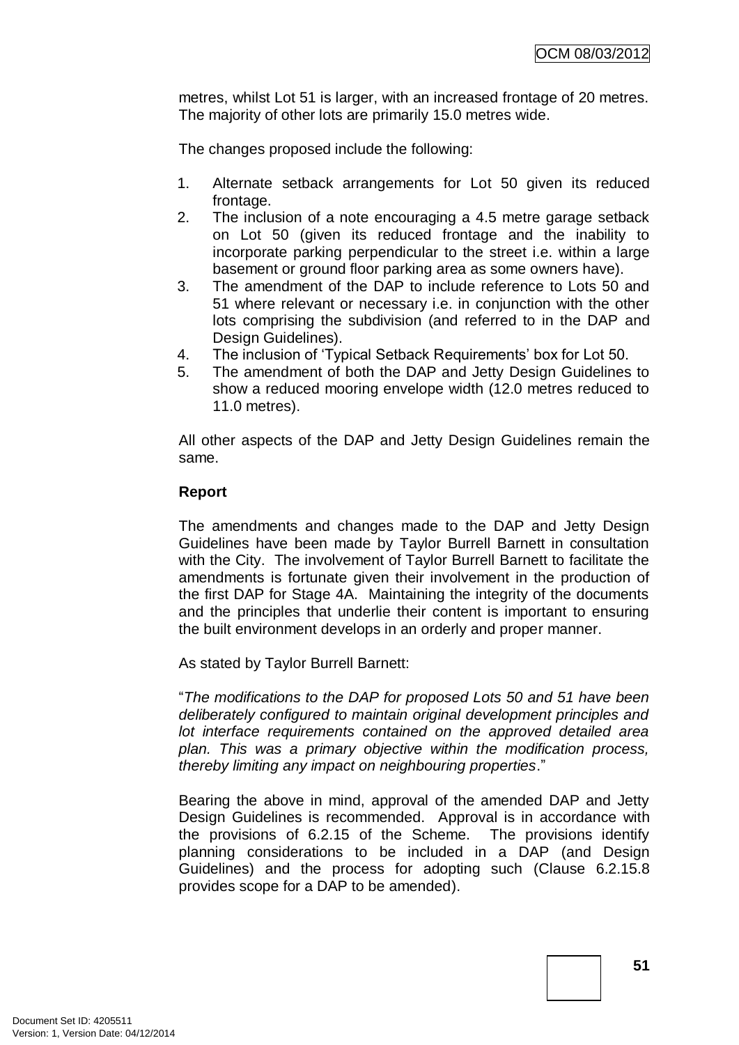metres, whilst Lot 51 is larger, with an increased frontage of 20 metres. The majority of other lots are primarily 15.0 metres wide.

The changes proposed include the following:

1. Alternate setback arrangements for Lot 50 given its reduced frontage.
2. The inclusion of a note encouraging a 4.5 metre garage setback on Lot 50 (given its reduced frontage and the inability to incorporate parking perpendicular to the street i.e. within a large basement or ground floor parking area as some owners have).
3. The amendment of the DAP to include reference to Lots 50 and 51 where relevant or necessary i.e. in conjunction with the other lots comprising the subdivision (and referred to in the DAP and Design Guidelines).
4. The inclusion of 'Typical Setback Requirements' box for Lot 50.
5. The amendment of both the DAP and Jetty Design Guidelines to show a reduced mooring envelope width (12.0 metres reduced to 11.0 metres).

All other aspects of the DAP and Jetty Design Guidelines remain the same.

**Report**

The amendments and changes made to the DAP and Jetty Design Guidelines have been made by Taylor Burrell Barnett in consultation with the City. The involvement of Taylor Burrell Barnett to facilitate the amendments is fortunate given their involvement in the production of the first DAP for Stage 4A. Maintaining the integrity of the documents and the principles that underlie their content is important to ensuring the built environment develops in an orderly and proper manner.

As stated by Taylor Burrell Barnett:

"*The modifications to the DAP for proposed Lots 50 and 51 have been deliberately configured to maintain original development principles and lot interface requirements contained on the approved detailed area plan. This was a primary objective within the modification process, thereby limiting any impact on neighbouring properties*."

Bearing the above in mind, approval of the amended DAP and Jetty Design Guidelines is recommended. Approval is in accordance with the provisions of 6.2.15 of the Scheme. The provisions identify planning considerations to be included in a DAP (and Design Guidelines) and the process for adopting such (Clause 6.2.15.8 provides scope for a DAP to be amended).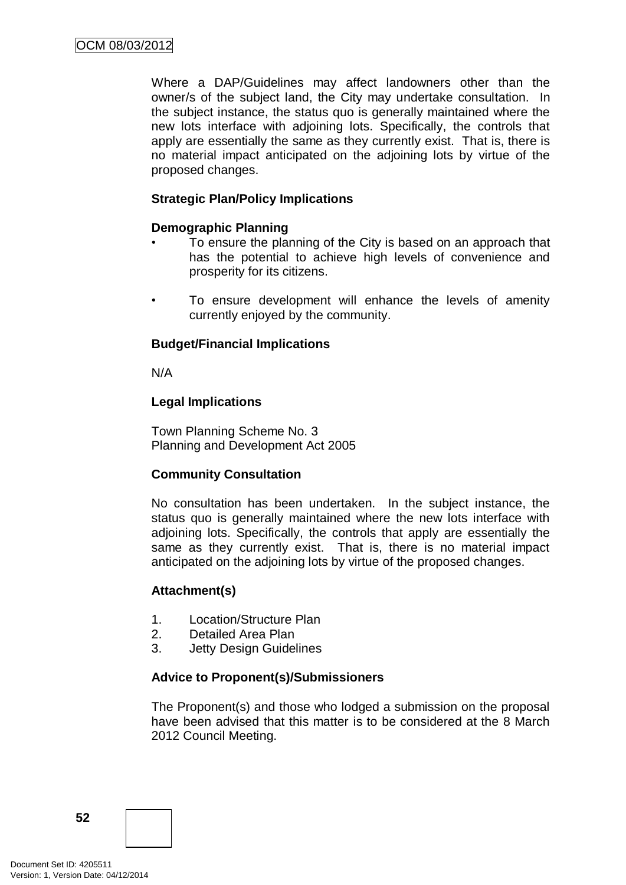Where a DAP/Guidelines may affect landowners other than the owner/s of the subject land, the City may undertake consultation. In the subject instance, the status quo is generally maintained where the new lots interface with adjoining lots. Specifically, the controls that apply are essentially the same as they currently exist. That is, there is no material impact anticipated on the adjoining lots by virtue of the proposed changes.

**Strategic Plan/Policy Implications**

**Demographic Planning**

- To ensure the planning of the City is based on an approach that has the potential to achieve high levels of convenience and prosperity for its citizens.
- To ensure development will enhance the levels of amenity currently enjoyed by the community.

**Budget/Financial Implications**

N/A

**Legal Implications**

Town Planning Scheme No. 3
Planning and Development Act 2005

**Community Consultation**

No consultation has been undertaken. In the subject instance, the status quo is generally maintained where the new lots interface with adjoining lots. Specifically, the controls that apply are essentially the same as they currently exist. That is, there is no material impact anticipated on the adjoining lots by virtue of the proposed changes.

**Attachment(s)**

1. Location/Structure Plan
2. Detailed Area Plan
3. Jetty Design Guidelines

**Advice to Proponent(s)/Submissioners**

The Proponent(s) and those who lodged a submission on the proposal have been advised that this matter is to be considered at the 8 March 2012 Council Meeting.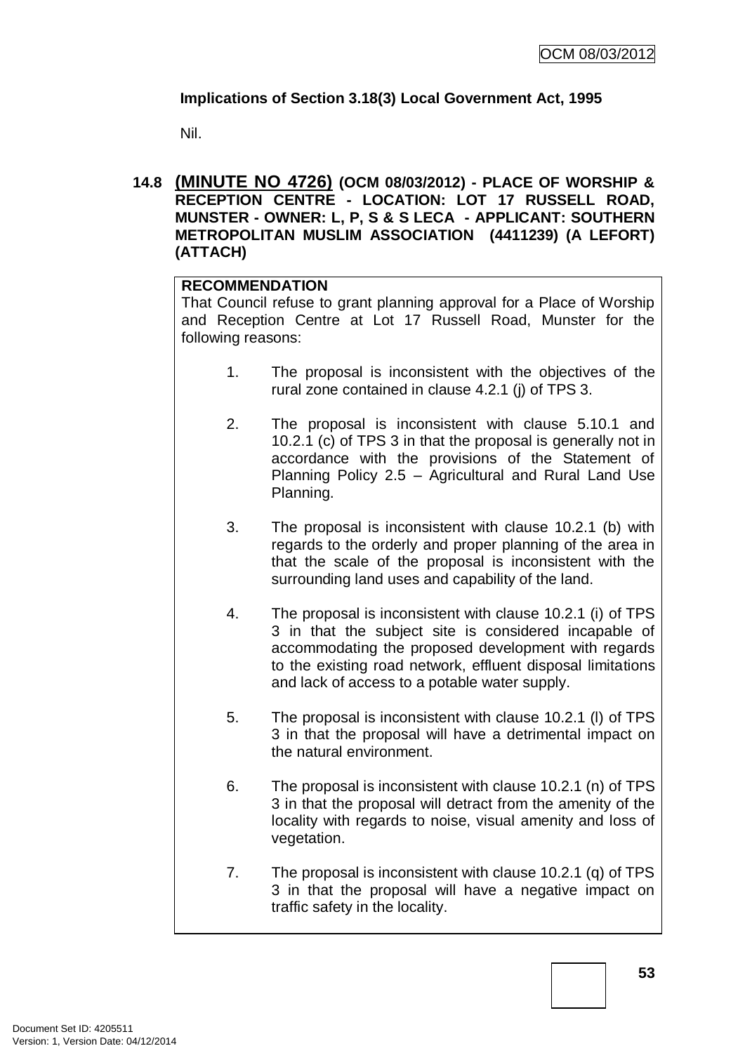**Implications of Section 3.18(3) Local Government Act, 1995**

Nil.

## 14.8 (MINUTE NO 4726) (OCM 08/03/2012) - PLACE OF WORSHIP & RECEPTION CENTRE - LOCATION: LOT 17 RUSSELL ROAD, MUNSTER - OWNER: L, P, S & S LECA - APPLICANT: SOUTHERN METROPOLITAN MUSLIM ASSOCIATION (4411239) (A LEFORT) (ATTACH)

**RECOMMENDATION**

That Council refuse to grant planning approval for a Place of Worship and Reception Centre at Lot 17 Russell Road, Munster for the following reasons:

1. The proposal is inconsistent with the objectives of the rural zone contained in clause 4.2.1 (j) of TPS 3.

2. The proposal is inconsistent with clause 5.10.1 and 10.2.1 (c) of TPS 3 in that the proposal is generally not in accordance with the provisions of the Statement of Planning Policy 2.5 – Agricultural and Rural Land Use Planning.

3. The proposal is inconsistent with clause 10.2.1 (b) with regards to the orderly and proper planning of the area in that the scale of the proposal is inconsistent with the surrounding land uses and capability of the land.

4. The proposal is inconsistent with clause 10.2.1 (i) of TPS 3 in that the subject site is considered incapable of accommodating the proposed development with regards to the existing road network, effluent disposal limitations and lack of access to a potable water supply.

5. The proposal is inconsistent with clause 10.2.1 (l) of TPS 3 in that the proposal will have a detrimental impact on the natural environment.

6. The proposal is inconsistent with clause 10.2.1 (n) of TPS 3 in that the proposal will detract from the amenity of the locality with regards to noise, visual amenity and loss of vegetation.

7. The proposal is inconsistent with clause 10.2.1 (q) of TPS 3 in that the proposal will have a negative impact on traffic safety in the locality.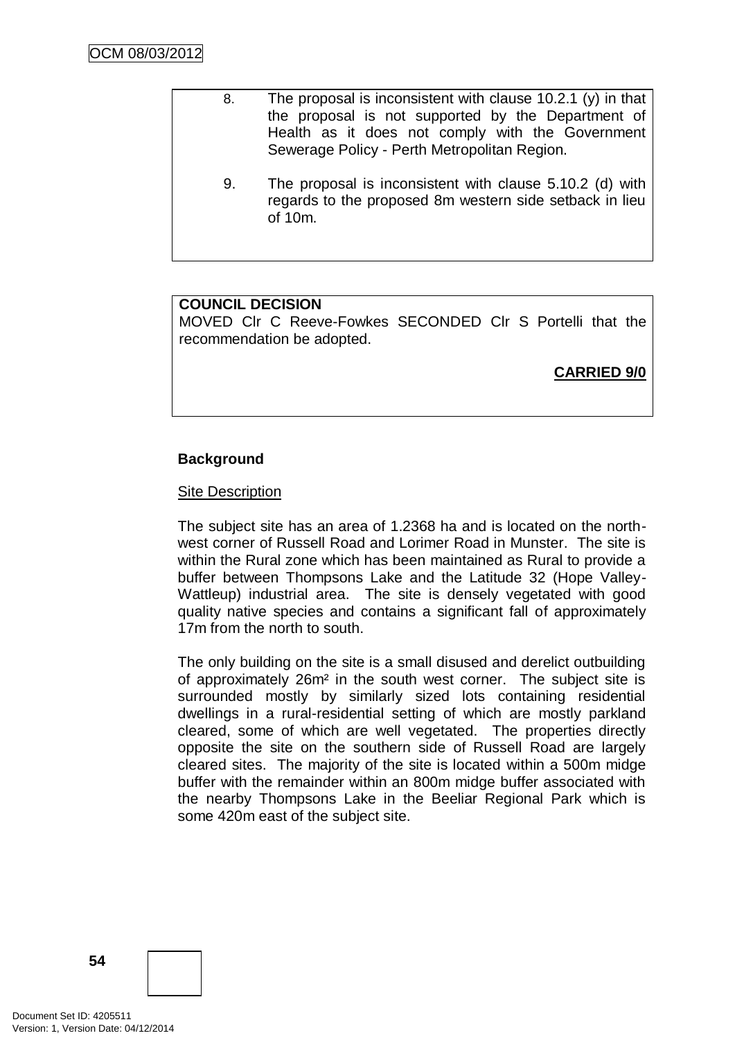8. The proposal is inconsistent with clause 10.2.1 (y) in that the proposal is not supported by the Department of Health as it does not comply with the Government Sewerage Policy - Perth Metropolitan Region.

9. The proposal is inconsistent with clause 5.10.2 (d) with regards to the proposed 8m western side setback in lieu of 10m.

**COUNCIL DECISION**

MOVED Clr C Reeve-Fowkes SECONDED Clr S Portelli that the recommendation be adopted.

**CARRIED 9/0**

**Background**

Site Description

The subject site has an area of 1.2368 ha and is located on the north-west corner of Russell Road and Lorimer Road in Munster. The site is within the Rural zone which has been maintained as Rural to provide a buffer between Thompsons Lake and the Latitude 32 (Hope Valley-Wattleup) industrial area. The site is densely vegetated with good quality native species and contains a significant fall of approximately 17m from the north to south.

The only building on the site is a small disused and derelict outbuilding of approximately 26m² in the south west corner. The subject site is surrounded mostly by similarly sized lots containing residential dwellings in a rural-residential setting of which are mostly parkland cleared, some of which are well vegetated. The properties directly opposite the site on the southern side of Russell Road are largely cleared sites. The majority of the site is located within a 500m midge buffer with the remainder within an 800m midge buffer associated with the nearby Thompsons Lake in the Beeliar Regional Park which is some 420m east of the subject site.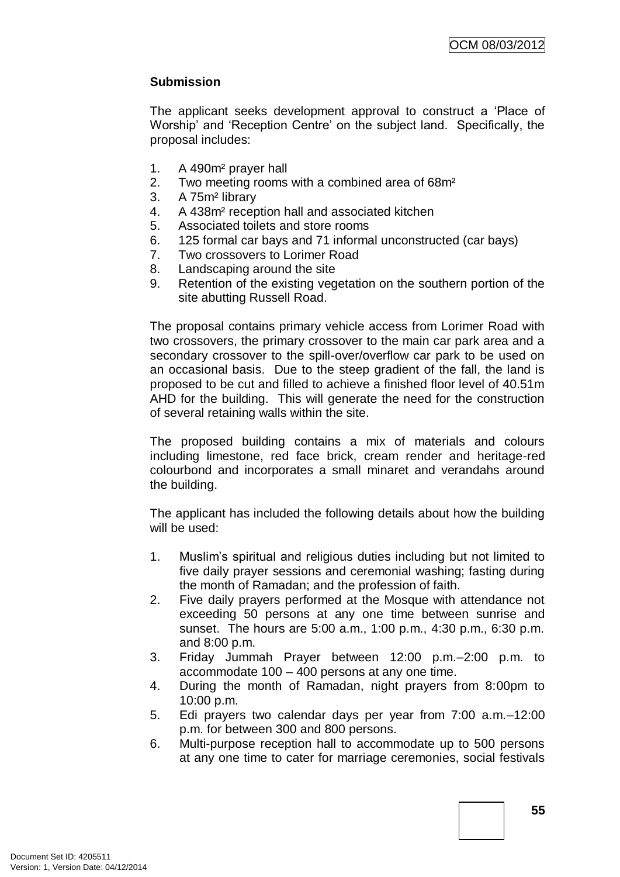**Submission**

The applicant seeks development approval to construct a 'Place of Worship' and 'Reception Centre' on the subject land. Specifically, the proposal includes:

1. A 490m² prayer hall
2. Two meeting rooms with a combined area of 68m²
3. A 75m² library
4. A 438m² reception hall and associated kitchen
5. Associated toilets and store rooms
6. 125 formal car bays and 71 informal unconstructed (car bays)
7. Two crossovers to Lorimer Road
8. Landscaping around the site
9. Retention of the existing vegetation on the southern portion of the site abutting Russell Road.

The proposal contains primary vehicle access from Lorimer Road with two crossovers, the primary crossover to the main car park area and a secondary crossover to the spill-over/overflow car park to be used on an occasional basis. Due to the steep gradient of the fall, the land is proposed to be cut and filled to achieve a finished floor level of 40.51m AHD for the building. This will generate the need for the construction of several retaining walls within the site.

The proposed building contains a mix of materials and colours including limestone, red face brick, cream render and heritage-red colourbond and incorporates a small minaret and verandahs around the building.

The applicant has included the following details about how the building will be used:

1. Muslim's spiritual and religious duties including but not limited to five daily prayer sessions and ceremonial washing; fasting during the month of Ramadan; and the profession of faith.
2. Five daily prayers performed at the Mosque with attendance not exceeding 50 persons at any one time between sunrise and sunset. The hours are 5:00 a.m., 1:00 p.m., 4:30 p.m., 6:30 p.m. and 8:00 p.m.
3. Friday Jummah Prayer between 12:00 p.m.–2:00 p.m. to accommodate 100 – 400 persons at any one time.
4. During the month of Ramadan, night prayers from 8:00pm to 10:00 p.m.
5. Edi prayers two calendar days per year from 7:00 a.m.–12:00 p.m. for between 300 and 800 persons.
6. Multi-purpose reception hall to accommodate up to 500 persons at any one time to cater for marriage ceremonies, social festivals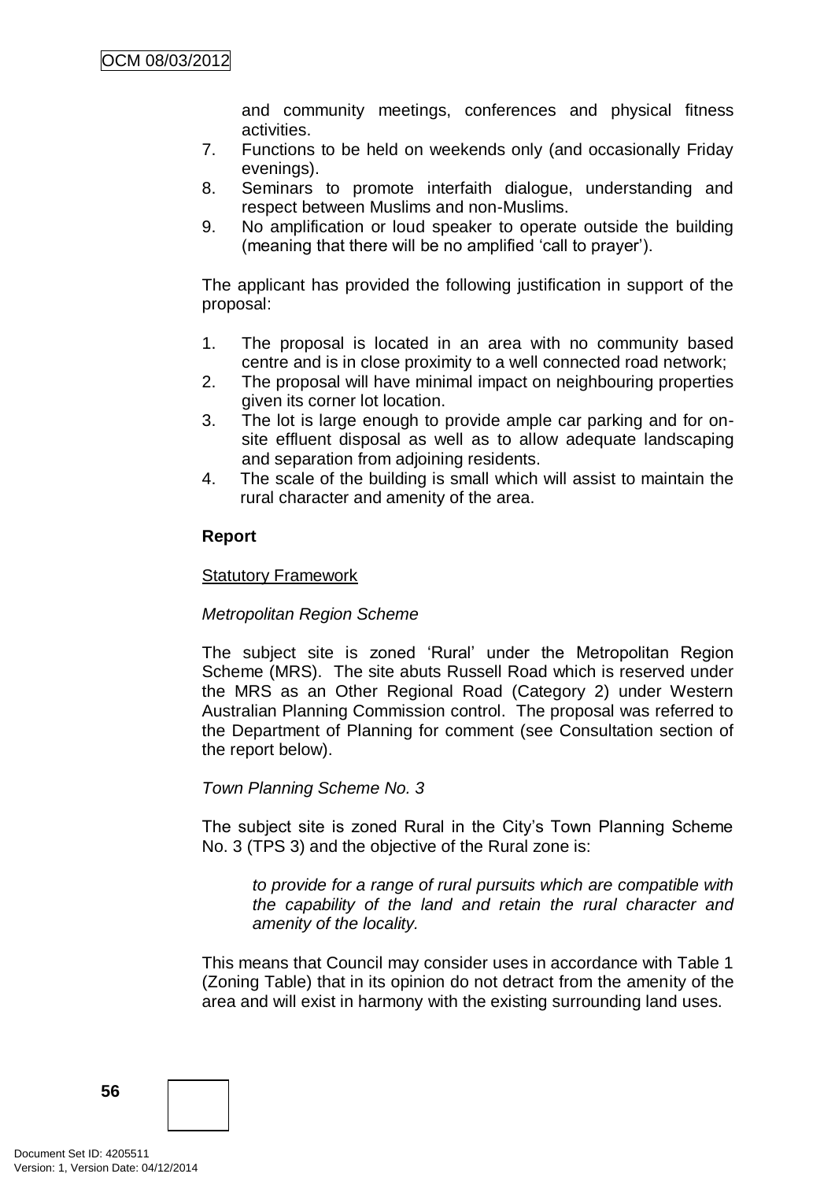and community meetings, conferences and physical fitness activities.

7. Functions to be held on weekends only (and occasionally Friday evenings).
8. Seminars to promote interfaith dialogue, understanding and respect between Muslims and non-Muslims.
9. No amplification or loud speaker to operate outside the building (meaning that there will be no amplified 'call to prayer').

The applicant has provided the following justification in support of the proposal:

1. The proposal is located in an area with no community based centre and is in close proximity to a well connected road network;
2. The proposal will have minimal impact on neighbouring properties given its corner lot location.
3. The lot is large enough to provide ample car parking and for on-site effluent disposal as well as to allow adequate landscaping and separation from adjoining residents.
4. The scale of the building is small which will assist to maintain the rural character and amenity of the area.

**Report**

Statutory Framework

*Metropolitan Region Scheme*

The subject site is zoned 'Rural' under the Metropolitan Region Scheme (MRS). The site abuts Russell Road which is reserved under the MRS as an Other Regional Road (Category 2) under Western Australian Planning Commission control. The proposal was referred to the Department of Planning for comment (see Consultation section of the report below).

*Town Planning Scheme No. 3*

The subject site is zoned Rural in the City's Town Planning Scheme No. 3 (TPS 3) and the objective of the Rural zone is:

> *to provide for a range of rural pursuits which are compatible with the capability of the land and retain the rural character and amenity of the locality.*

This means that Council may consider uses in accordance with Table 1 (Zoning Table) that in its opinion do not detract from the amenity of the area and will exist in harmony with the existing surrounding land uses.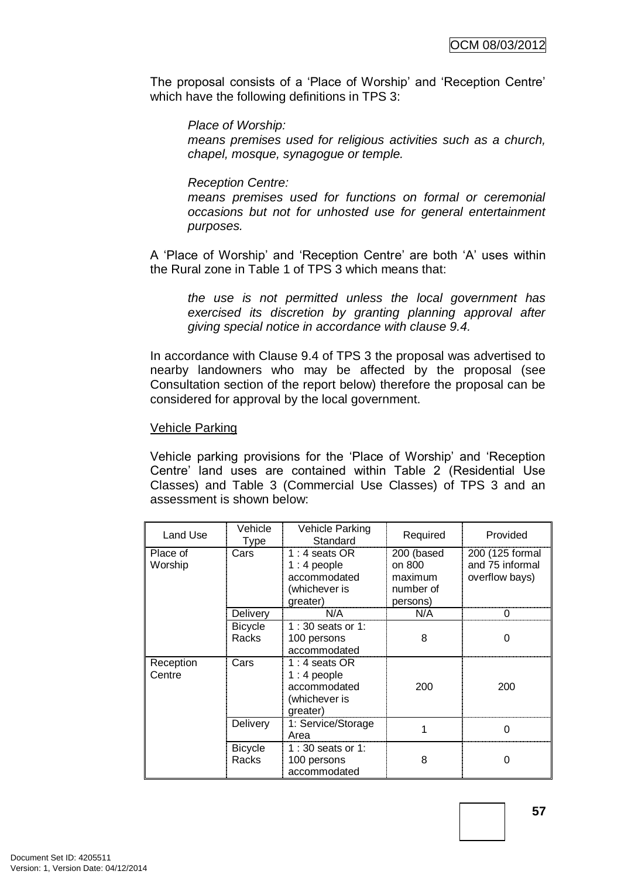The proposal consists of a 'Place of Worship' and 'Reception Centre' which have the following definitions in TPS 3:

> *Place of Worship:*
> *means premises used for religious activities such as a church, chapel, mosque, synagogue or temple.*
>
> *Reception Centre:*
> *means premises used for functions on formal or ceremonial occasions but not for unhosted use for general entertainment purposes.*

A 'Place of Worship' and 'Reception Centre' are both 'A' uses within the Rural zone in Table 1 of TPS 3 which means that:

> *the use is not permitted unless the local government has exercised its discretion by granting planning approval after giving special notice in accordance with clause 9.4.*

In accordance with Clause 9.4 of TPS 3 the proposal was advertised to nearby landowners who may be affected by the proposal (see Consultation section of the report below) therefore the proposal can be considered for approval by the local government.

Vehicle Parking

Vehicle parking provisions for the 'Place of Worship' and 'Reception Centre' land uses are contained within Table 2 (Residential Use Classes) and Table 3 (Commercial Use Classes) of TPS 3 and an assessment is shown below:

| Land Use | Vehicle Type | Vehicle Parking Standard | Required | Provided |
|---|---|---|---|---|
| Place of Worship | Cars | 1 : 4 seats OR 1 : 4 people accommodated (whichever is greater) | 200 (based on 800 maximum number of persons) | 200 (125 formal and 75 informal overflow bays) |
| | Delivery | N/A | N/A | 0 |
| | Bicycle Racks | 1 : 30 seats or 1: 100 persons accommodated | 8 | 0 |
| Reception Centre | Cars | 1 : 4 seats OR 1 : 4 people accommodated (whichever is greater) | 200 | 200 |
| | Delivery | 1: Service/Storage Area | 1 | 0 |
| | Bicycle Racks | 1 : 30 seats or 1: 100 persons accommodated | 8 | 0 |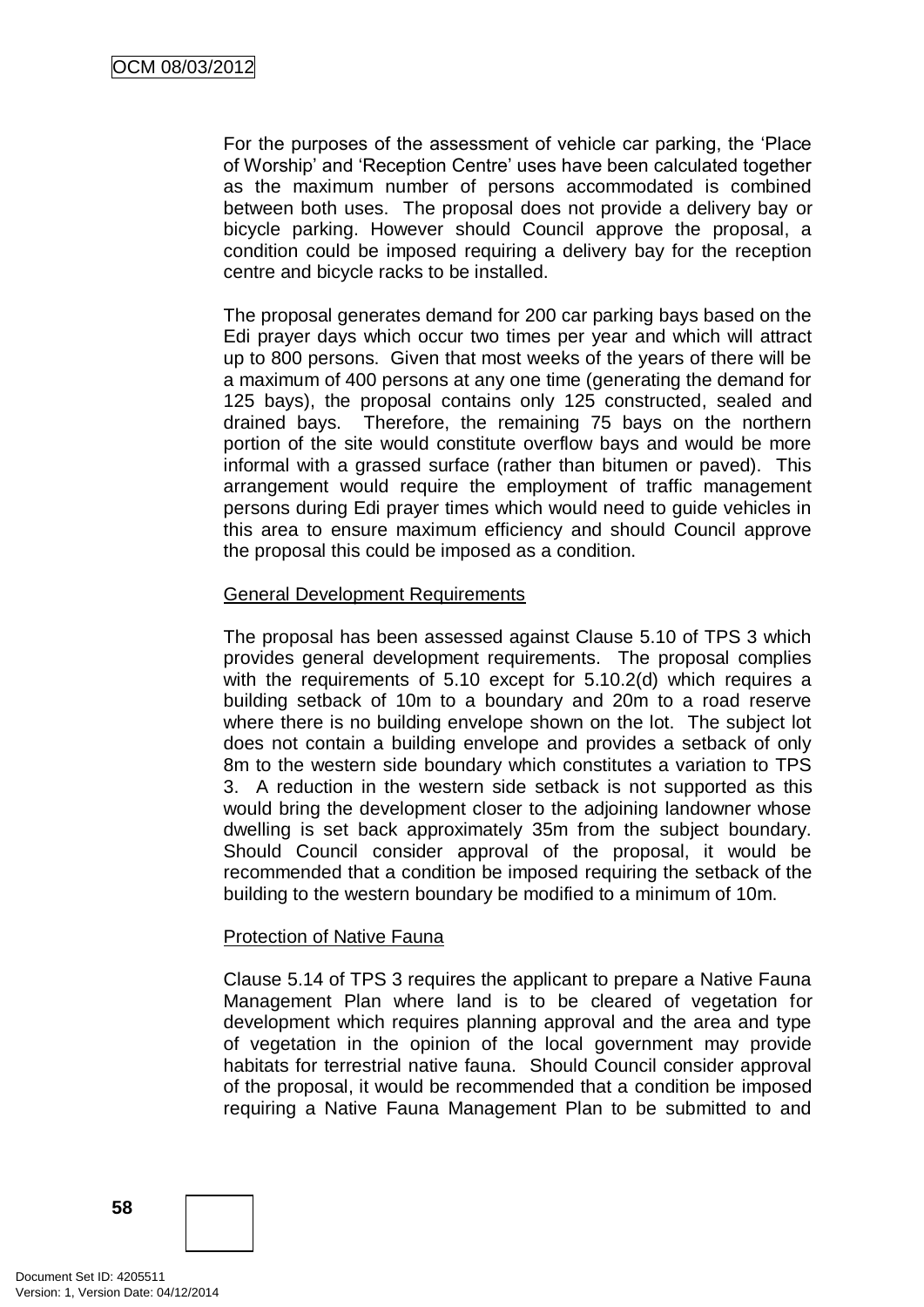For the purposes of the assessment of vehicle car parking, the 'Place of Worship' and 'Reception Centre' uses have been calculated together as the maximum number of persons accommodated is combined between both uses. The proposal does not provide a delivery bay or bicycle parking. However should Council approve the proposal, a condition could be imposed requiring a delivery bay for the reception centre and bicycle racks to be installed.

The proposal generates demand for 200 car parking bays based on the Edi prayer days which occur two times per year and which will attract up to 800 persons. Given that most weeks of the years of there will be a maximum of 400 persons at any one time (generating the demand for 125 bays), the proposal contains only 125 constructed, sealed and drained bays. Therefore, the remaining 75 bays on the northern portion of the site would constitute overflow bays and would be more informal with a grassed surface (rather than bitumen or paved). This arrangement would require the employment of traffic management persons during Edi prayer times which would need to guide vehicles in this area to ensure maximum efficiency and should Council approve the proposal this could be imposed as a condition.

General Development Requirements

The proposal has been assessed against Clause 5.10 of TPS 3 which provides general development requirements. The proposal complies with the requirements of 5.10 except for 5.10.2(d) which requires a building setback of 10m to a boundary and 20m to a road reserve where there is no building envelope shown on the lot. The subject lot does not contain a building envelope and provides a setback of only 8m to the western side boundary which constitutes a variation to TPS 3. A reduction in the western side setback is not supported as this would bring the development closer to the adjoining landowner whose dwelling is set back approximately 35m from the subject boundary. Should Council consider approval of the proposal, it would be recommended that a condition be imposed requiring the setback of the building to the western boundary be modified to a minimum of 10m.

Protection of Native Fauna

Clause 5.14 of TPS 3 requires the applicant to prepare a Native Fauna Management Plan where land is to be cleared of vegetation for development which requires planning approval and the area and type of vegetation in the opinion of the local government may provide habitats for terrestrial native fauna. Should Council consider approval of the proposal, it would be recommended that a condition be imposed requiring a Native Fauna Management Plan to be submitted to and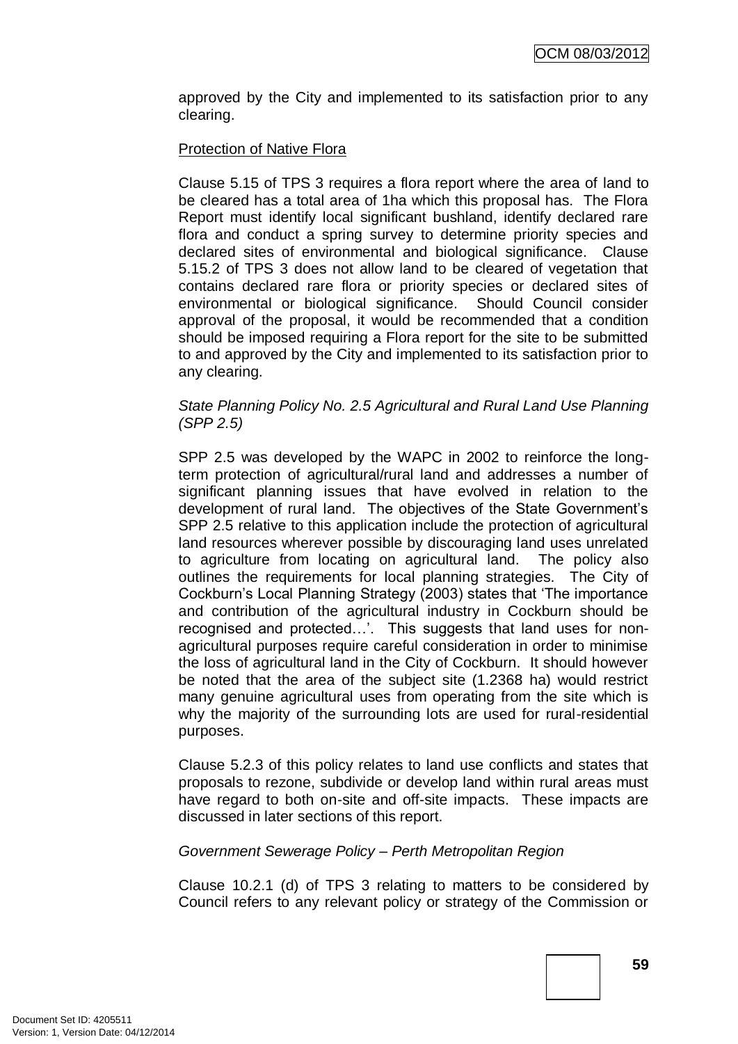approved by the City and implemented to its satisfaction prior to any clearing.

Protection of Native Flora

Clause 5.15 of TPS 3 requires a flora report where the area of land to be cleared has a total area of 1ha which this proposal has. The Flora Report must identify local significant bushland, identify declared rare flora and conduct a spring survey to determine priority species and declared sites of environmental and biological significance. Clause 5.15.2 of TPS 3 does not allow land to be cleared of vegetation that contains declared rare flora or priority species or declared sites of environmental or biological significance. Should Council consider approval of the proposal, it would be recommended that a condition should be imposed requiring a Flora report for the site to be submitted to and approved by the City and implemented to its satisfaction prior to any clearing.

*State Planning Policy No. 2.5 Agricultural and Rural Land Use Planning (SPP 2.5)*

SPP 2.5 was developed by the WAPC in 2002 to reinforce the long-term protection of agricultural/rural land and addresses a number of significant planning issues that have evolved in relation to the development of rural land. The objectives of the State Government's SPP 2.5 relative to this application include the protection of agricultural land resources wherever possible by discouraging land uses unrelated to agriculture from locating on agricultural land. The policy also outlines the requirements for local planning strategies. The City of Cockburn's Local Planning Strategy (2003) states that 'The importance and contribution of the agricultural industry in Cockburn should be recognised and protected…'. This suggests that land uses for non-agricultural purposes require careful consideration in order to minimise the loss of agricultural land in the City of Cockburn. It should however be noted that the area of the subject site (1.2368 ha) would restrict many genuine agricultural uses from operating from the site which is why the majority of the surrounding lots are used for rural-residential purposes.

Clause 5.2.3 of this policy relates to land use conflicts and states that proposals to rezone, subdivide or develop land within rural areas must have regard to both on-site and off-site impacts. These impacts are discussed in later sections of this report.

*Government Sewerage Policy – Perth Metropolitan Region*

Clause 10.2.1 (d) of TPS 3 relating to matters to be considered by Council refers to any relevant policy or strategy of the Commission or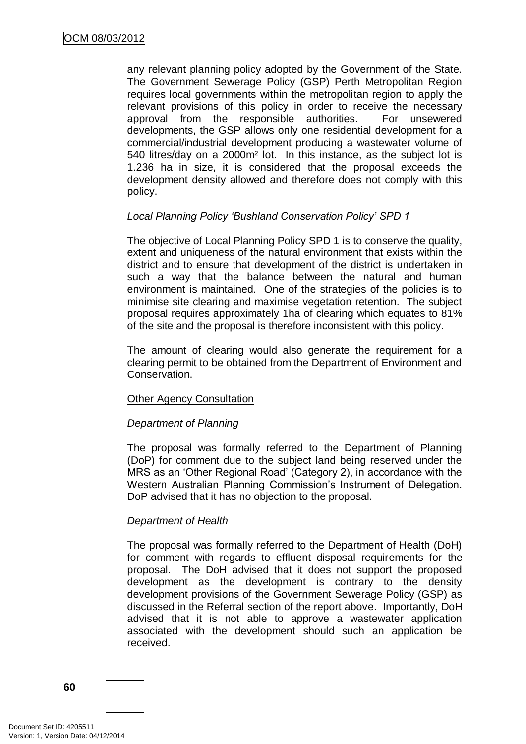any relevant planning policy adopted by the Government of the State. The Government Sewerage Policy (GSP) Perth Metropolitan Region requires local governments within the metropolitan region to apply the relevant provisions of this policy in order to receive the necessary approval from the responsible authorities. For unsewered developments, the GSP allows only one residential development for a commercial/industrial development producing a wastewater volume of 540 litres/day on a 2000m² lot. In this instance, as the subject lot is 1.236 ha in size, it is considered that the proposal exceeds the development density allowed and therefore does not comply with this policy.

*Local Planning Policy 'Bushland Conservation Policy' SPD 1*

The objective of Local Planning Policy SPD 1 is to conserve the quality, extent and uniqueness of the natural environment that exists within the district and to ensure that development of the district is undertaken in such a way that the balance between the natural and human environment is maintained. One of the strategies of the policies is to minimise site clearing and maximise vegetation retention. The subject proposal requires approximately 1ha of clearing which equates to 81% of the site and the proposal is therefore inconsistent with this policy.

The amount of clearing would also generate the requirement for a clearing permit to be obtained from the Department of Environment and Conservation.

<u>Other Agency Consultation</u>

*Department of Planning*

The proposal was formally referred to the Department of Planning (DoP) for comment due to the subject land being reserved under the MRS as an 'Other Regional Road' (Category 2), in accordance with the Western Australian Planning Commission's Instrument of Delegation. DoP advised that it has no objection to the proposal.

*Department of Health*

The proposal was formally referred to the Department of Health (DoH) for comment with regards to effluent disposal requirements for the proposal. The DoH advised that it does not support the proposed development as the development is contrary to the density development provisions of the Government Sewerage Policy (GSP) as discussed in the Referral section of the report above. Importantly, DoH advised that it is not able to approve a wastewater application associated with the development should such an application be received.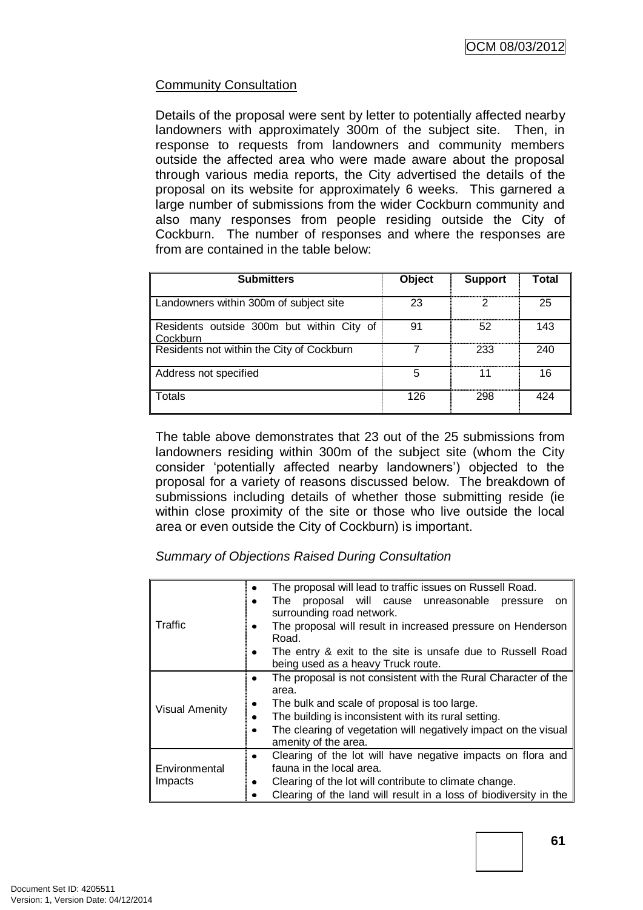## Community Consultation

Details of the proposal were sent by letter to potentially affected nearby landowners with approximately 300m of the subject site. Then, in response to requests from landowners and community members outside the affected area who were made aware about the proposal through various media reports, the City advertised the details of the proposal on its website for approximately 6 weeks. This garnered a large number of submissions from the wider Cockburn community and also many responses from people residing outside the City of Cockburn. The number of responses and where the responses are from are contained in the table below:

| Submitters | Object | Support | Total |
|---|---|---|---|
| Landowners within 300m of subject site | 23 | 2 | 25 |
| Residents outside 300m but within City of Cockburn | 91 | 52 | 143 |
| Residents not within the City of Cockburn | 7 | 233 | 240 |
| Address not specified | 5 | 11 | 16 |
| Totals | 126 | 298 | 424 |

The table above demonstrates that 23 out of the 25 submissions from landowners residing within 300m of the subject site (whom the City consider 'potentially affected nearby landowners') objected to the proposal for a variety of reasons discussed below. The breakdown of submissions including details of whether those submitting reside (ie within close proximity of the site or those who live outside the local area or even outside the City of Cockburn) is important.

*Summary of Objections Raised During Consultation*

| | |
|---|---|
| Traffic | • The proposal will lead to traffic issues on Russell Road.<br>• The proposal will cause unreasonable pressure on surrounding road network.<br>• The proposal will result in increased pressure on Henderson Road.<br>• The entry & exit to the site is unsafe due to Russell Road being used as a heavy Truck route. |
| Visual Amenity | • The proposal is not consistent with the Rural Character of the area.<br>• The bulk and scale of proposal is too large.<br>• The building is inconsistent with its rural setting.<br>• The clearing of vegetation will negatively impact on the visual amenity of the area. |
| Environmental Impacts | • Clearing of the lot will have negative impacts on flora and fauna in the local area.<br>• Clearing of the lot will contribute to climate change.<br>• Clearing of the land will result in a loss of biodiversity in the |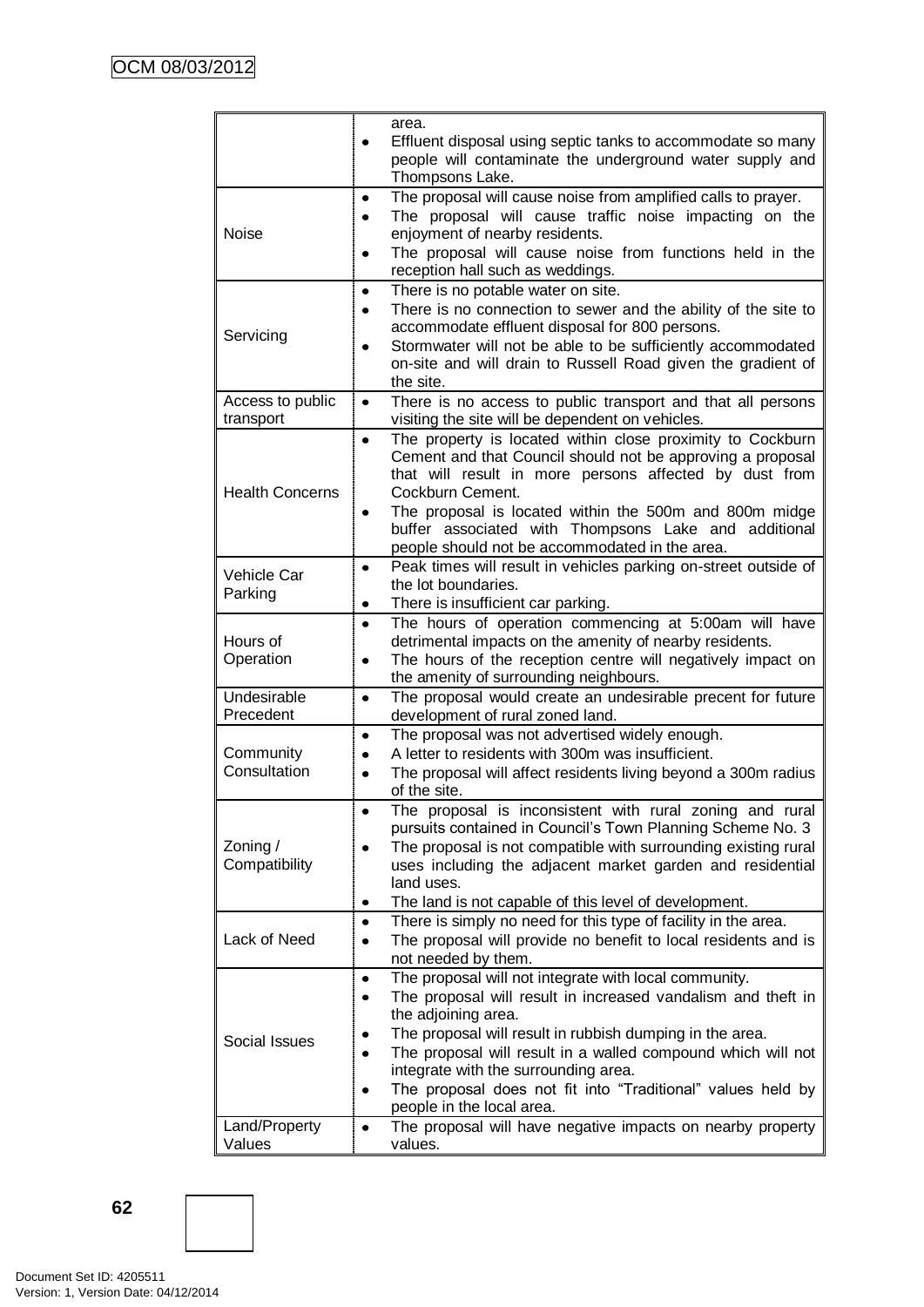| | |
|---|---|
| | area.<br>• Effluent disposal using septic tanks to accommodate so many people will contaminate the underground water supply and Thompsons Lake. |
| Noise | • The proposal will cause noise from amplified calls to prayer.<br>• The proposal will cause traffic noise impacting on the enjoyment of nearby residents.<br>• The proposal will cause noise from functions held in the reception hall such as weddings. |
| Servicing | • There is no potable water on site.<br>• There is no connection to sewer and the ability of the site to accommodate effluent disposal for 800 persons.<br>• Stormwater will not be able to be sufficiently accommodated on-site and will drain to Russell Road given the gradient of the site. |
| Access to public transport | • There is no access to public transport and that all persons visiting the site will be dependent on vehicles. |
| Health Concerns | • The property is located within close proximity to Cockburn Cement and that Council should not be approving a proposal that will result in more persons affected by dust from Cockburn Cement.<br>• The proposal is located within the 500m and 800m midge buffer associated with Thompsons Lake and additional people should not be accommodated in the area. |
| Vehicle Car Parking | • Peak times will result in vehicles parking on-street outside of the lot boundaries.<br>• There is insufficient car parking. |
| Hours of Operation | • The hours of operation commencing at 5:00am will have detrimental impacts on the amenity of nearby residents.<br>• The hours of the reception centre will negatively impact on the amenity of surrounding neighbours. |
| Undesirable Precedent | • The proposal would create an undesirable precent for future development of rural zoned land. |
| Community Consultation | • The proposal was not advertised widely enough.<br>• A letter to residents with 300m was insufficient.<br>• The proposal will affect residents living beyond a 300m radius of the site. |
| Zoning / Compatibility | • The proposal is inconsistent with rural zoning and rural pursuits contained in Council's Town Planning Scheme No. 3<br>• The proposal is not compatible with surrounding existing rural uses including the adjacent market garden and residential land uses.<br>• The land is not capable of this level of development. |
| Lack of Need | • There is simply no need for this type of facility in the area.<br>• The proposal will provide no benefit to local residents and is not needed by them. |
| Social Issues | • The proposal will not integrate with local community.<br>• The proposal will result in increased vandalism and theft in the adjoining area.<br>• The proposal will result in rubbish dumping in the area.<br>• The proposal will result in a walled compound which will not integrate with the surrounding area.<br>• The proposal does not fit into "Traditional" values held by people in the local area. |
| Land/Property Values | • The proposal will have negative impacts on nearby property values. |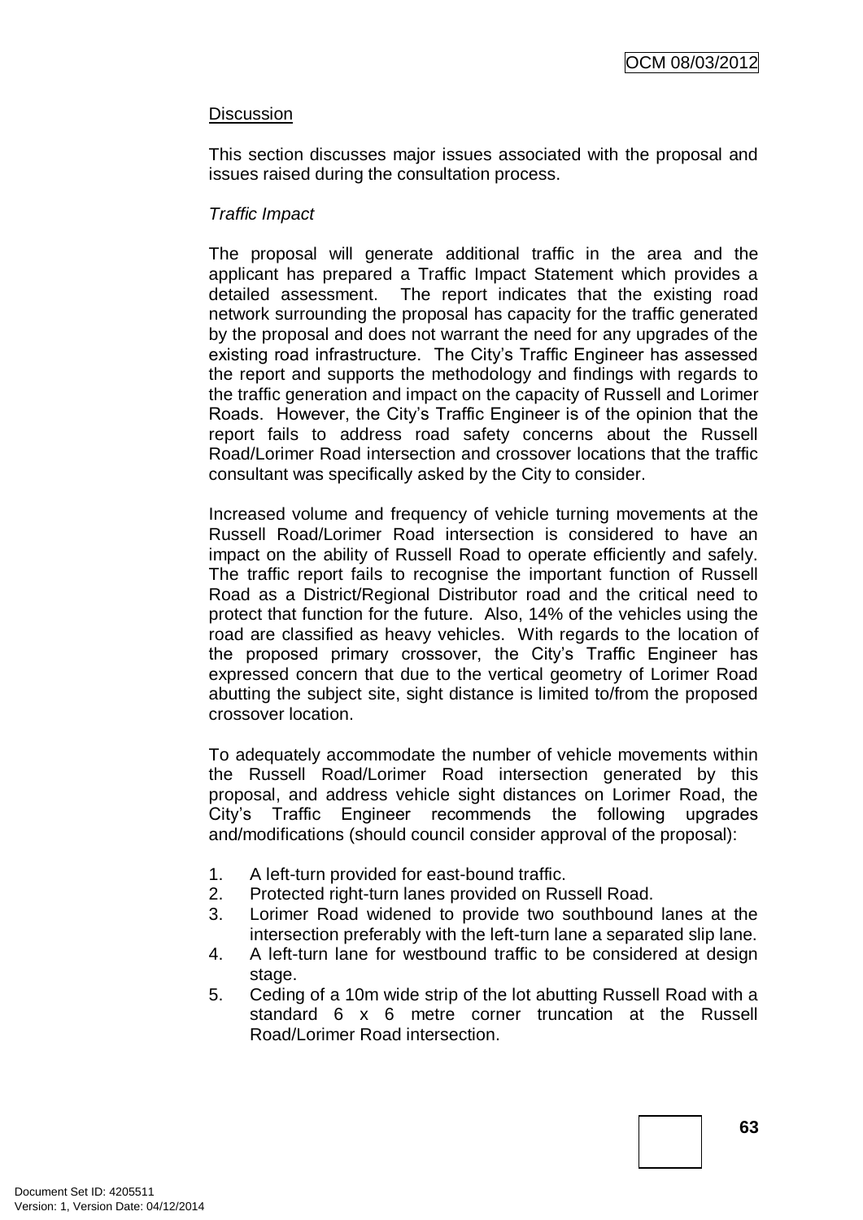Discussion

This section discusses major issues associated with the proposal and issues raised during the consultation process.

*Traffic Impact*

The proposal will generate additional traffic in the area and the applicant has prepared a Traffic Impact Statement which provides a detailed assessment. The report indicates that the existing road network surrounding the proposal has capacity for the traffic generated by the proposal and does not warrant the need for any upgrades of the existing road infrastructure. The City's Traffic Engineer has assessed the report and supports the methodology and findings with regards to the traffic generation and impact on the capacity of Russell and Lorimer Roads. However, the City's Traffic Engineer is of the opinion that the report fails to address road safety concerns about the Russell Road/Lorimer Road intersection and crossover locations that the traffic consultant was specifically asked by the City to consider.

Increased volume and frequency of vehicle turning movements at the Russell Road/Lorimer Road intersection is considered to have an impact on the ability of Russell Road to operate efficiently and safely. The traffic report fails to recognise the important function of Russell Road as a District/Regional Distributor road and the critical need to protect that function for the future. Also, 14% of the vehicles using the road are classified as heavy vehicles. With regards to the location of the proposed primary crossover, the City's Traffic Engineer has expressed concern that due to the vertical geometry of Lorimer Road abutting the subject site, sight distance is limited to/from the proposed crossover location.

To adequately accommodate the number of vehicle movements within the Russell Road/Lorimer Road intersection generated by this proposal, and address vehicle sight distances on Lorimer Road, the City's Traffic Engineer recommends the following upgrades and/modifications (should council consider approval of the proposal):

1. A left-turn provided for east-bound traffic.
2. Protected right-turn lanes provided on Russell Road.
3. Lorimer Road widened to provide two southbound lanes at the intersection preferably with the left-turn lane a separated slip lane.
4. A left-turn lane for westbound traffic to be considered at design stage.
5. Ceding of a 10m wide strip of the lot abutting Russell Road with a standard 6 x 6 metre corner truncation at the Russell Road/Lorimer Road intersection.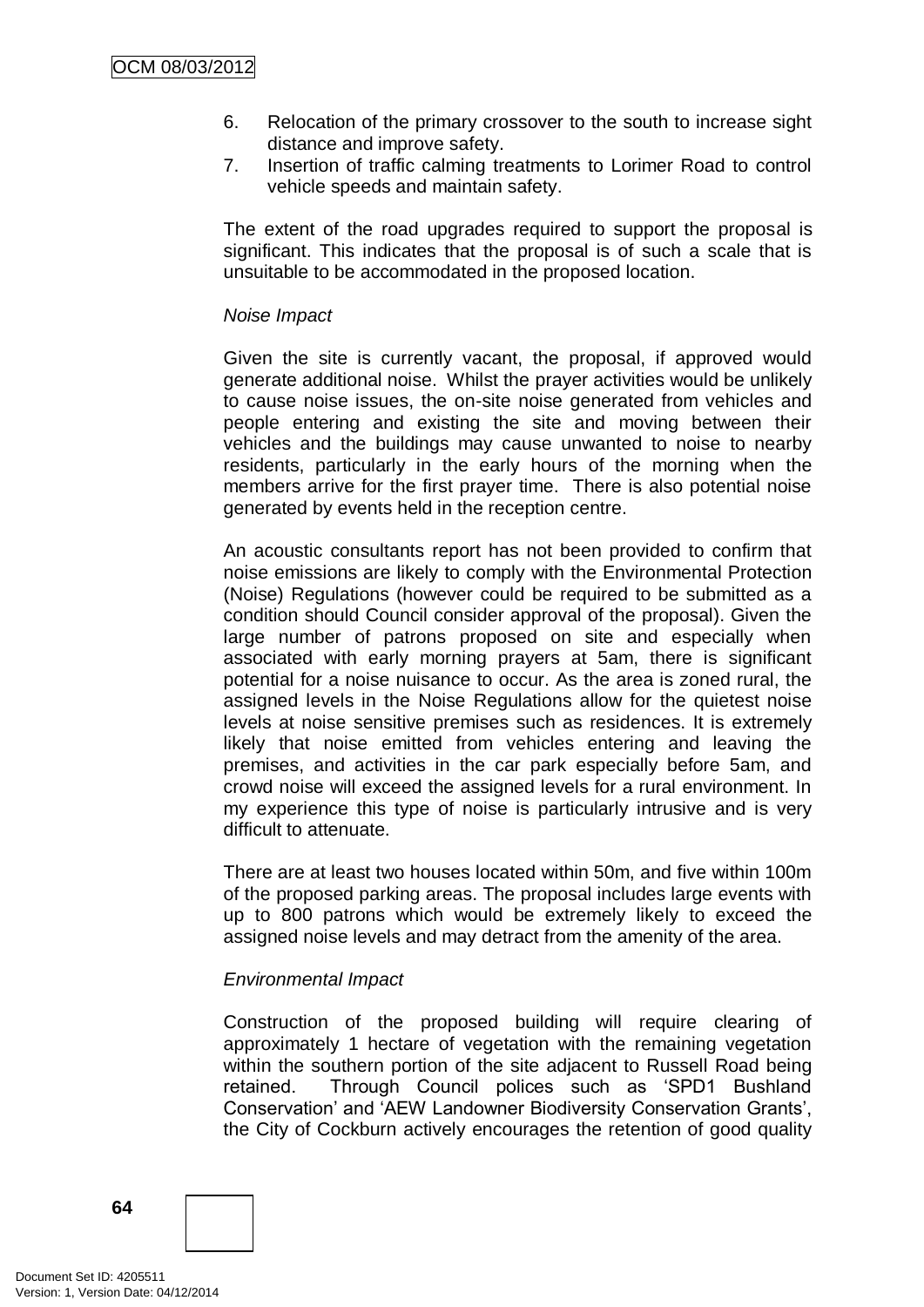6. Relocation of the primary crossover to the south to increase sight distance and improve safety.
7. Insertion of traffic calming treatments to Lorimer Road to control vehicle speeds and maintain safety.

The extent of the road upgrades required to support the proposal is significant. This indicates that the proposal is of such a scale that is unsuitable to be accommodated in the proposed location.

*Noise Impact*

Given the site is currently vacant, the proposal, if approved would generate additional noise. Whilst the prayer activities would be unlikely to cause noise issues, the on-site noise generated from vehicles and people entering and existing the site and moving between their vehicles and the buildings may cause unwanted to noise to nearby residents, particularly in the early hours of the morning when the members arrive for the first prayer time. There is also potential noise generated by events held in the reception centre.

An acoustic consultants report has not been provided to confirm that noise emissions are likely to comply with the Environmental Protection (Noise) Regulations (however could be required to be submitted as a condition should Council consider approval of the proposal). Given the large number of patrons proposed on site and especially when associated with early morning prayers at 5am, there is significant potential for a noise nuisance to occur. As the area is zoned rural, the assigned levels in the Noise Regulations allow for the quietest noise levels at noise sensitive premises such as residences. It is extremely likely that noise emitted from vehicles entering and leaving the premises, and activities in the car park especially before 5am, and crowd noise will exceed the assigned levels for a rural environment. In my experience this type of noise is particularly intrusive and is very difficult to attenuate.

There are at least two houses located within 50m, and five within 100m of the proposed parking areas. The proposal includes large events with up to 800 patrons which would be extremely likely to exceed the assigned noise levels and may detract from the amenity of the area.

*Environmental Impact*

Construction of the proposed building will require clearing of approximately 1 hectare of vegetation with the remaining vegetation within the southern portion of the site adjacent to Russell Road being retained. Through Council polices such as 'SPD1 Bushland Conservation' and 'AEW Landowner Biodiversity Conservation Grants', the City of Cockburn actively encourages the retention of good quality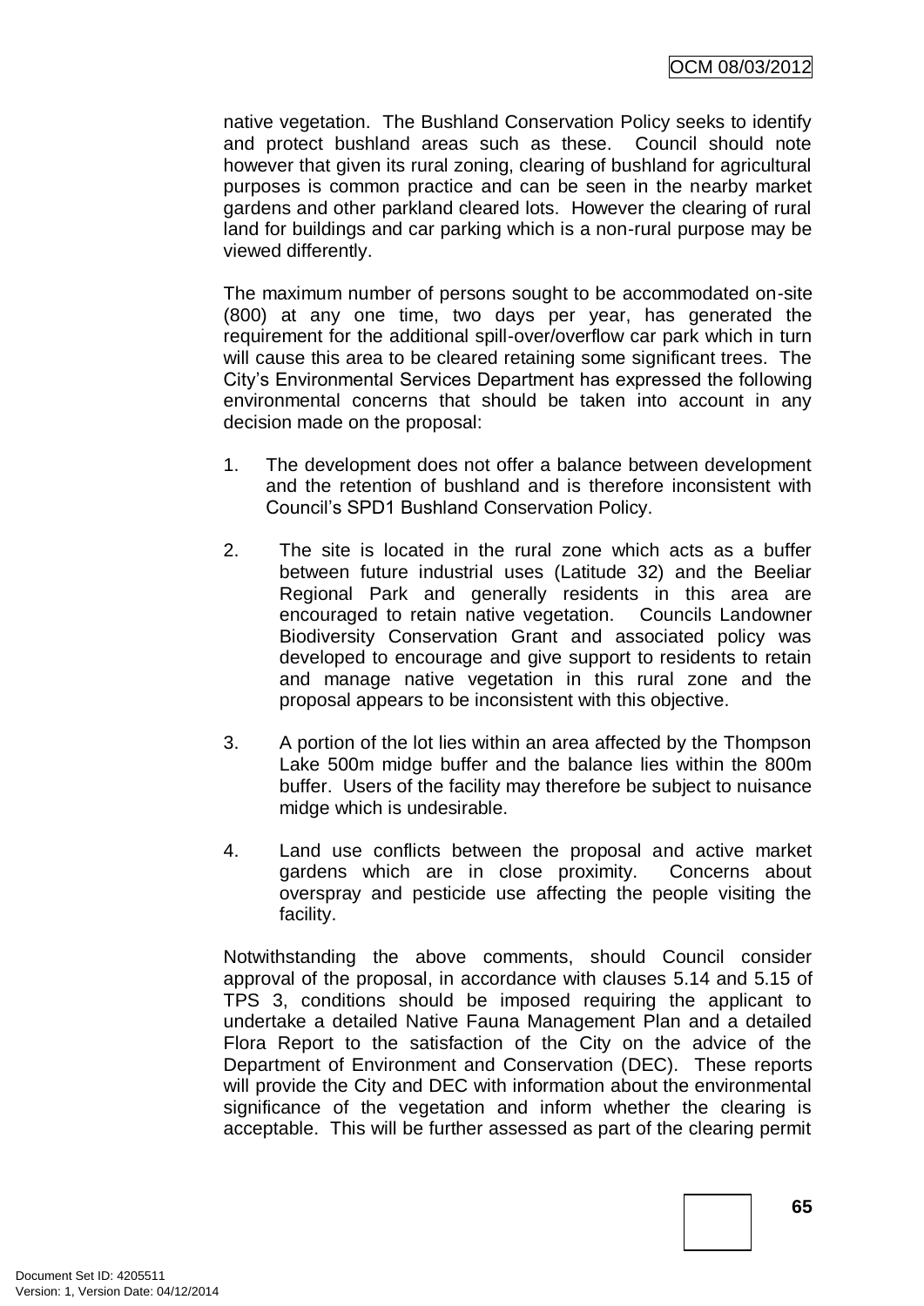native vegetation. The Bushland Conservation Policy seeks to identify and protect bushland areas such as these. Council should note however that given its rural zoning, clearing of bushland for agricultural purposes is common practice and can be seen in the nearby market gardens and other parkland cleared lots. However the clearing of rural land for buildings and car parking which is a non-rural purpose may be viewed differently.

The maximum number of persons sought to be accommodated on-site (800) at any one time, two days per year, has generated the requirement for the additional spill-over/overflow car park which in turn will cause this area to be cleared retaining some significant trees. The City's Environmental Services Department has expressed the following environmental concerns that should be taken into account in any decision made on the proposal:

1. The development does not offer a balance between development and the retention of bushland and is therefore inconsistent with Council's SPD1 Bushland Conservation Policy.

2. The site is located in the rural zone which acts as a buffer between future industrial uses (Latitude 32) and the Beeliar Regional Park and generally residents in this area are encouraged to retain native vegetation. Councils Landowner Biodiversity Conservation Grant and associated policy was developed to encourage and give support to residents to retain and manage native vegetation in this rural zone and the proposal appears to be inconsistent with this objective.

3. A portion of the lot lies within an area affected by the Thompson Lake 500m midge buffer and the balance lies within the 800m buffer. Users of the facility may therefore be subject to nuisance midge which is undesirable.

4. Land use conflicts between the proposal and active market gardens which are in close proximity. Concerns about overspray and pesticide use affecting the people visiting the facility.

Notwithstanding the above comments, should Council consider approval of the proposal, in accordance with clauses 5.14 and 5.15 of TPS 3, conditions should be imposed requiring the applicant to undertake a detailed Native Fauna Management Plan and a detailed Flora Report to the satisfaction of the City on the advice of the Department of Environment and Conservation (DEC). These reports will provide the City and DEC with information about the environmental significance of the vegetation and inform whether the clearing is acceptable. This will be further assessed as part of the clearing permit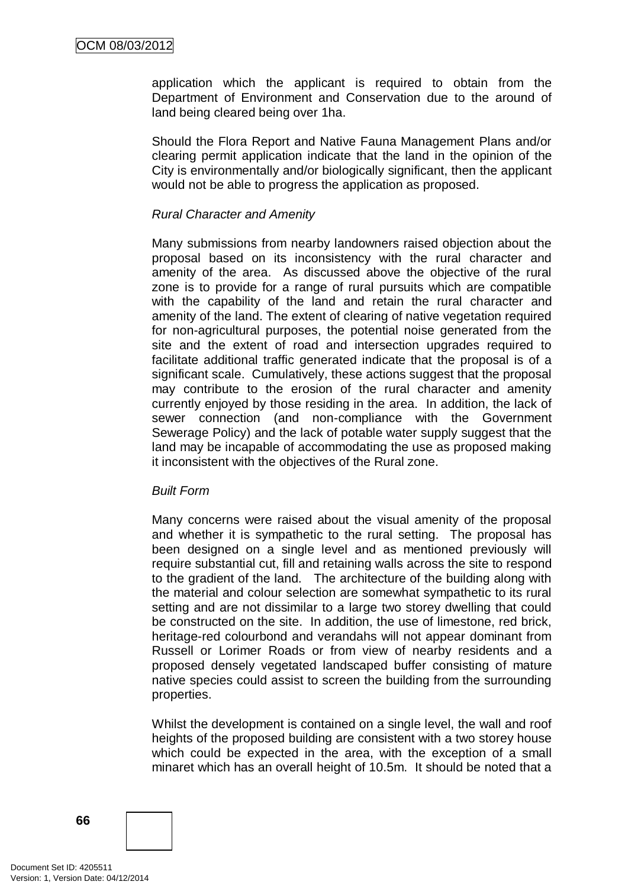application which the applicant is required to obtain from the Department of Environment and Conservation due to the around of land being cleared being over 1ha.

Should the Flora Report and Native Fauna Management Plans and/or clearing permit application indicate that the land in the opinion of the City is environmentally and/or biologically significant, then the applicant would not be able to progress the application as proposed.

*Rural Character and Amenity*

Many submissions from nearby landowners raised objection about the proposal based on its inconsistency with the rural character and amenity of the area. As discussed above the objective of the rural zone is to provide for a range of rural pursuits which are compatible with the capability of the land and retain the rural character and amenity of the land. The extent of clearing of native vegetation required for non-agricultural purposes, the potential noise generated from the site and the extent of road and intersection upgrades required to facilitate additional traffic generated indicate that the proposal is of a significant scale. Cumulatively, these actions suggest that the proposal may contribute to the erosion of the rural character and amenity currently enjoyed by those residing in the area. In addition, the lack of sewer connection (and non-compliance with the Government Sewerage Policy) and the lack of potable water supply suggest that the land may be incapable of accommodating the use as proposed making it inconsistent with the objectives of the Rural zone.

*Built Form*

Many concerns were raised about the visual amenity of the proposal and whether it is sympathetic to the rural setting. The proposal has been designed on a single level and as mentioned previously will require substantial cut, fill and retaining walls across the site to respond to the gradient of the land. The architecture of the building along with the material and colour selection are somewhat sympathetic to its rural setting and are not dissimilar to a large two storey dwelling that could be constructed on the site. In addition, the use of limestone, red brick, heritage-red colourbond and verandahs will not appear dominant from Russell or Lorimer Roads or from view of nearby residents and a proposed densely vegetated landscaped buffer consisting of mature native species could assist to screen the building from the surrounding properties.

Whilst the development is contained on a single level, the wall and roof heights of the proposed building are consistent with a two storey house which could be expected in the area, with the exception of a small minaret which has an overall height of 10.5m. It should be noted that a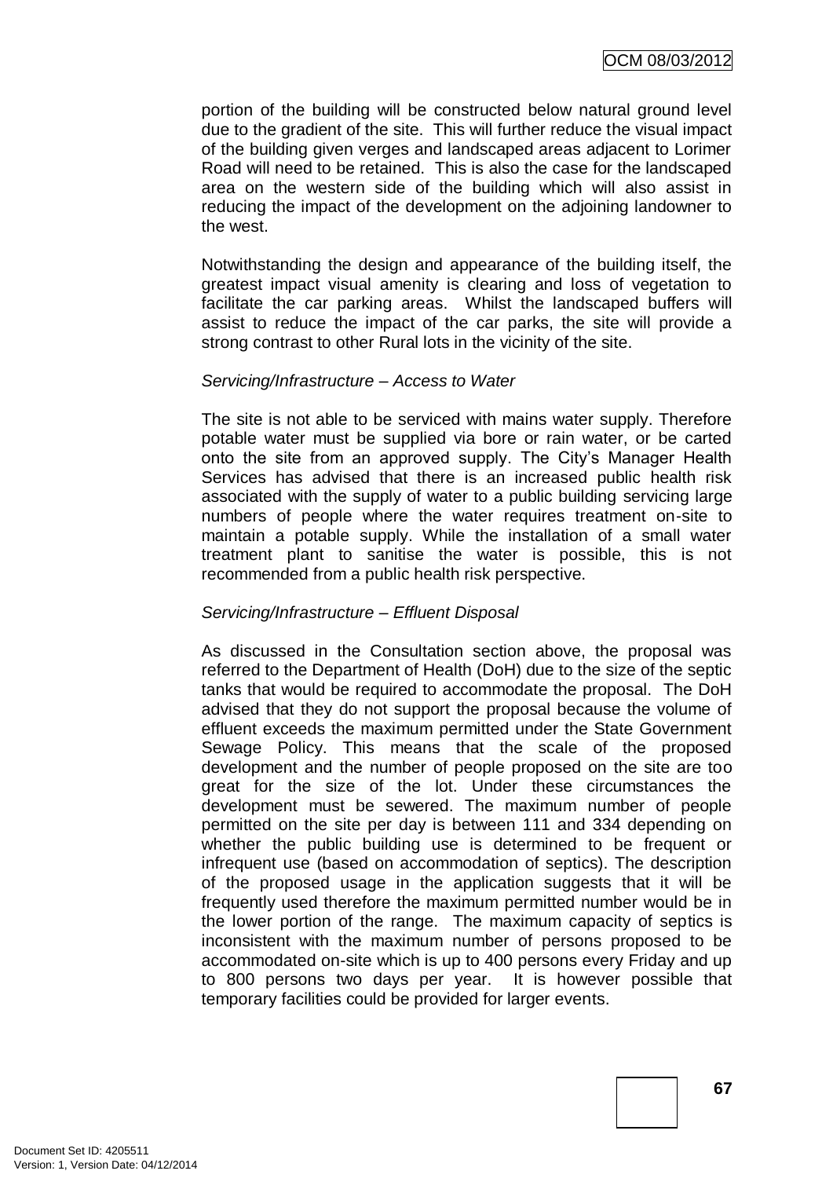portion of the building will be constructed below natural ground level due to the gradient of the site. This will further reduce the visual impact of the building given verges and landscaped areas adjacent to Lorimer Road will need to be retained. This is also the case for the landscaped area on the western side of the building which will also assist in reducing the impact of the development on the adjoining landowner to the west.

Notwithstanding the design and appearance of the building itself, the greatest impact visual amenity is clearing and loss of vegetation to facilitate the car parking areas. Whilst the landscaped buffers will assist to reduce the impact of the car parks, the site will provide a strong contrast to other Rural lots in the vicinity of the site.

*Servicing/Infrastructure – Access to Water*

The site is not able to be serviced with mains water supply. Therefore potable water must be supplied via bore or rain water, or be carted onto the site from an approved supply. The City's Manager Health Services has advised that there is an increased public health risk associated with the supply of water to a public building servicing large numbers of people where the water requires treatment on-site to maintain a potable supply. While the installation of a small water treatment plant to sanitise the water is possible, this is not recommended from a public health risk perspective.

*Servicing/Infrastructure – Effluent Disposal*

As discussed in the Consultation section above, the proposal was referred to the Department of Health (DoH) due to the size of the septic tanks that would be required to accommodate the proposal. The DoH advised that they do not support the proposal because the volume of effluent exceeds the maximum permitted under the State Government Sewage Policy. This means that the scale of the proposed development and the number of people proposed on the site are too great for the size of the lot. Under these circumstances the development must be sewered. The maximum number of people permitted on the site per day is between 111 and 334 depending on whether the public building use is determined to be frequent or infrequent use (based on accommodation of septics). The description of the proposed usage in the application suggests that it will be frequently used therefore the maximum permitted number would be in the lower portion of the range. The maximum capacity of septics is inconsistent with the maximum number of persons proposed to be accommodated on-site which is up to 400 persons every Friday and up to 800 persons two days per year. It is however possible that temporary facilities could be provided for larger events.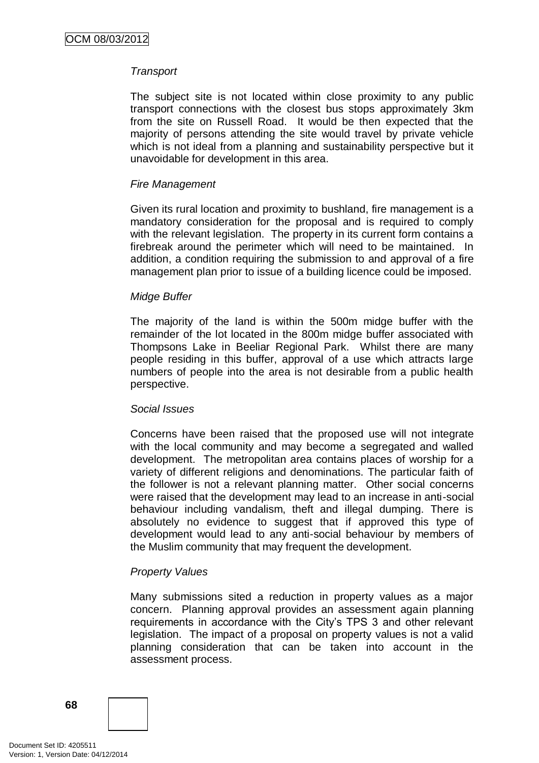*Transport*

The subject site is not located within close proximity to any public transport connections with the closest bus stops approximately 3km from the site on Russell Road. It would be then expected that the majority of persons attending the site would travel by private vehicle which is not ideal from a planning and sustainability perspective but it unavoidable for development in this area.

*Fire Management*

Given its rural location and proximity to bushland, fire management is a mandatory consideration for the proposal and is required to comply with the relevant legislation. The property in its current form contains a firebreak around the perimeter which will need to be maintained. In addition, a condition requiring the submission to and approval of a fire management plan prior to issue of a building licence could be imposed.

*Midge Buffer*

The majority of the land is within the 500m midge buffer with the remainder of the lot located in the 800m midge buffer associated with Thompsons Lake in Beeliar Regional Park. Whilst there are many people residing in this buffer, approval of a use which attracts large numbers of people into the area is not desirable from a public health perspective.

*Social Issues*

Concerns have been raised that the proposed use will not integrate with the local community and may become a segregated and walled development. The metropolitan area contains places of worship for a variety of different religions and denominations. The particular faith of the follower is not a relevant planning matter. Other social concerns were raised that the development may lead to an increase in anti-social behaviour including vandalism, theft and illegal dumping. There is absolutely no evidence to suggest that if approved this type of development would lead to any anti-social behaviour by members of the Muslim community that may frequent the development.

*Property Values*

Many submissions sited a reduction in property values as a major concern. Planning approval provides an assessment again planning requirements in accordance with the City's TPS 3 and other relevant legislation. The impact of a proposal on property values is not a valid planning consideration that can be taken into account in the assessment process.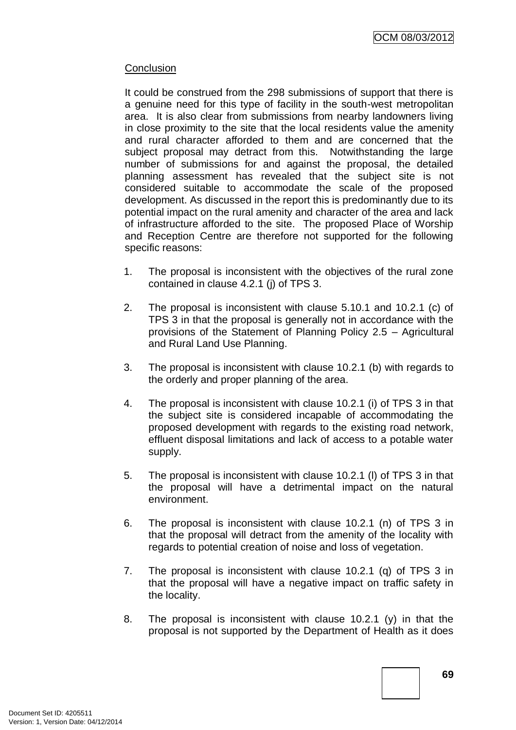## Conclusion

It could be construed from the 298 submissions of support that there is a genuine need for this type of facility in the south-west metropolitan area. It is also clear from submissions from nearby landowners living in close proximity to the site that the local residents value the amenity and rural character afforded to them and are concerned that the subject proposal may detract from this. Notwithstanding the large number of submissions for and against the proposal, the detailed planning assessment has revealed that the subject site is not considered suitable to accommodate the scale of the proposed development. As discussed in the report this is predominantly due to its potential impact on the rural amenity and character of the area and lack of infrastructure afforded to the site. The proposed Place of Worship and Reception Centre are therefore not supported for the following specific reasons:

1. The proposal is inconsistent with the objectives of the rural zone contained in clause 4.2.1 (j) of TPS 3.

2. The proposal is inconsistent with clause 5.10.1 and 10.2.1 (c) of TPS 3 in that the proposal is generally not in accordance with the provisions of the Statement of Planning Policy 2.5 – Agricultural and Rural Land Use Planning.

3. The proposal is inconsistent with clause 10.2.1 (b) with regards to the orderly and proper planning of the area.

4. The proposal is inconsistent with clause 10.2.1 (i) of TPS 3 in that the subject site is considered incapable of accommodating the proposed development with regards to the existing road network, effluent disposal limitations and lack of access to a potable water supply.

5. The proposal is inconsistent with clause 10.2.1 (l) of TPS 3 in that the proposal will have a detrimental impact on the natural environment.

6. The proposal is inconsistent with clause 10.2.1 (n) of TPS 3 in that the proposal will detract from the amenity of the locality with regards to potential creation of noise and loss of vegetation.

7. The proposal is inconsistent with clause 10.2.1 (q) of TPS 3 in that the proposal will have a negative impact on traffic safety in the locality.

8. The proposal is inconsistent with clause 10.2.1 (y) in that the proposal is not supported by the Department of Health as it does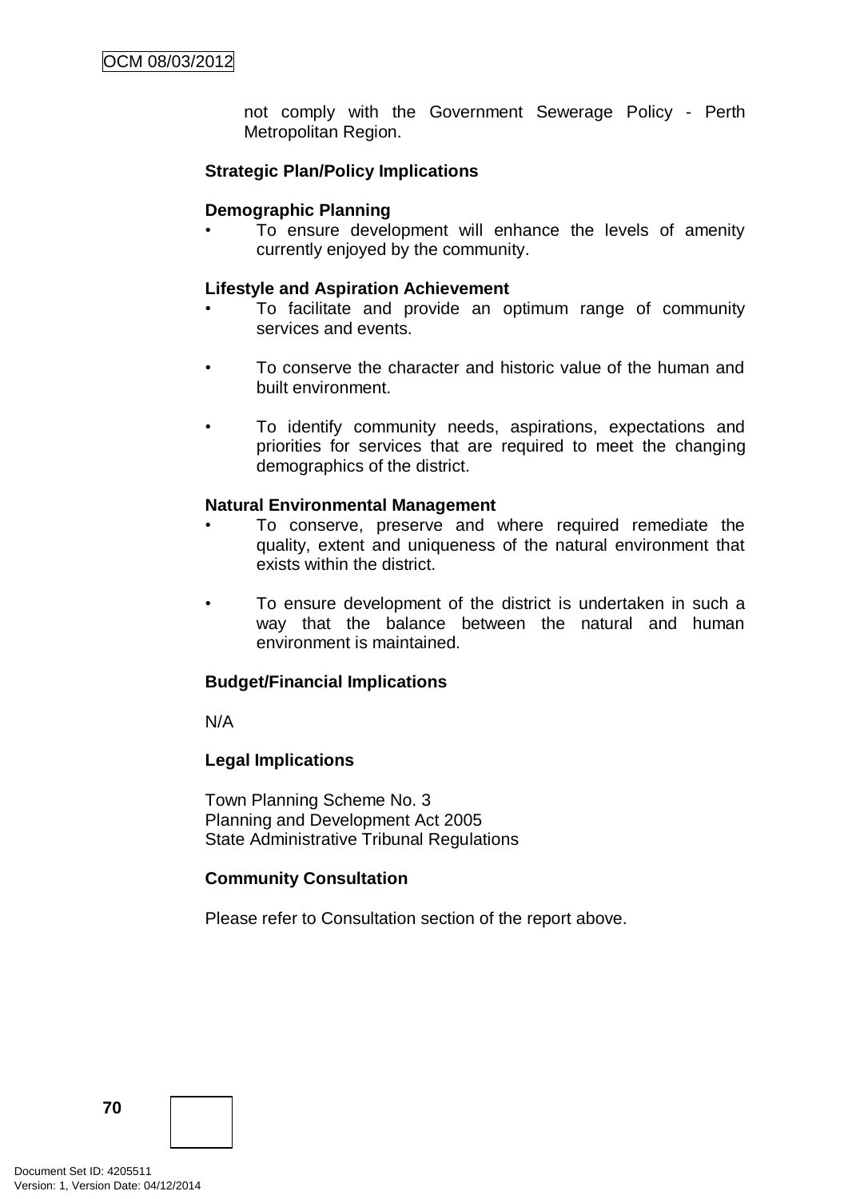not comply with the Government Sewerage Policy - Perth Metropolitan Region.

**Strategic Plan/Policy Implications**

**Demographic Planning**

- To ensure development will enhance the levels of amenity currently enjoyed by the community.

**Lifestyle and Aspiration Achievement**

- To facilitate and provide an optimum range of community services and events.
- To conserve the character and historic value of the human and built environment.
- To identify community needs, aspirations, expectations and priorities for services that are required to meet the changing demographics of the district.

**Natural Environmental Management**

- To conserve, preserve and where required remediate the quality, extent and uniqueness of the natural environment that exists within the district.
- To ensure development of the district is undertaken in such a way that the balance between the natural and human environment is maintained.

**Budget/Financial Implications**

N/A

**Legal Implications**

Town Planning Scheme No. 3
Planning and Development Act 2005
State Administrative Tribunal Regulations

**Community Consultation**

Please refer to Consultation section of the report above.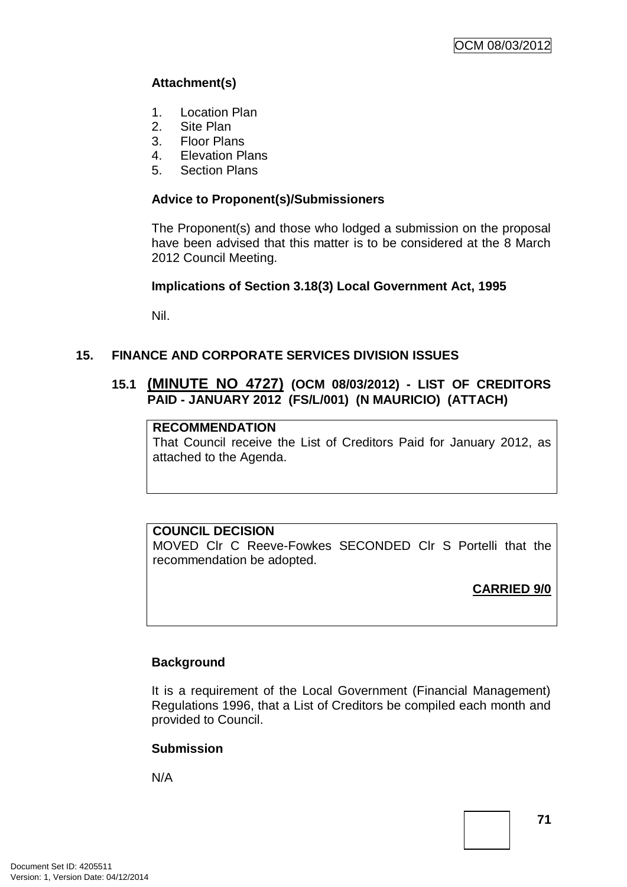**Attachment(s)**

1. Location Plan
2. Site Plan
3. Floor Plans
4. Elevation Plans
5. Section Plans

**Advice to Proponent(s)/Submissioners**

The Proponent(s) and those who lodged a submission on the proposal have been advised that this matter is to be considered at the 8 March 2012 Council Meeting.

**Implications of Section 3.18(3) Local Government Act, 1995**

Nil.

## 15. FINANCE AND CORPORATE SERVICES DIVISION ISSUES

### 15.1 (MINUTE NO 4727) (OCM 08/03/2012) - LIST OF CREDITORS PAID - JANUARY 2012 (FS/L/001) (N MAURICIO) (ATTACH)

**RECOMMENDATION**

That Council receive the List of Creditors Paid for January 2012, as attached to the Agenda.

**COUNCIL DECISION**

MOVED Clr C Reeve-Fowkes SECONDED Clr S Portelli that the recommendation be adopted.

**CARRIED 9/0**

**Background**

It is a requirement of the Local Government (Financial Management) Regulations 1996, that a List of Creditors be compiled each month and provided to Council.

**Submission**

N/A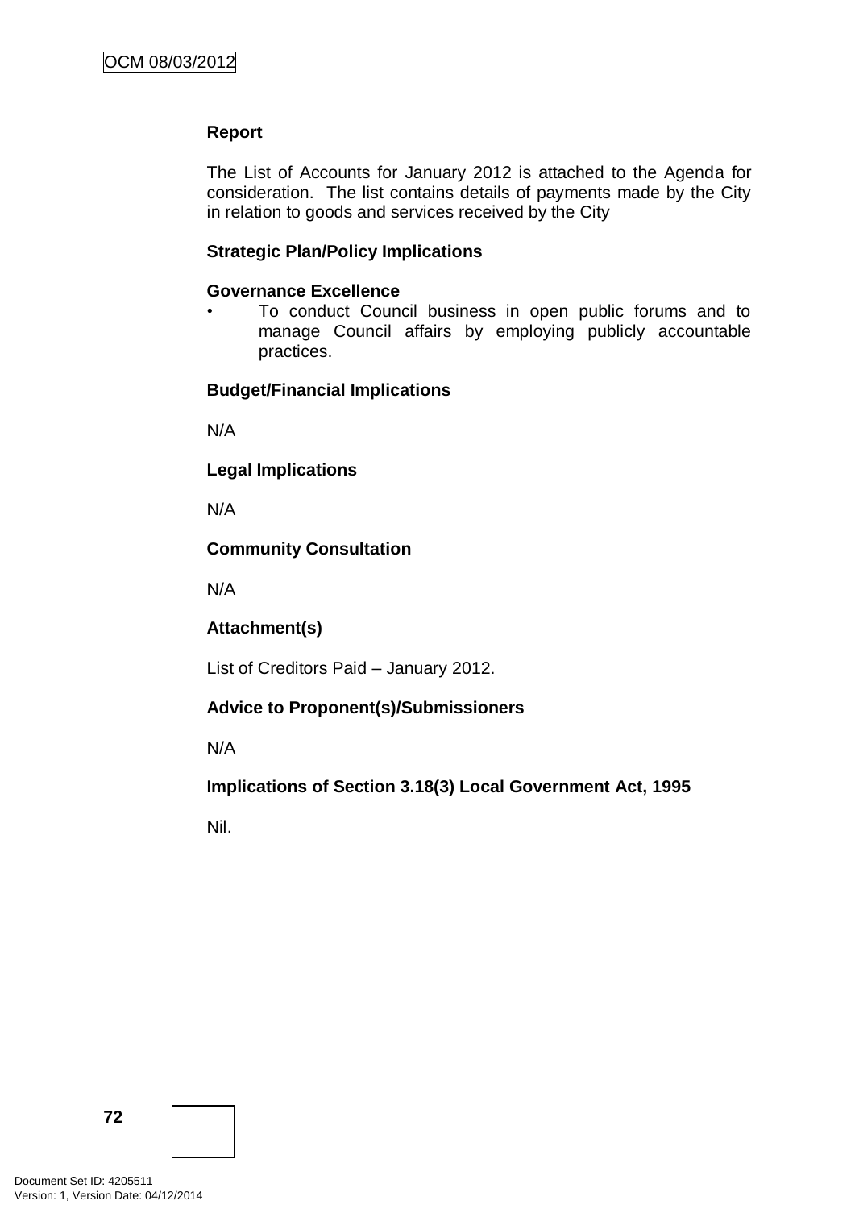**Report**

The List of Accounts for January 2012 is attached to the Agenda for consideration. The list contains details of payments made by the City in relation to goods and services received by the City

**Strategic Plan/Policy Implications**

**Governance Excellence**

- To conduct Council business in open public forums and to manage Council affairs by employing publicly accountable practices.

**Budget/Financial Implications**

N/A

**Legal Implications**

N/A

**Community Consultation**

N/A

**Attachment(s)**

List of Creditors Paid – January 2012.

**Advice to Proponent(s)/Submissioners**

N/A

**Implications of Section 3.18(3) Local Government Act, 1995**

Nil.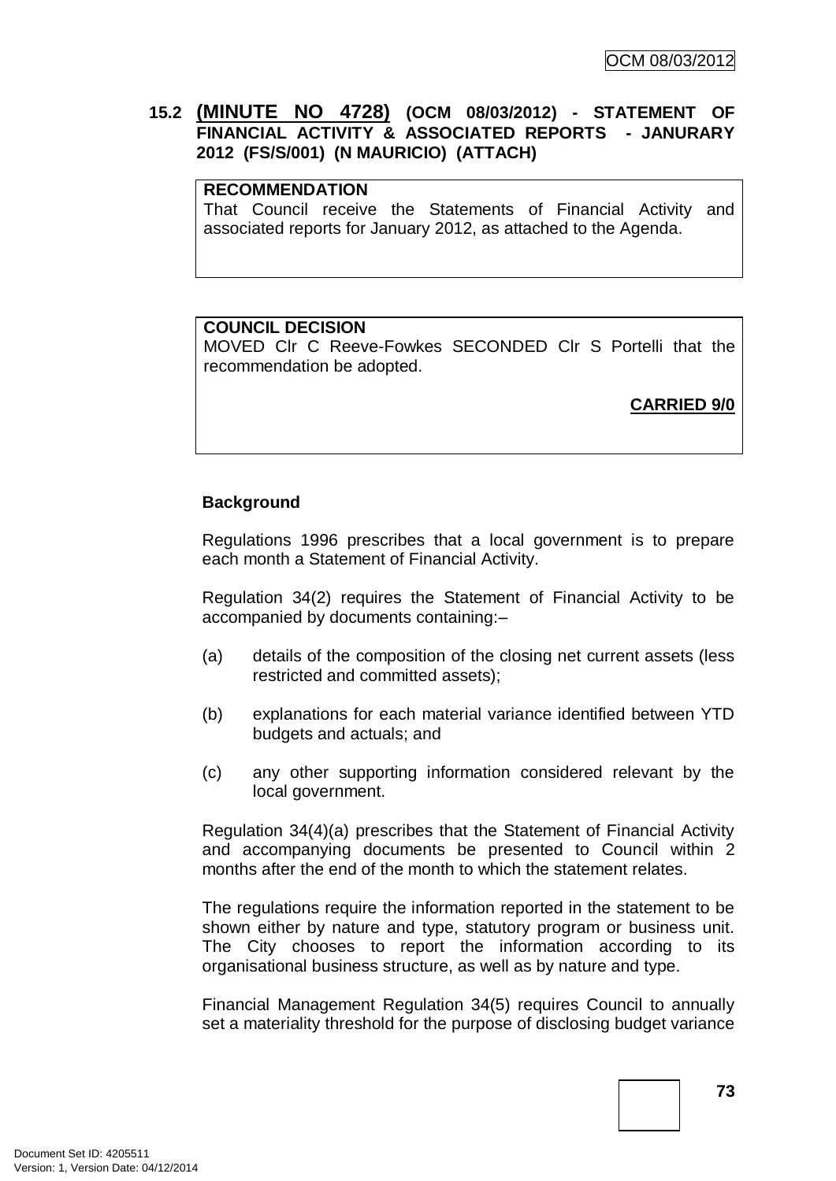## 15.2 (MINUTE NO 4728) (OCM 08/03/2012) - STATEMENT OF FINANCIAL ACTIVITY & ASSOCIATED REPORTS - JANURARY 2012 (FS/S/001) (N MAURICIO) (ATTACH)

**RECOMMENDATION**
That Council receive the Statements of Financial Activity and associated reports for January 2012, as attached to the Agenda.

**COUNCIL DECISION**
MOVED Clr C Reeve-Fowkes SECONDED Clr S Portelli that the recommendation be adopted.

**CARRIED 9/0**

**Background**

Regulations 1996 prescribes that a local government is to prepare each month a Statement of Financial Activity.

Regulation 34(2) requires the Statement of Financial Activity to be accompanied by documents containing:–

(a) details of the composition of the closing net current assets (less restricted and committed assets);

(b) explanations for each material variance identified between YTD budgets and actuals; and

(c) any other supporting information considered relevant by the local government.

Regulation 34(4)(a) prescribes that the Statement of Financial Activity and accompanying documents be presented to Council within 2 months after the end of the month to which the statement relates.

The regulations require the information reported in the statement to be shown either by nature and type, statutory program or business unit. The City chooses to report the information according to its organisational business structure, as well as by nature and type.

Financial Management Regulation 34(5) requires Council to annually set a materiality threshold for the purpose of disclosing budget variance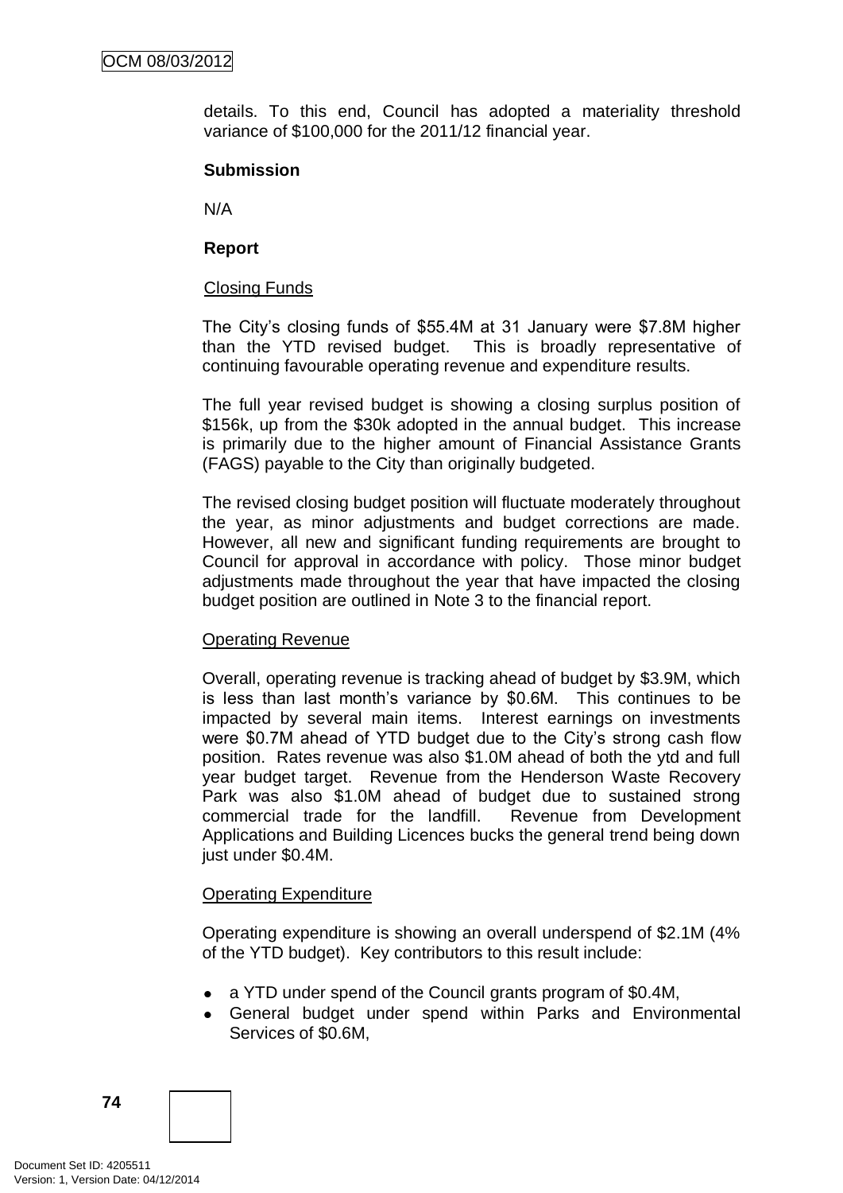details. To this end, Council has adopted a materiality threshold variance of $100,000 for the 2011/12 financial year.

**Submission**

N/A

**Report**

Closing Funds

The City's closing funds of $55.4M at 31 January were $7.8M higher than the YTD revised budget. This is broadly representative of continuing favourable operating revenue and expenditure results.

The full year revised budget is showing a closing surplus position of $156k, up from the $30k adopted in the annual budget. This increase is primarily due to the higher amount of Financial Assistance Grants (FAGS) payable to the City than originally budgeted.

The revised closing budget position will fluctuate moderately throughout the year, as minor adjustments and budget corrections are made. However, all new and significant funding requirements are brought to Council for approval in accordance with policy. Those minor budget adjustments made throughout the year that have impacted the closing budget position are outlined in Note 3 to the financial report.

Operating Revenue

Overall, operating revenue is tracking ahead of budget by $3.9M, which is less than last month's variance by $0.6M. This continues to be impacted by several main items. Interest earnings on investments were $0.7M ahead of YTD budget due to the City's strong cash flow position. Rates revenue was also $1.0M ahead of both the ytd and full year budget target. Revenue from the Henderson Waste Recovery Park was also $1.0M ahead of budget due to sustained strong commercial trade for the landfill. Revenue from Development Applications and Building Licences bucks the general trend being down just under $0.4M.

Operating Expenditure

Operating expenditure is showing an overall underspend of $2.1M (4% of the YTD budget). Key contributors to this result include:

- a YTD under spend of the Council grants program of $0.4M,
- General budget under spend within Parks and Environmental Services of $0.6M,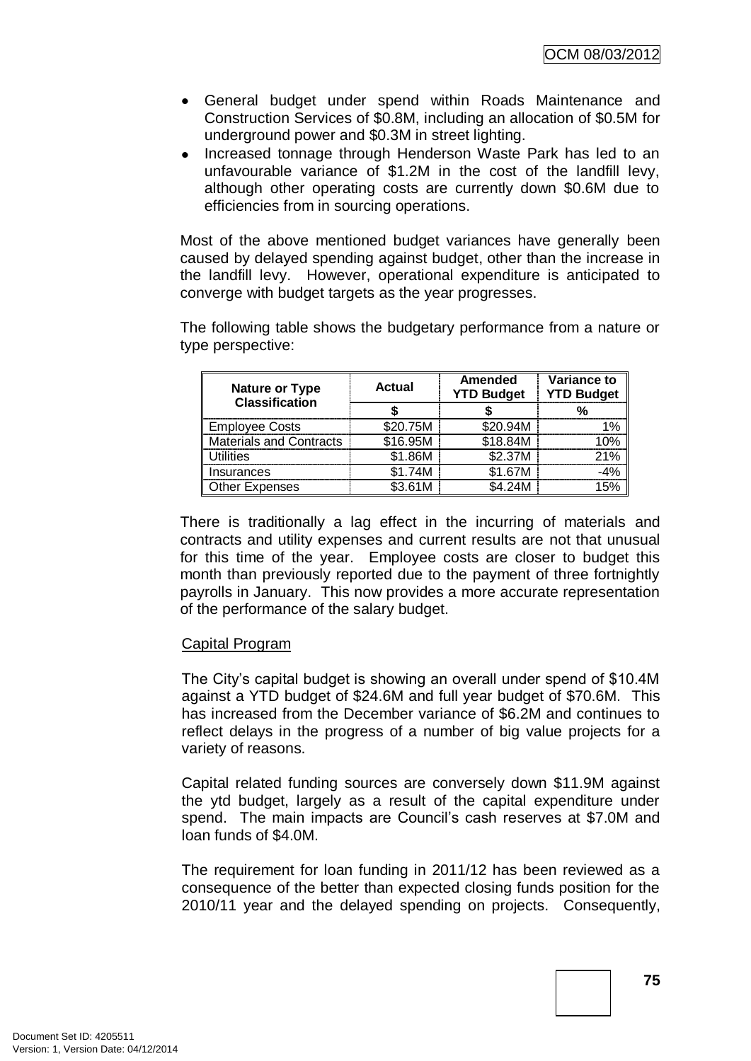- General budget under spend within Roads Maintenance and Construction Services of \$0.8M, including an allocation of \$0.5M for underground power and \$0.3M in street lighting.
- Increased tonnage through Henderson Waste Park has led to an unfavourable variance of \$1.2M in the cost of the landfill levy, although other operating costs are currently down \$0.6M due to efficiencies from in sourcing operations.

Most of the above mentioned budget variances have generally been caused by delayed spending against budget, other than the increase in the landfill levy. However, operational expenditure is anticipated to converge with budget targets as the year progresses.

The following table shows the budgetary performance from a nature or type perspective:

| Nature or Type Classification | Actual | Amended YTD Budget | Variance to YTD Budget |
|---|---|---|---|
| | \$ | \$ | % |
| Employee Costs | \$20.75M | \$20.94M | 1% |
| Materials and Contracts | \$16.95M | \$18.84M | 10% |
| Utilities | \$1.86M | \$2.37M | 21% |
| Insurances | \$1.74M | \$1.67M | -4% |
| Other Expenses | \$3.61M | \$4.24M | 15% |

There is traditionally a lag effect in the incurring of materials and contracts and utility expenses and current results are not that unusual for this time of the year. Employee costs are closer to budget this month than previously reported due to the payment of three fortnightly payrolls in January. This now provides a more accurate representation of the performance of the salary budget.

Capital Program

The City's capital budget is showing an overall under spend of \$10.4M against a YTD budget of \$24.6M and full year budget of \$70.6M. This has increased from the December variance of \$6.2M and continues to reflect delays in the progress of a number of big value projects for a variety of reasons.

Capital related funding sources are conversely down \$11.9M against the ytd budget, largely as a result of the capital expenditure under spend. The main impacts are Council's cash reserves at \$7.0M and loan funds of \$4.0M.

The requirement for loan funding in 2011/12 has been reviewed as a consequence of the better than expected closing funds position for the 2010/11 year and the delayed spending on projects. Consequently,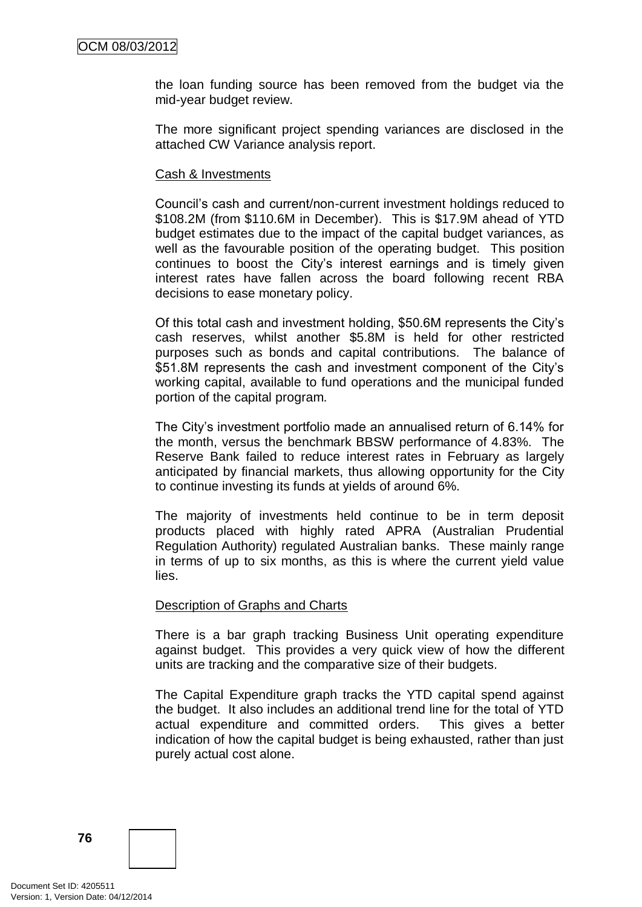the loan funding source has been removed from the budget via the mid-year budget review.

The more significant project spending variances are disclosed in the attached CW Variance analysis report.

Cash & Investments

Council's cash and current/non-current investment holdings reduced to \$108.2M (from \$110.6M in December). This is \$17.9M ahead of YTD budget estimates due to the impact of the capital budget variances, as well as the favourable position of the operating budget. This position continues to boost the City's interest earnings and is timely given interest rates have fallen across the board following recent RBA decisions to ease monetary policy.

Of this total cash and investment holding, \$50.6M represents the City's cash reserves, whilst another \$5.8M is held for other restricted purposes such as bonds and capital contributions. The balance of \$51.8M represents the cash and investment component of the City's working capital, available to fund operations and the municipal funded portion of the capital program.

The City's investment portfolio made an annualised return of 6.14% for the month, versus the benchmark BBSW performance of 4.83%. The Reserve Bank failed to reduce interest rates in February as largely anticipated by financial markets, thus allowing opportunity for the City to continue investing its funds at yields of around 6%.

The majority of investments held continue to be in term deposit products placed with highly rated APRA (Australian Prudential Regulation Authority) regulated Australian banks. These mainly range in terms of up to six months, as this is where the current yield value lies.

Description of Graphs and Charts

There is a bar graph tracking Business Unit operating expenditure against budget. This provides a very quick view of how the different units are tracking and the comparative size of their budgets.

The Capital Expenditure graph tracks the YTD capital spend against the budget. It also includes an additional trend line for the total of YTD actual expenditure and committed orders. This gives a better indication of how the capital budget is being exhausted, rather than just purely actual cost alone.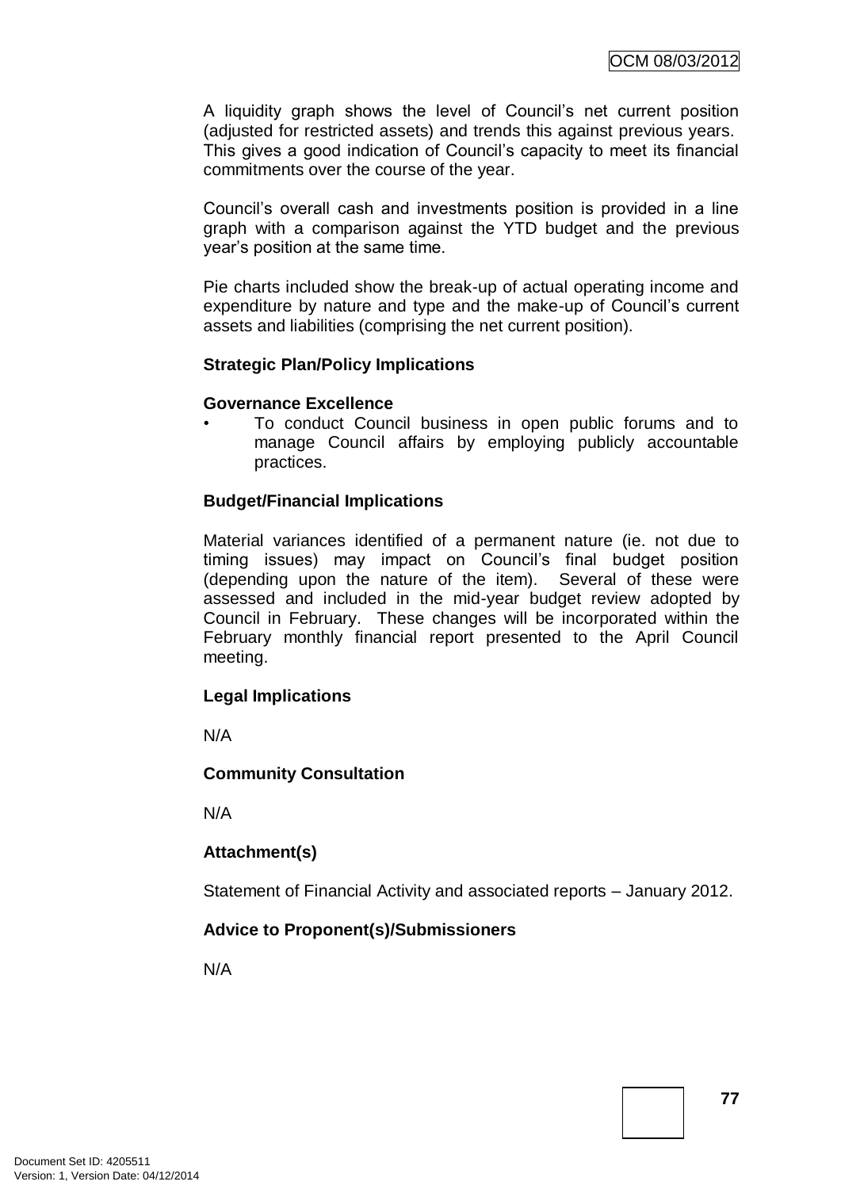A liquidity graph shows the level of Council's net current position (adjusted for restricted assets) and trends this against previous years. This gives a good indication of Council's capacity to meet its financial commitments over the course of the year.

Council's overall cash and investments position is provided in a line graph with a comparison against the YTD budget and the previous year's position at the same time.

Pie charts included show the break-up of actual operating income and expenditure by nature and type and the make-up of Council's current assets and liabilities (comprising the net current position).

**Strategic Plan/Policy Implications**

**Governance Excellence**

- To conduct Council business in open public forums and to manage Council affairs by employing publicly accountable practices.

**Budget/Financial Implications**

Material variances identified of a permanent nature (ie. not due to timing issues) may impact on Council's final budget position (depending upon the nature of the item). Several of these were assessed and included in the mid-year budget review adopted by Council in February. These changes will be incorporated within the February monthly financial report presented to the April Council meeting.

**Legal Implications**

N/A

**Community Consultation**

N/A

**Attachment(s)**

Statement of Financial Activity and associated reports – January 2012.

**Advice to Proponent(s)/Submissioners**

N/A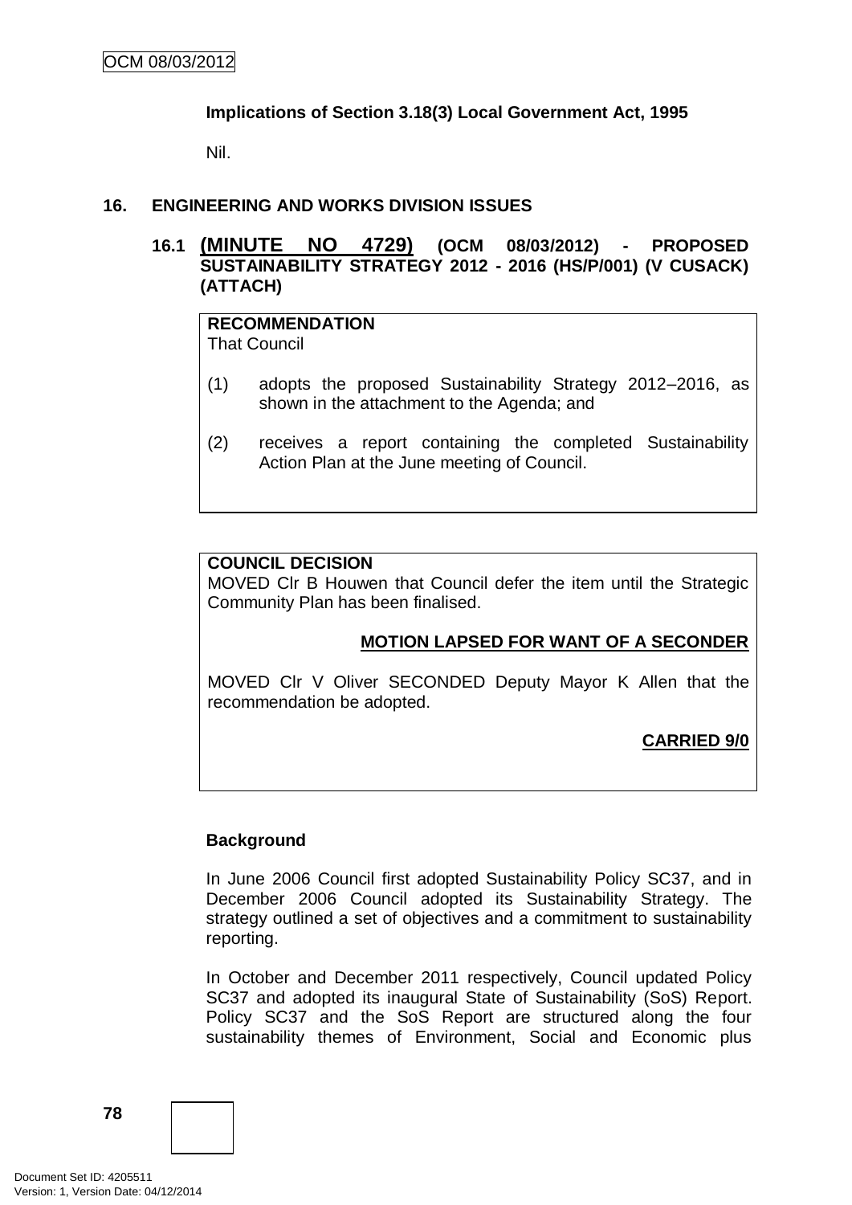**Implications of Section 3.18(3) Local Government Act, 1995**

Nil.

## 16. ENGINEERING AND WORKS DIVISION ISSUES

### 16.1 (MINUTE NO 4729) (OCM 08/03/2012) - PROPOSED SUSTAINABILITY STRATEGY 2012 - 2016 (HS/P/001) (V CUSACK) (ATTACH)

**RECOMMENDATION**
That Council

(1) adopts the proposed Sustainability Strategy 2012–2016, as shown in the attachment to the Agenda; and

(2) receives a report containing the completed Sustainability Action Plan at the June meeting of Council.

**COUNCIL DECISION**
MOVED Clr B Houwen that Council defer the item until the Strategic Community Plan has been finalised.

**MOTION LAPSED FOR WANT OF A SECONDER**

MOVED Clr V Oliver SECONDED Deputy Mayor K Allen that the recommendation be adopted.

**CARRIED 9/0**

**Background**

In June 2006 Council first adopted Sustainability Policy SC37, and in December 2006 Council adopted its Sustainability Strategy. The strategy outlined a set of objectives and a commitment to sustainability reporting.

In October and December 2011 respectively, Council updated Policy SC37 and adopted its inaugural State of Sustainability (SoS) Report. Policy SC37 and the SoS Report are structured along the four sustainability themes of Environment, Social and Economic plus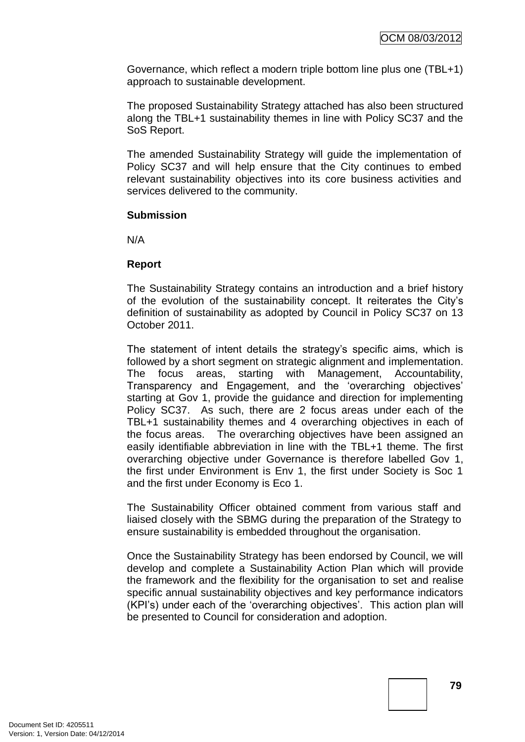Governance, which reflect a modern triple bottom line plus one (TBL+1) approach to sustainable development.

The proposed Sustainability Strategy attached has also been structured along the TBL+1 sustainability themes in line with Policy SC37 and the SoS Report.

The amended Sustainability Strategy will guide the implementation of Policy SC37 and will help ensure that the City continues to embed relevant sustainability objectives into its core business activities and services delivered to the community.

**Submission**

N/A

**Report**

The Sustainability Strategy contains an introduction and a brief history of the evolution of the sustainability concept. It reiterates the City's definition of sustainability as adopted by Council in Policy SC37 on 13 October 2011.

The statement of intent details the strategy's specific aims, which is followed by a short segment on strategic alignment and implementation. The focus areas, starting with Management, Accountability, Transparency and Engagement, and the 'overarching objectives' starting at Gov 1, provide the guidance and direction for implementing Policy SC37. As such, there are 2 focus areas under each of the TBL+1 sustainability themes and 4 overarching objectives in each of the focus areas. The overarching objectives have been assigned an easily identifiable abbreviation in line with the TBL+1 theme. The first overarching objective under Governance is therefore labelled Gov 1, the first under Environment is Env 1, the first under Society is Soc 1 and the first under Economy is Eco 1.

The Sustainability Officer obtained comment from various staff and liaised closely with the SBMG during the preparation of the Strategy to ensure sustainability is embedded throughout the organisation.

Once the Sustainability Strategy has been endorsed by Council, we will develop and complete a Sustainability Action Plan which will provide the framework and the flexibility for the organisation to set and realise specific annual sustainability objectives and key performance indicators (KPI's) under each of the 'overarching objectives'. This action plan will be presented to Council for consideration and adoption.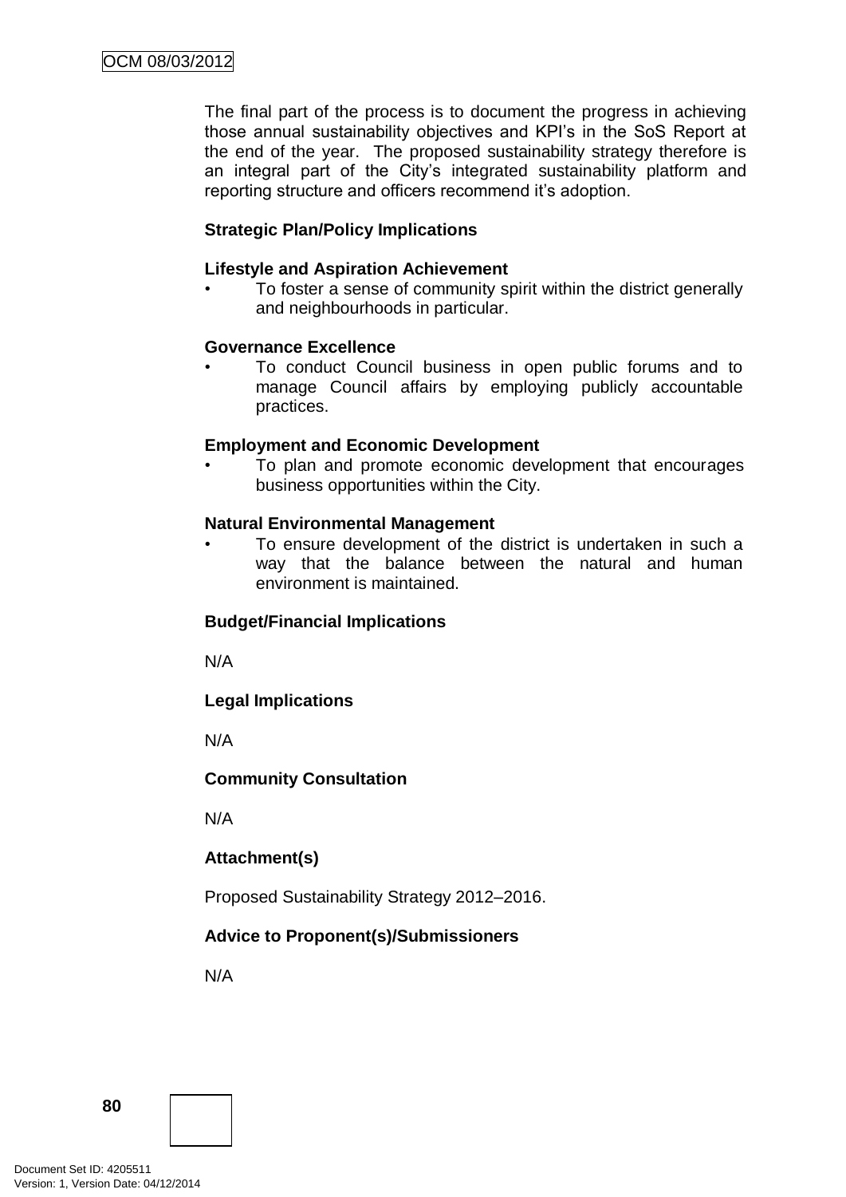The final part of the process is to document the progress in achieving those annual sustainability objectives and KPI's in the SoS Report at the end of the year. The proposed sustainability strategy therefore is an integral part of the City's integrated sustainability platform and reporting structure and officers recommend it's adoption.

**Strategic Plan/Policy Implications**

**Lifestyle and Aspiration Achievement**

- To foster a sense of community spirit within the district generally and neighbourhoods in particular.

**Governance Excellence**

- To conduct Council business in open public forums and to manage Council affairs by employing publicly accountable practices.

**Employment and Economic Development**

- To plan and promote economic development that encourages business opportunities within the City.

**Natural Environmental Management**

- To ensure development of the district is undertaken in such a way that the balance between the natural and human environment is maintained.

**Budget/Financial Implications**

N/A

**Legal Implications**

N/A

**Community Consultation**

N/A

**Attachment(s)**

Proposed Sustainability Strategy 2012–2016.

**Advice to Proponent(s)/Submissioners**

N/A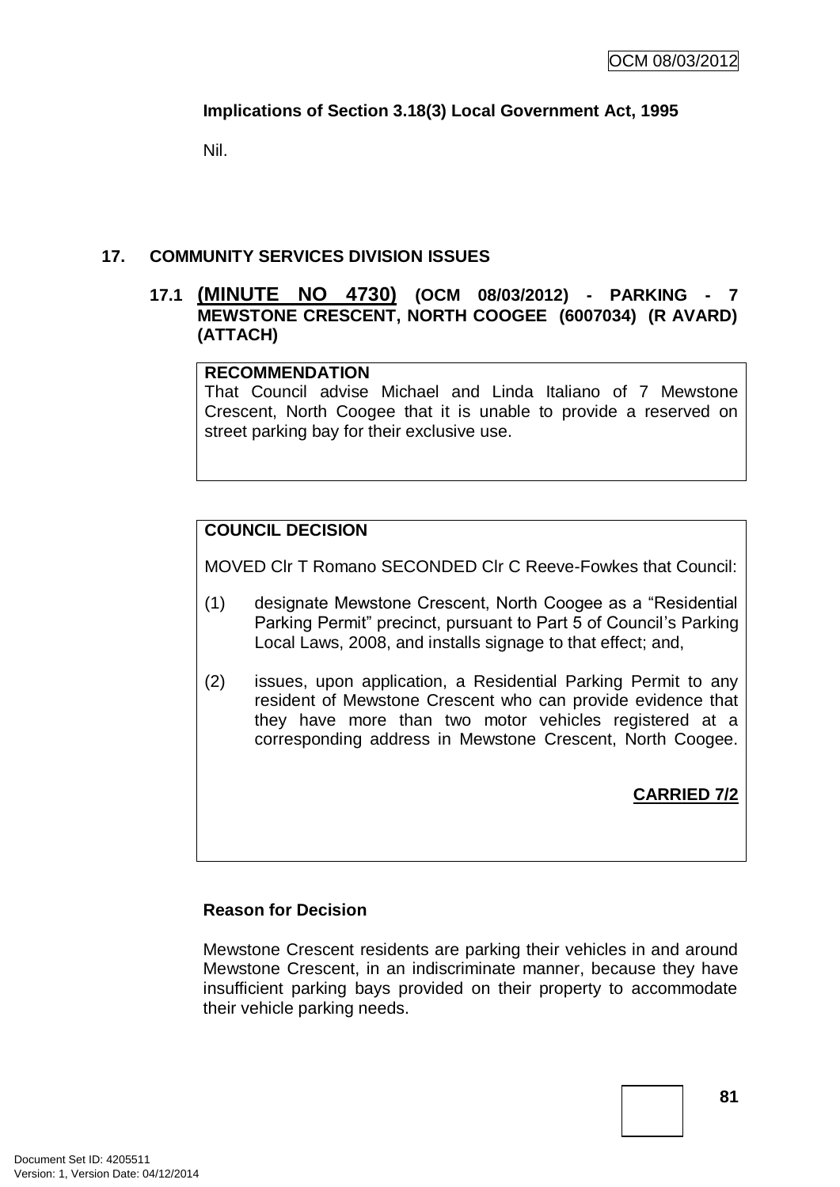**Implications of Section 3.18(3) Local Government Act, 1995**

Nil.

## 17. COMMUNITY SERVICES DIVISION ISSUES

### 17.1 (MINUTE NO 4730) (OCM 08/03/2012) - PARKING - 7 MEWSTONE CRESCENT, NORTH COOGEE (6007034) (R AVARD) (ATTACH)

**RECOMMENDATION**

That Council advise Michael and Linda Italiano of 7 Mewstone Crescent, North Coogee that it is unable to provide a reserved on street parking bay for their exclusive use.

**COUNCIL DECISION**

MOVED Clr T Romano SECONDED Clr C Reeve-Fowkes that Council:

(1) designate Mewstone Crescent, North Coogee as a "Residential Parking Permit" precinct, pursuant to Part 5 of Council's Parking Local Laws, 2008, and installs signage to that effect; and,

(2) issues, upon application, a Residential Parking Permit to any resident of Mewstone Crescent who can provide evidence that they have more than two motor vehicles registered at a corresponding address in Mewstone Crescent, North Coogee.

**CARRIED 7/2**

**Reason for Decision**

Mewstone Crescent residents are parking their vehicles in and around Mewstone Crescent, in an indiscriminate manner, because they have insufficient parking bays provided on their property to accommodate their vehicle parking needs.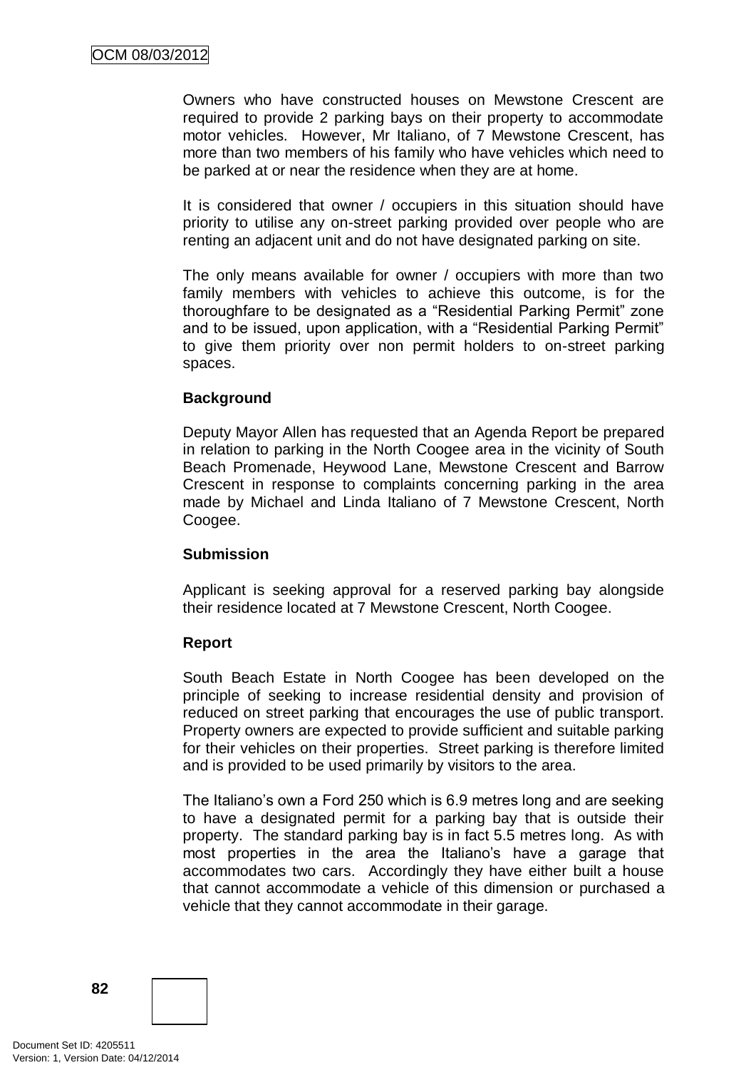Owners who have constructed houses on Mewstone Crescent are required to provide 2 parking bays on their property to accommodate motor vehicles. However, Mr Italiano, of 7 Mewstone Crescent, has more than two members of his family who have vehicles which need to be parked at or near the residence when they are at home.

It is considered that owner / occupiers in this situation should have priority to utilise any on-street parking provided over people who are renting an adjacent unit and do not have designated parking on site.

The only means available for owner / occupiers with more than two family members with vehicles to achieve this outcome, is for the thoroughfare to be designated as a "Residential Parking Permit" zone and to be issued, upon application, with a "Residential Parking Permit" to give them priority over non permit holders to on-street parking spaces.

**Background**

Deputy Mayor Allen has requested that an Agenda Report be prepared in relation to parking in the North Coogee area in the vicinity of South Beach Promenade, Heywood Lane, Mewstone Crescent and Barrow Crescent in response to complaints concerning parking in the area made by Michael and Linda Italiano of 7 Mewstone Crescent, North Coogee.

**Submission**

Applicant is seeking approval for a reserved parking bay alongside their residence located at 7 Mewstone Crescent, North Coogee.

**Report**

South Beach Estate in North Coogee has been developed on the principle of seeking to increase residential density and provision of reduced on street parking that encourages the use of public transport. Property owners are expected to provide sufficient and suitable parking for their vehicles on their properties. Street parking is therefore limited and is provided to be used primarily by visitors to the area.

The Italiano's own a Ford 250 which is 6.9 metres long and are seeking to have a designated permit for a parking bay that is outside their property. The standard parking bay is in fact 5.5 metres long. As with most properties in the area the Italiano's have a garage that accommodates two cars. Accordingly they have either built a house that cannot accommodate a vehicle of this dimension or purchased a vehicle that they cannot accommodate in their garage.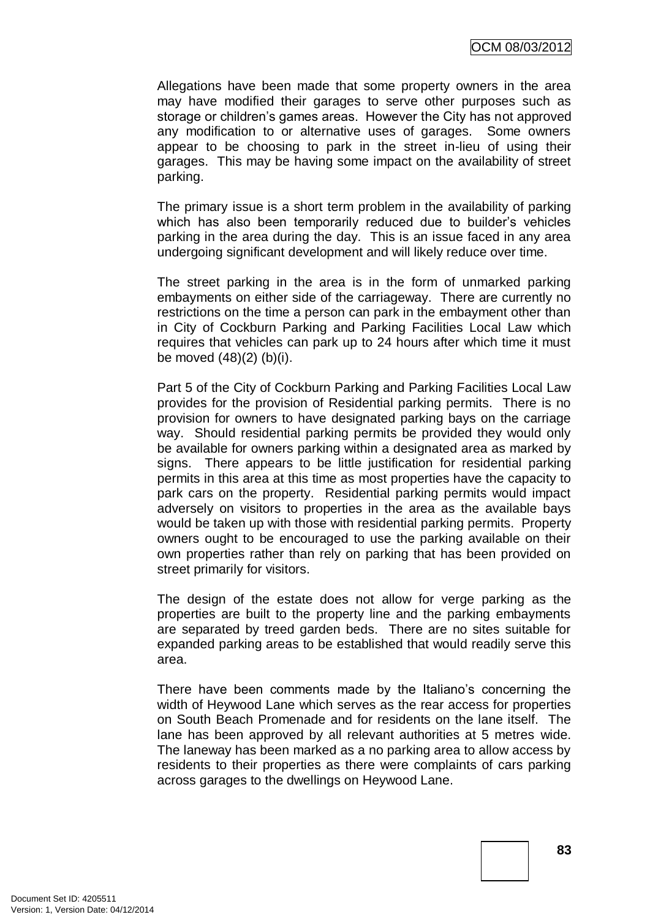Allegations have been made that some property owners in the area may have modified their garages to serve other purposes such as storage or children's games areas. However the City has not approved any modification to or alternative uses of garages. Some owners appear to be choosing to park in the street in-lieu of using their garages. This may be having some impact on the availability of street parking.

The primary issue is a short term problem in the availability of parking which has also been temporarily reduced due to builder's vehicles parking in the area during the day. This is an issue faced in any area undergoing significant development and will likely reduce over time.

The street parking in the area is in the form of unmarked parking embayments on either side of the carriageway. There are currently no restrictions on the time a person can park in the embayment other than in City of Cockburn Parking and Parking Facilities Local Law which requires that vehicles can park up to 24 hours after which time it must be moved (48)(2) (b)(i).

Part 5 of the City of Cockburn Parking and Parking Facilities Local Law provides for the provision of Residential parking permits. There is no provision for owners to have designated parking bays on the carriage way. Should residential parking permits be provided they would only be available for owners parking within a designated area as marked by signs. There appears to be little justification for residential parking permits in this area at this time as most properties have the capacity to park cars on the property. Residential parking permits would impact adversely on visitors to properties in the area as the available bays would be taken up with those with residential parking permits. Property owners ought to be encouraged to use the parking available on their own properties rather than rely on parking that has been provided on street primarily for visitors.

The design of the estate does not allow for verge parking as the properties are built to the property line and the parking embayments are separated by treed garden beds. There are no sites suitable for expanded parking areas to be established that would readily serve this area.

There have been comments made by the Italiano's concerning the width of Heywood Lane which serves as the rear access for properties on South Beach Promenade and for residents on the lane itself. The lane has been approved by all relevant authorities at 5 metres wide. The laneway has been marked as a no parking area to allow access by residents to their properties as there were complaints of cars parking across garages to the dwellings on Heywood Lane.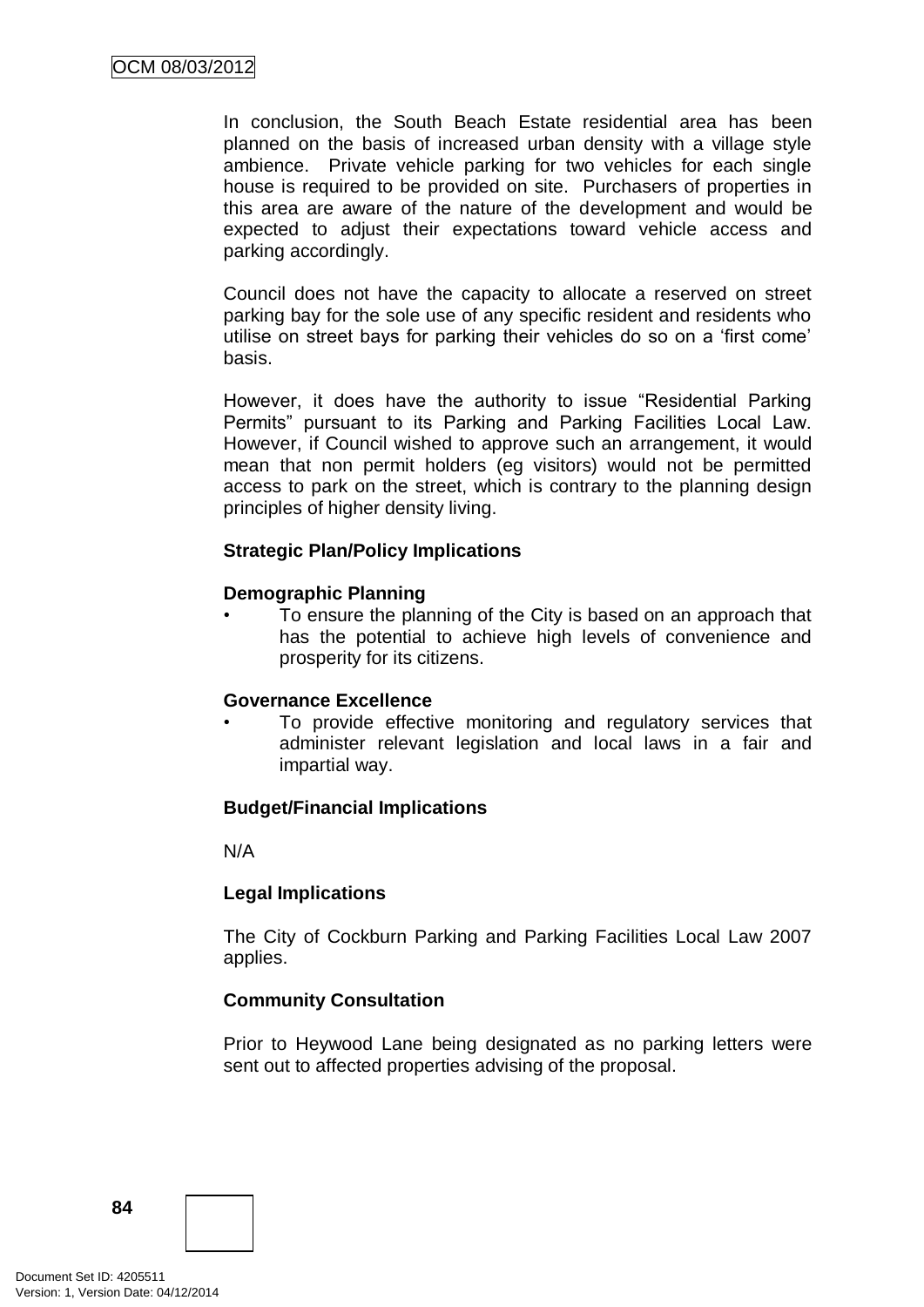In conclusion, the South Beach Estate residential area has been planned on the basis of increased urban density with a village style ambience. Private vehicle parking for two vehicles for each single house is required to be provided on site. Purchasers of properties in this area are aware of the nature of the development and would be expected to adjust their expectations toward vehicle access and parking accordingly.

Council does not have the capacity to allocate a reserved on street parking bay for the sole use of any specific resident and residents who utilise on street bays for parking their vehicles do so on a 'first come' basis.

However, it does have the authority to issue "Residential Parking Permits" pursuant to its Parking and Parking Facilities Local Law. However, if Council wished to approve such an arrangement, it would mean that non permit holders (eg visitors) would not be permitted access to park on the street, which is contrary to the planning design principles of higher density living.

**Strategic Plan/Policy Implications**

**Demographic Planning**

- To ensure the planning of the City is based on an approach that has the potential to achieve high levels of convenience and prosperity for its citizens.

**Governance Excellence**

- To provide effective monitoring and regulatory services that administer relevant legislation and local laws in a fair and impartial way.

**Budget/Financial Implications**

N/A

**Legal Implications**

The City of Cockburn Parking and Parking Facilities Local Law 2007 applies.

**Community Consultation**

Prior to Heywood Lane being designated as no parking letters were sent out to affected properties advising of the proposal.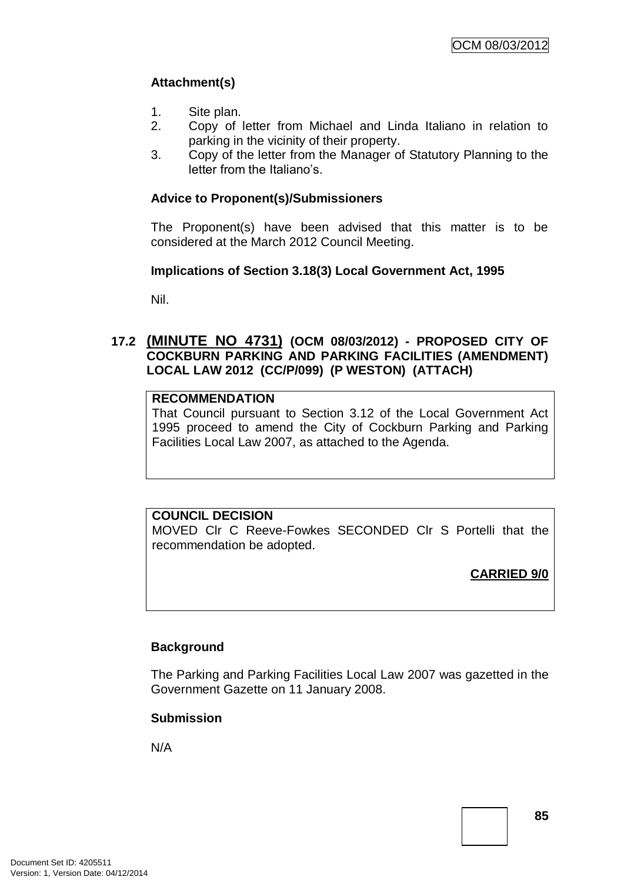### Attachment(s)

1. Site plan.
2. Copy of letter from Michael and Linda Italiano in relation to parking in the vicinity of their property.
3. Copy of the letter from the Manager of Statutory Planning to the letter from the Italiano's.

### Advice to Proponent(s)/Submissioners

The Proponent(s) have been advised that this matter is to be considered at the March 2012 Council Meeting.

### Implications of Section 3.18(3) Local Government Act, 1995

Nil.

## 17.2 (MINUTE NO 4731) (OCM 08/03/2012) - PROPOSED CITY OF COCKBURN PARKING AND PARKING FACILITIES (AMENDMENT) LOCAL LAW 2012 (CC/P/099) (P WESTON) (ATTACH)

**RECOMMENDATION**
That Council pursuant to Section 3.12 of the Local Government Act 1995 proceed to amend the City of Cockburn Parking and Parking Facilities Local Law 2007, as attached to the Agenda.

**COUNCIL DECISION**
MOVED Clr C Reeve-Fowkes SECONDED Clr S Portelli that the recommendation be adopted.

**CARRIED 9/0**

### Background

The Parking and Parking Facilities Local Law 2007 was gazetted in the Government Gazette on 11 January 2008.

### Submission

N/A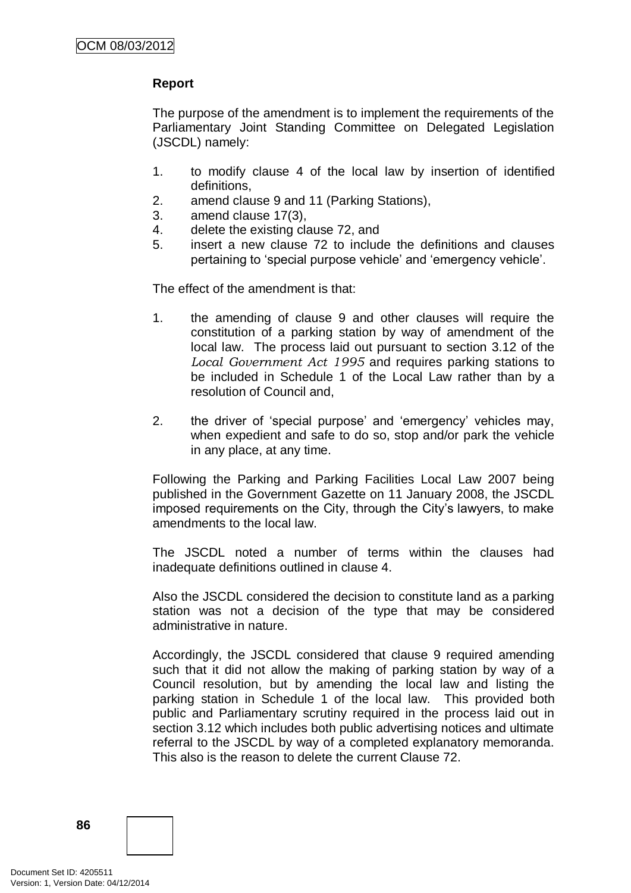**Report**

The purpose of the amendment is to implement the requirements of the Parliamentary Joint Standing Committee on Delegated Legislation (JSCDL) namely:

1. to modify clause 4 of the local law by insertion of identified definitions,
2. amend clause 9 and 11 (Parking Stations),
3. amend clause 17(3),
4. delete the existing clause 72, and
5. insert a new clause 72 to include the definitions and clauses pertaining to 'special purpose vehicle' and 'emergency vehicle'.

The effect of the amendment is that:

1. the amending of clause 9 and other clauses will require the constitution of a parking station by way of amendment of the local law. The process laid out pursuant to section 3.12 of the *Local Government Act 1995* and requires parking stations to be included in Schedule 1 of the Local Law rather than by a resolution of Council and,
2. the driver of 'special purpose' and 'emergency' vehicles may, when expedient and safe to do so, stop and/or park the vehicle in any place, at any time.

Following the Parking and Parking Facilities Local Law 2007 being published in the Government Gazette on 11 January 2008, the JSCDL imposed requirements on the City, through the City's lawyers, to make amendments to the local law.

The JSCDL noted a number of terms within the clauses had inadequate definitions outlined in clause 4.

Also the JSCDL considered the decision to constitute land as a parking station was not a decision of the type that may be considered administrative in nature.

Accordingly, the JSCDL considered that clause 9 required amending such that it did not allow the making of parking station by way of a Council resolution, but by amending the local law and listing the parking station in Schedule 1 of the local law. This provided both public and Parliamentary scrutiny required in the process laid out in section 3.12 which includes both public advertising notices and ultimate referral to the JSCDL by way of a completed explanatory memoranda. This also is the reason to delete the current Clause 72.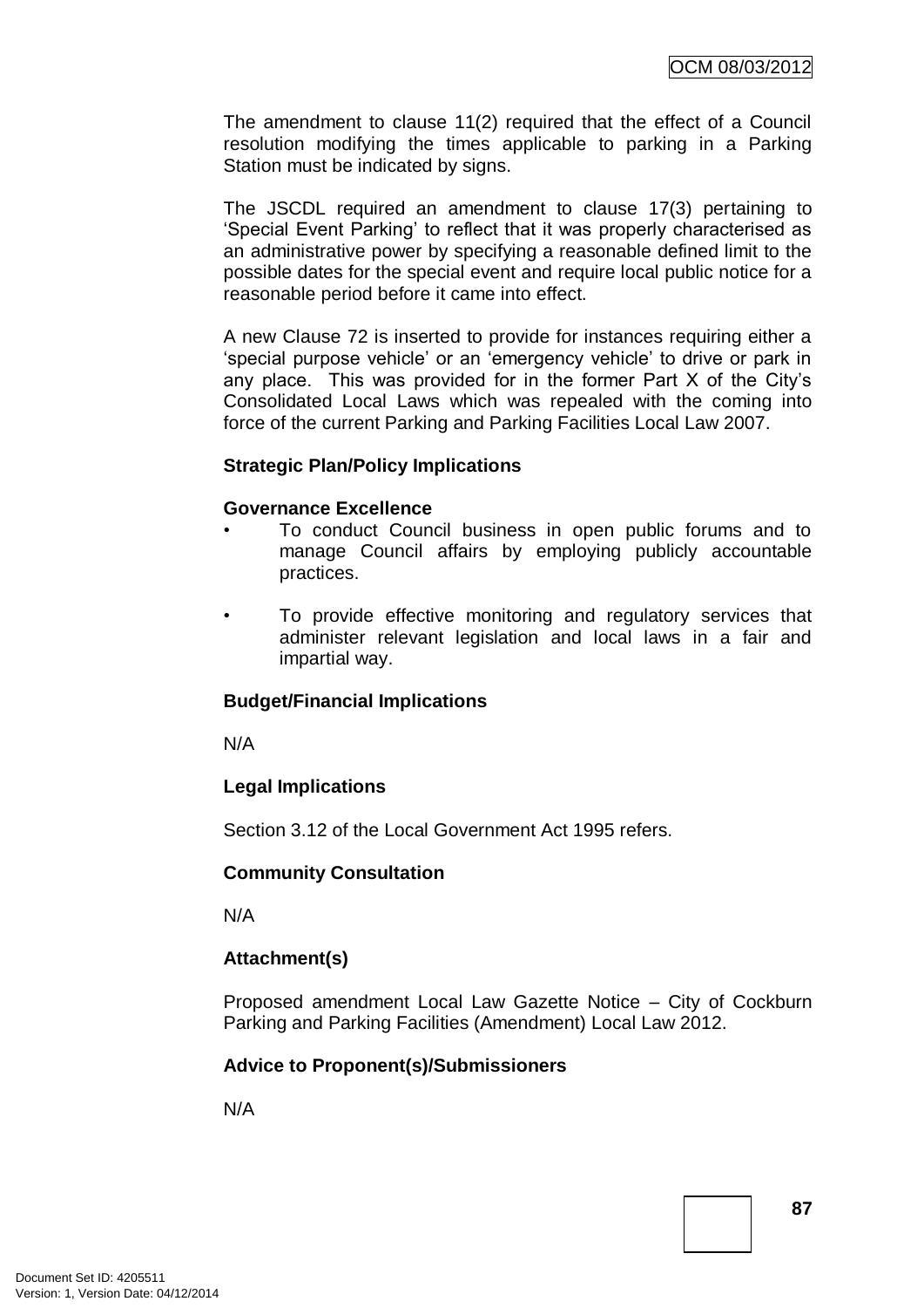The amendment to clause 11(2) required that the effect of a Council resolution modifying the times applicable to parking in a Parking Station must be indicated by signs.

The JSCDL required an amendment to clause 17(3) pertaining to 'Special Event Parking' to reflect that it was properly characterised as an administrative power by specifying a reasonable defined limit to the possible dates for the special event and require local public notice for a reasonable period before it came into effect.

A new Clause 72 is inserted to provide for instances requiring either a 'special purpose vehicle' or an 'emergency vehicle' to drive or park in any place. This was provided for in the former Part X of the City's Consolidated Local Laws which was repealed with the coming into force of the current Parking and Parking Facilities Local Law 2007.

**Strategic Plan/Policy Implications**

**Governance Excellence**

- To conduct Council business in open public forums and to manage Council affairs by employing publicly accountable practices.
- To provide effective monitoring and regulatory services that administer relevant legislation and local laws in a fair and impartial way.

**Budget/Financial Implications**

N/A

**Legal Implications**

Section 3.12 of the Local Government Act 1995 refers.

**Community Consultation**

N/A

**Attachment(s)**

Proposed amendment Local Law Gazette Notice – City of Cockburn Parking and Parking Facilities (Amendment) Local Law 2012.

**Advice to Proponent(s)/Submissioners**

N/A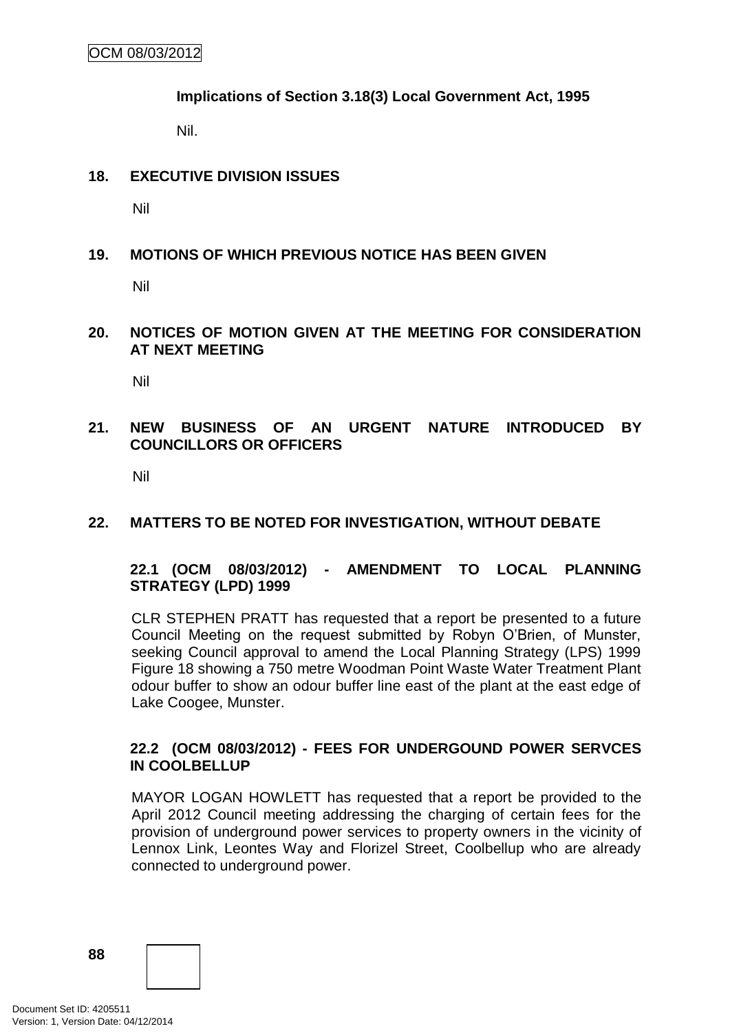**Implications of Section 3.18(3) Local Government Act, 1995**

Nil.

## 18. EXECUTIVE DIVISION ISSUES

Nil

## 19. MOTIONS OF WHICH PREVIOUS NOTICE HAS BEEN GIVEN

Nil

## 20. NOTICES OF MOTION GIVEN AT THE MEETING FOR CONSIDERATION AT NEXT MEETING

Nil

## 21. NEW BUSINESS OF AN URGENT NATURE INTRODUCED BY COUNCILLORS OR OFFICERS

Nil

## 22. MATTERS TO BE NOTED FOR INVESTIGATION, WITHOUT DEBATE

### 22.1 (OCM 08/03/2012) - AMENDMENT TO LOCAL PLANNING STRATEGY (LPD) 1999

CLR STEPHEN PRATT has requested that a report be presented to a future Council Meeting on the request submitted by Robyn O'Brien, of Munster, seeking Council approval to amend the Local Planning Strategy (LPS) 1999 Figure 18 showing a 750 metre Woodman Point Waste Water Treatment Plant odour buffer to show an odour buffer line east of the plant at the east edge of Lake Coogee, Munster.

### 22.2 (OCM 08/03/2012) - FEES FOR UNDERGOUND POWER SERVCES IN COOLBELLUP

MAYOR LOGAN HOWLETT has requested that a report be provided to the April 2012 Council meeting addressing the charging of certain fees for the provision of underground power services to property owners in the vicinity of Lennox Link, Leontes Way and Florizel Street, Coolbellup who are already connected to underground power.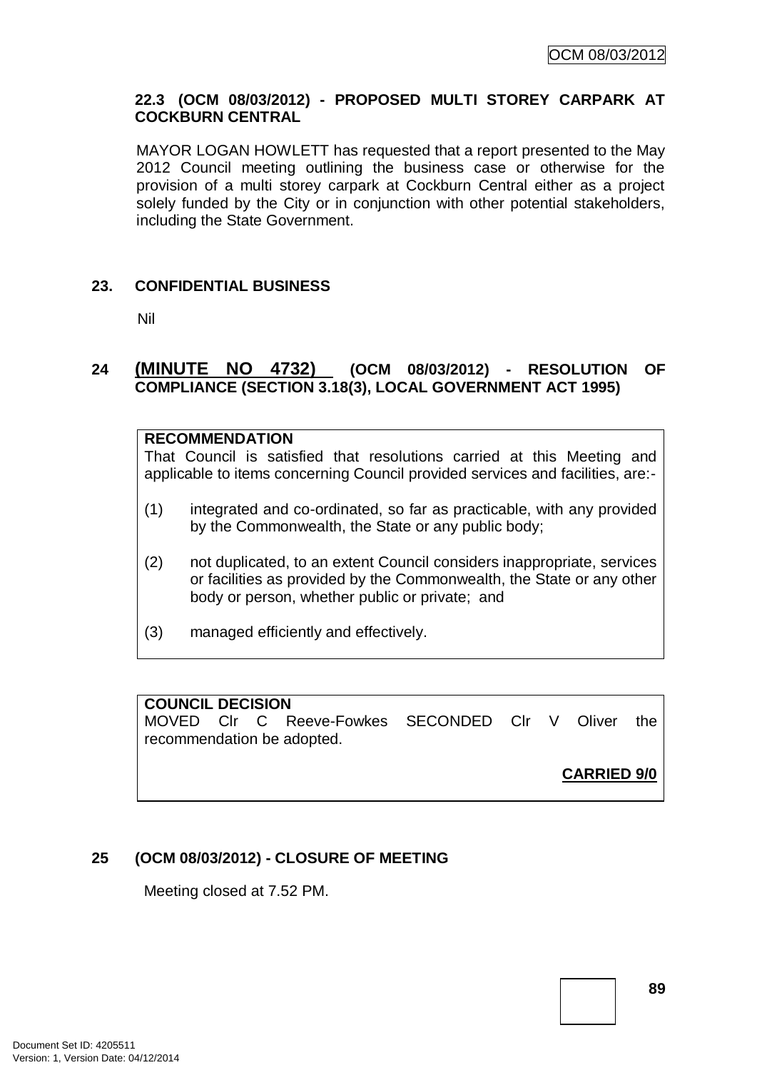### 22.3 (OCM 08/03/2012) - PROPOSED MULTI STOREY CARPARK AT COCKBURN CENTRAL

MAYOR LOGAN HOWLETT has requested that a report presented to the May 2012 Council meeting outlining the business case or otherwise for the provision of a multi storey carpark at Cockburn Central either as a project solely funded by the City or in conjunction with other potential stakeholders, including the State Government.

## 23. CONFIDENTIAL BUSINESS

Nil

## 24 (MINUTE NO 4732) (OCM 08/03/2012) - RESOLUTION OF COMPLIANCE (SECTION 3.18(3), LOCAL GOVERNMENT ACT 1995)

**RECOMMENDATION**
That Council is satisfied that resolutions carried at this Meeting and applicable to items concerning Council provided services and facilities, are:-

(1) integrated and co-ordinated, so far as practicable, with any provided by the Commonwealth, the State or any public body;

(2) not duplicated, to an extent Council considers inappropriate, services or facilities as provided by the Commonwealth, the State or any other body or person, whether public or private; and

(3) managed efficiently and effectively.

**COUNCIL DECISION**
MOVED Clr C Reeve-Fowkes SECONDED Clr V Oliver the recommendation be adopted.

**CARRIED 9/0**

## 25 (OCM 08/03/2012) - CLOSURE OF MEETING

Meeting closed at 7.52 PM.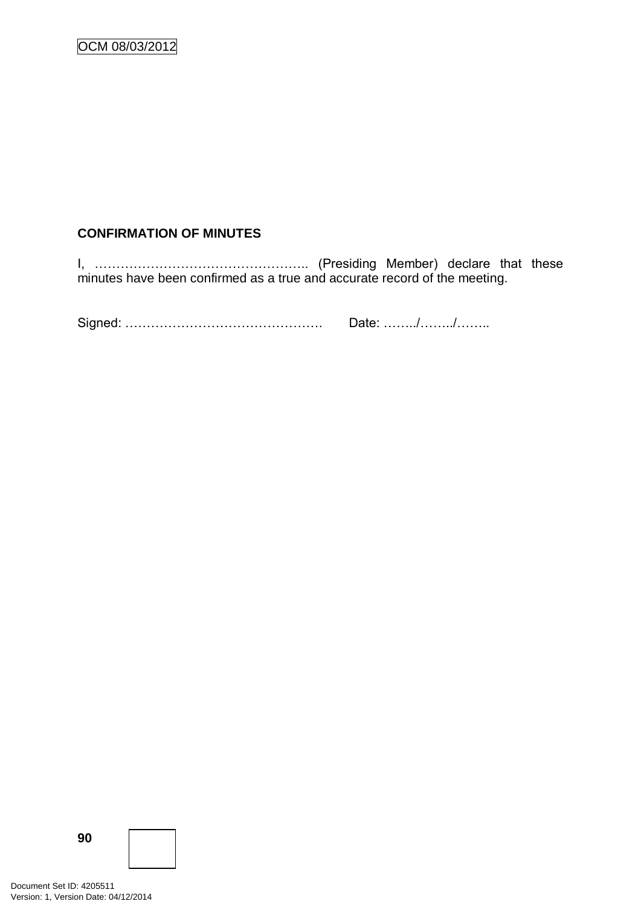**CONFIRMATION OF MINUTES**

I, ………………………………………….. (Presiding Member) declare that these minutes have been confirmed as a true and accurate record of the meeting.

Signed: ………………………………………  Date: ……../……../……..